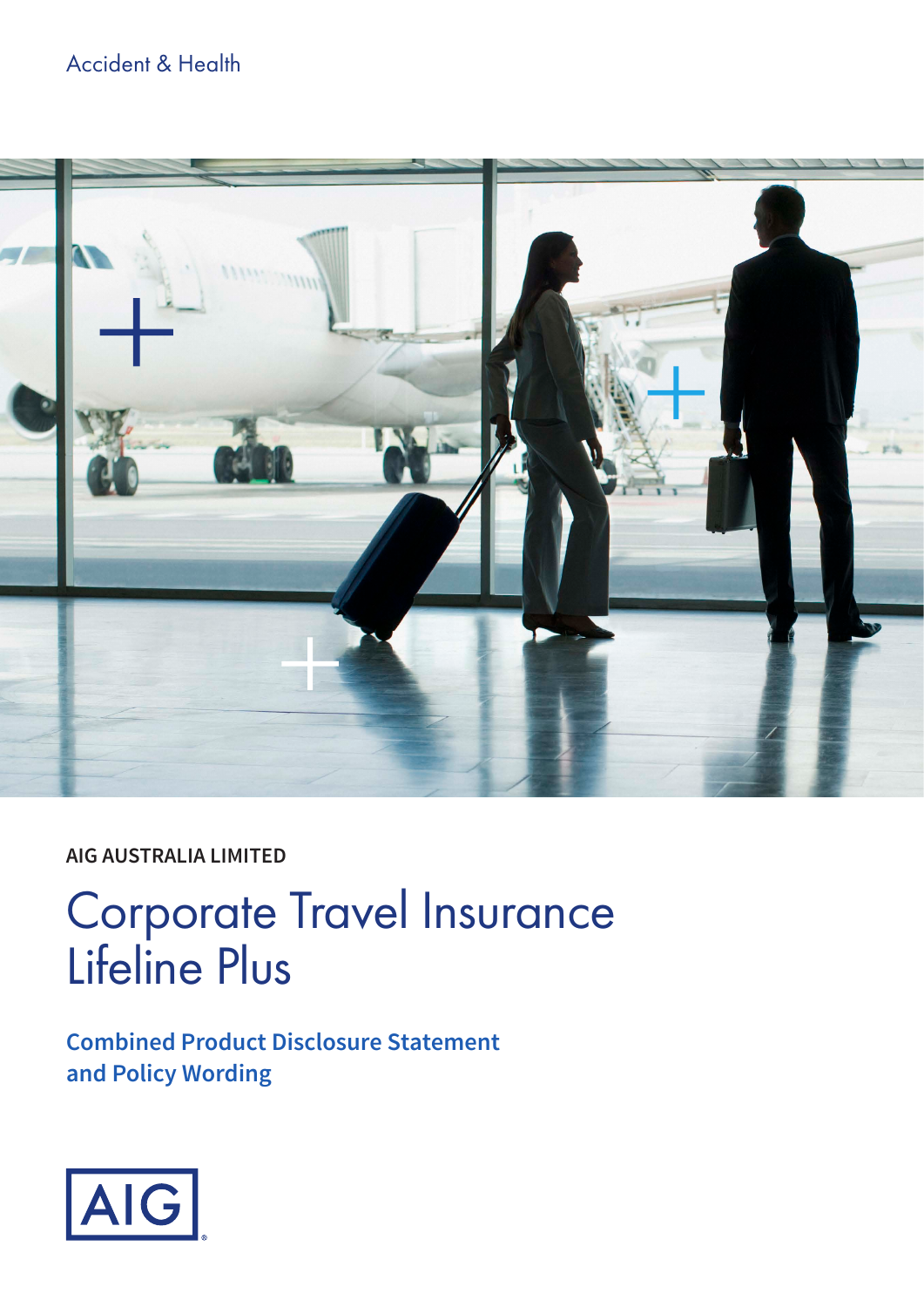Accident & Health

AIG AUSTRALIA LIMITED

# Corporate Travel Insurance Lifeline Plus

**Combined Product Disclosure Statement and Policy Wording**

AIG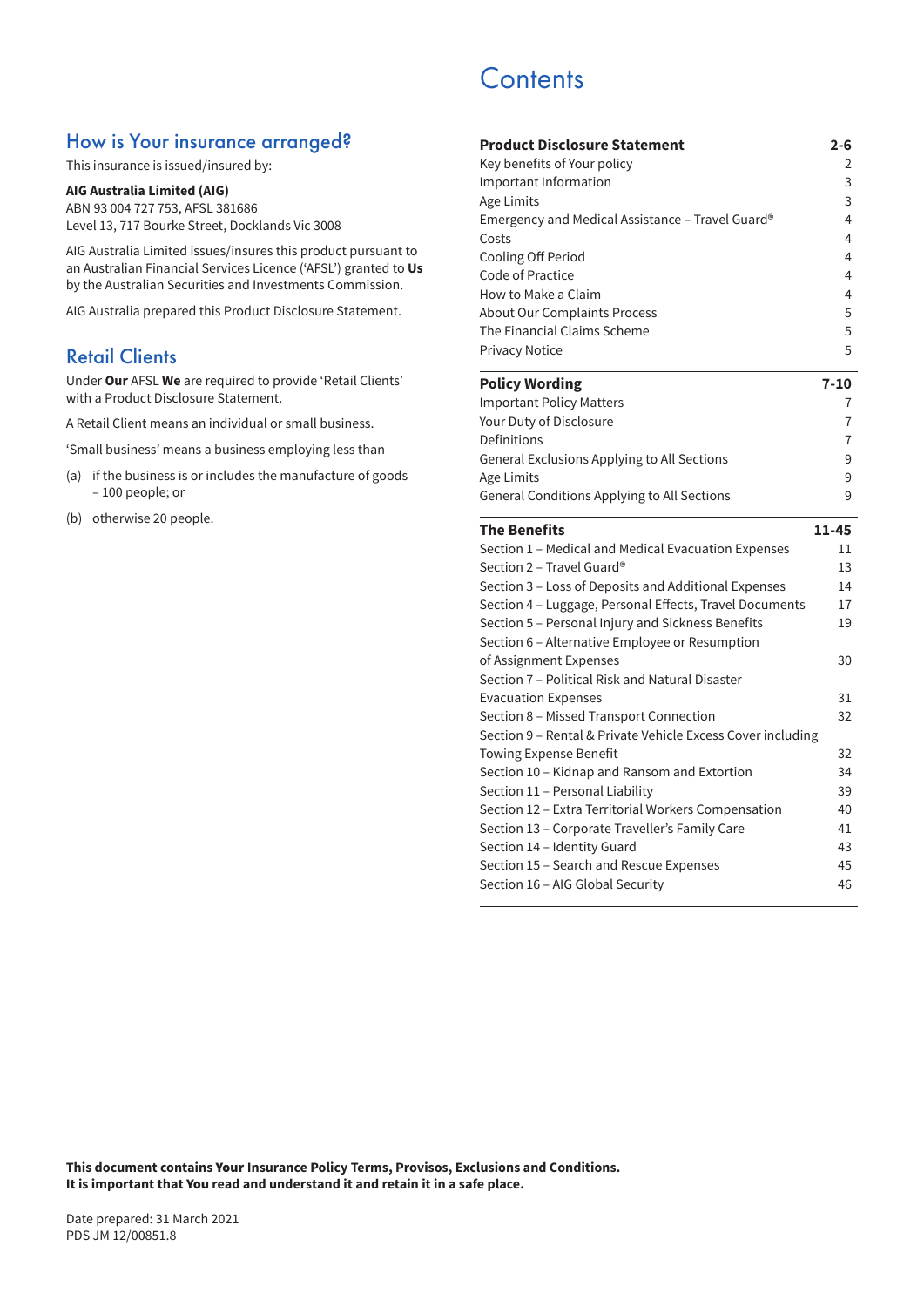## How is Your insurance arranged?

This insurance is issued/insured by:

**AIG Australia Limited (AIG)**
ABN 93 004 727 753, AFSL 381686
Level 13, 717 Bourke Street, Docklands Vic 3008

AIG Australia Limited issues/insures this product pursuant to an Australian Financial Services Licence ('AFSL') granted to **Us** by the Australian Securities and Investments Commission.

AIG Australia prepared this Product Disclosure Statement.

## Retail Clients

Under **Our** AFSL **We** are required to provide 'Retail Clients' with a Product Disclosure Statement.

A Retail Client means an individual or small business.

'Small business' means a business employing less than

(a) if the business is or includes the manufacture of goods – 100 people; or

(b) otherwise 20 people.

# Contents

| **Product Disclosure Statement** | **2-6** |
|---|---|
| Key benefits of Your policy | 2 |
| Important Information | 3 |
| Age Limits | 3 |
| Emergency and Medical Assistance – Travel Guard® | 4 |
| Costs | 4 |
| Cooling Off Period | 4 |
| Code of Practice | 4 |
| How to Make a Claim | 4 |
| About Our Complaints Process | 5 |
| The Financial Claims Scheme | 5 |
| Privacy Notice | 5 |
| **Policy Wording** | **7-10** |
| Important Policy Matters | 7 |
| Your Duty of Disclosure | 7 |
| Definitions | 7 |
| General Exclusions Applying to All Sections | 9 |
| Age Limits | 9 |
| General Conditions Applying to All Sections | 9 |
| **The Benefits** | **11-45** |
| Section 1 – Medical and Medical Evacuation Expenses | 11 |
| Section 2 – Travel Guard® | 13 |
| Section 3 – Loss of Deposits and Additional Expenses | 14 |
| Section 4 – Luggage, Personal Effects, Travel Documents | 17 |
| Section 5 – Personal Injury and Sickness Benefits | 19 |
| Section 6 – Alternative Employee or Resumption of Assignment Expenses | 30 |
| Section 7 – Political Risk and Natural Disaster Evacuation Expenses | 31 |
| Section 8 – Missed Transport Connection | 32 |
| Section 9 – Rental & Private Vehicle Excess Cover including Towing Expense Benefit | 32 |
| Section 10 – Kidnap and Ransom and Extortion | 34 |
| Section 11 – Personal Liability | 39 |
| Section 12 – Extra Territorial Workers Compensation | 40 |
| Section 13 – Corporate Traveller's Family Care | 41 |
| Section 14 – Identity Guard | 43 |
| Section 15 – Search and Rescue Expenses | 45 |
| Section 16 – AIG Global Security | 46 |

**This document contains Your Insurance Policy Terms, Provisos, Exclusions and Conditions. It is important that You read and understand it and retain it in a safe place.**

Date prepared: 31 March 2021
PDS JM 12/00851.8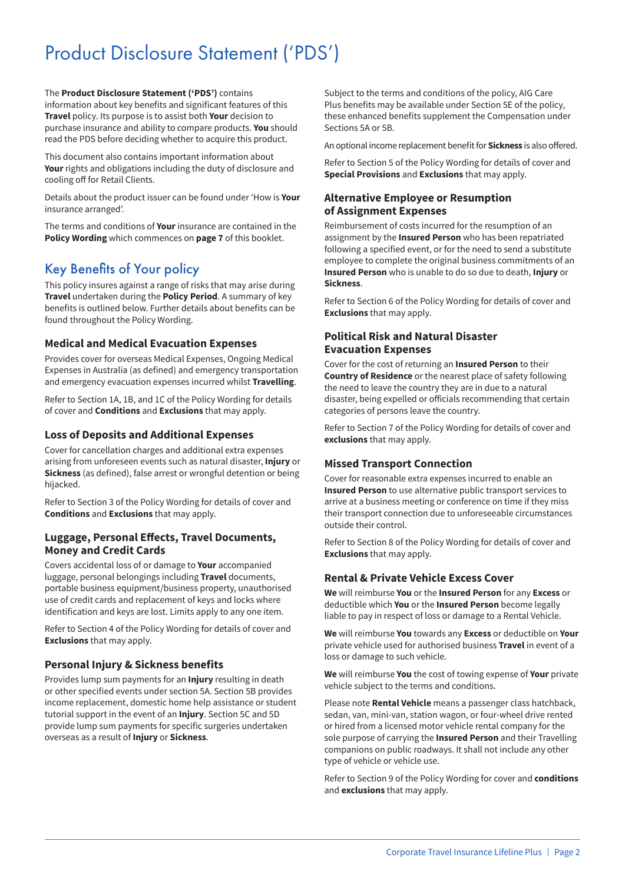# Product Disclosure Statement ('PDS')

The **Product Disclosure Statement ('PDS')** contains information about key benefits and significant features of this **Travel** policy. Its purpose is to assist both **Your** decision to purchase insurance and ability to compare products. **You** should read the PDS before deciding whether to acquire this product.

This document also contains important information about **Your** rights and obligations including the duty of disclosure and cooling off for Retail Clients.

Details about the product issuer can be found under 'How is **Your** insurance arranged'.

The terms and conditions of **Your** insurance are contained in the **Policy Wording** which commences on **page 7** of this booklet.

## Key Benefits of Your policy

This policy insures against a range of risks that may arise during **Travel** undertaken during the **Policy Period**. A summary of key benefits is outlined below. Further details about benefits can be found throughout the Policy Wording.

### Medical and Medical Evacuation Expenses

Provides cover for overseas Medical Expenses, Ongoing Medical Expenses in Australia (as defined) and emergency transportation and emergency evacuation expenses incurred whilst **Travelling**.

Refer to Section 1A, 1B, and 1C of the Policy Wording for details of cover and **Conditions** and **Exclusions** that may apply.

### Loss of Deposits and Additional Expenses

Cover for cancellation charges and additional extra expenses arising from unforeseen events such as natural disaster, **Injury** or **Sickness** (as defined), false arrest or wrongful detention or being hijacked.

Refer to Section 3 of the Policy Wording for details of cover and **Conditions** and **Exclusions** that may apply.

### Luggage, Personal Effects, Travel Documents, Money and Credit Cards

Covers accidental loss of or damage to **Your** accompanied luggage, personal belongings including **Travel** documents, portable business equipment/business property, unauthorised use of credit cards and replacement of keys and locks where identification and keys are lost. Limits apply to any one item.

Refer to Section 4 of the Policy Wording for details of cover and **Exclusions** that may apply.

### Personal Injury & Sickness benefits

Provides lump sum payments for an **Injury** resulting in death or other specified events under section 5A. Section 5B provides income replacement, domestic home help assistance or student tutorial support in the event of an **Injury**. Section 5C and 5D provide lump sum payments for specific surgeries undertaken overseas as a result of **Injury** or **Sickness**.

Subject to the terms and conditions of the policy, AIG Care Plus benefits may be available under Section 5E of the policy, these enhanced benefits supplement the Compensation under Sections 5A or 5B.

An optional income replacement benefit for **Sickness** is also offered.

Refer to Section 5 of the Policy Wording for details of cover and **Special Provisions** and **Exclusions** that may apply.

### Alternative Employee or Resumption of Assignment Expenses

Reimbursement of costs incurred for the resumption of an assignment by the **Insured Person** who has been repatriated following a specified event, or for the need to send a substitute employee to complete the original business commitments of an **Insured Person** who is unable to do so due to death, **Injury** or **Sickness**.

Refer to Section 6 of the Policy Wording for details of cover and **Exclusions** that may apply.

### Political Risk and Natural Disaster Evacuation Expenses

Cover for the cost of returning an **Insured Person** to their **Country of Residence** or the nearest place of safety following the need to leave the country they are in due to a natural disaster, being expelled or officials recommending that certain categories of persons leave the country.

Refer to Section 7 of the Policy Wording for details of cover and **exclusions** that may apply.

### Missed Transport Connection

Cover for reasonable extra expenses incurred to enable an **Insured Person** to use alternative public transport services to arrive at a business meeting or conference on time if they miss their transport connection due to unforeseeable circumstances outside their control.

Refer to Section 8 of the Policy Wording for details of cover and **Exclusions** that may apply.

### Rental & Private Vehicle Excess Cover

**We** will reimburse **You** or the **Insured Person** for any **Excess** or deductible which **You** or the **Insured Person** become legally liable to pay in respect of loss or damage to a Rental Vehicle.

**We** will reimburse **You** towards any **Excess** or deductible on **Your** private vehicle used for authorised business **Travel** in event of a loss or damage to such vehicle.

**We** will reimburse **You** the cost of towing expense of **Your** private vehicle subject to the terms and conditions.

Please note **Rental Vehicle** means a passenger class hatchback, sedan, van, mini-van, station wagon, or four-wheel drive rented or hired from a licensed motor vehicle rental company for the sole purpose of carrying the **Insured Person** and their Travelling companions on public roadways. It shall not include any other type of vehicle or vehicle use.

Refer to Section 9 of the Policy Wording for cover and **conditions** and **exclusions** that may apply.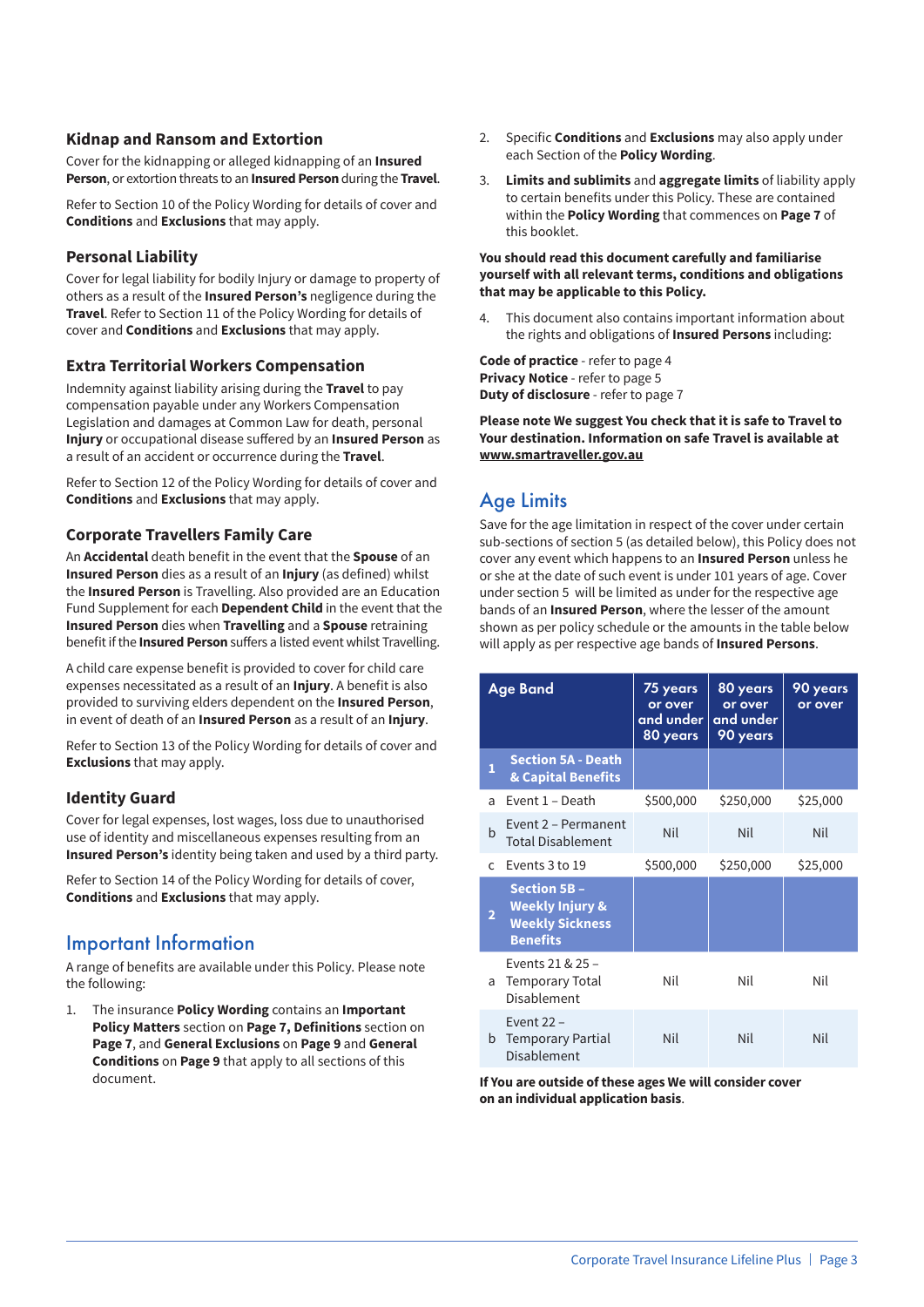### Kidnap and Ransom and Extortion

Cover for the kidnapping or alleged kidnapping of an **Insured Person**, or extortion threats to an **Insured Person** during the **Travel**.

Refer to Section 10 of the Policy Wording for details of cover and **Conditions** and **Exclusions** that may apply.

### Personal Liability

Cover for legal liability for bodily Injury or damage to property of others as a result of the **Insured Person's** negligence during the **Travel**. Refer to Section 11 of the Policy Wording for details of cover and **Conditions** and **Exclusions** that may apply.

### Extra Territorial Workers Compensation

Indemnity against liability arising during the **Travel** to pay compensation payable under any Workers Compensation Legislation and damages at Common Law for death, personal **Injury** or occupational disease suffered by an **Insured Person** as a result of an accident or occurrence during the **Travel**.

Refer to Section 12 of the Policy Wording for details of cover and **Conditions** and **Exclusions** that may apply.

### Corporate Travellers Family Care

An **Accidental** death benefit in the event that the **Spouse** of an **Insured Person** dies as a result of an **Injury** (as defined) whilst the **Insured Person** is Travelling. Also provided are an Education Fund Supplement for each **Dependent Child** in the event that the **Insured Person** dies when **Travelling** and a **Spouse** retraining benefit if the **Insured Person** suffers a listed event whilst Travelling.

A child care expense benefit is provided to cover for child care expenses necessitated as a result of an **Injury**. A benefit is also provided to surviving elders dependent on the **Insured Person**, in event of death of an **Insured Person** as a result of an **Injury**.

Refer to Section 13 of the Policy Wording for details of cover and **Exclusions** that may apply.

### Identity Guard

Cover for legal expenses, lost wages, loss due to unauthorised use of identity and miscellaneous expenses resulting from an **Insured Person's** identity being taken and used by a third party.

Refer to Section 14 of the Policy Wording for details of cover, **Conditions** and **Exclusions** that may apply.

## Important Information

A range of benefits are available under this Policy. Please note the following:

1. The insurance **Policy Wording** contains an **Important Policy Matters** section on **Page 7, Definitions** section on **Page 7**, and **General Exclusions** on **Page 9** and **General Conditions** on **Page 9** that apply to all sections of this document.
2. Specific **Conditions** and **Exclusions** may also apply under each Section of the **Policy Wording**.
3. **Limits and sublimits** and **aggregate limits** of liability apply to certain benefits under this Policy. These are contained within the **Policy Wording** that commences on **Page 7** of this booklet.

**You should read this document carefully and familiarise yourself with all relevant terms, conditions and obligations that may be applicable to this Policy.**

4. This document also contains important information about the rights and obligations of **Insured Persons** including:

**Code of practice** - refer to page 4
**Privacy Notice** - refer to page 5
**Duty of disclosure** - refer to page 7

**Please note We suggest You check that it is safe to Travel to Your destination. Information on safe Travel is available at www.smartraveller.gov.au**

## Age Limits

Save for the age limitation in respect of the cover under certain sub-sections of section 5 (as detailed below), this Policy does not cover any event which happens to an **Insured Person** unless he or she at the date of such event is under 101 years of age. Cover under section 5 will be limited as under for the respective age bands of an **Insured Person**, where the lesser of the amount shown as per policy schedule or the amounts in the table below will apply as per respective age bands of **Insured Persons**.

| | Age Band | 75 years or over and under 80 years | 80 years or over and under 90 years | 90 years or over |
|---|---|---|---|---|
| **1** | **Section 5A - Death & Capital Benefits** | | | |
| a | Event 1 – Death | $500,000 | $250,000 | $25,000 |
| b | Event 2 – Permanent Total Disablement | Nil | Nil | Nil |
| c | Events 3 to 19 | $500,000 | $250,000 | $25,000 |
| **2** | **Section 5B – Weekly Injury & Weekly Sickness Benefits** | | | |
| a | Events 21 & 25 – Temporary Total Disablement | Nil | Nil | Nil |
| b | Event 22 – Temporary Partial Disablement | Nil | Nil | Nil |

**If You are outside of these ages We will consider cover on an individual application basis**.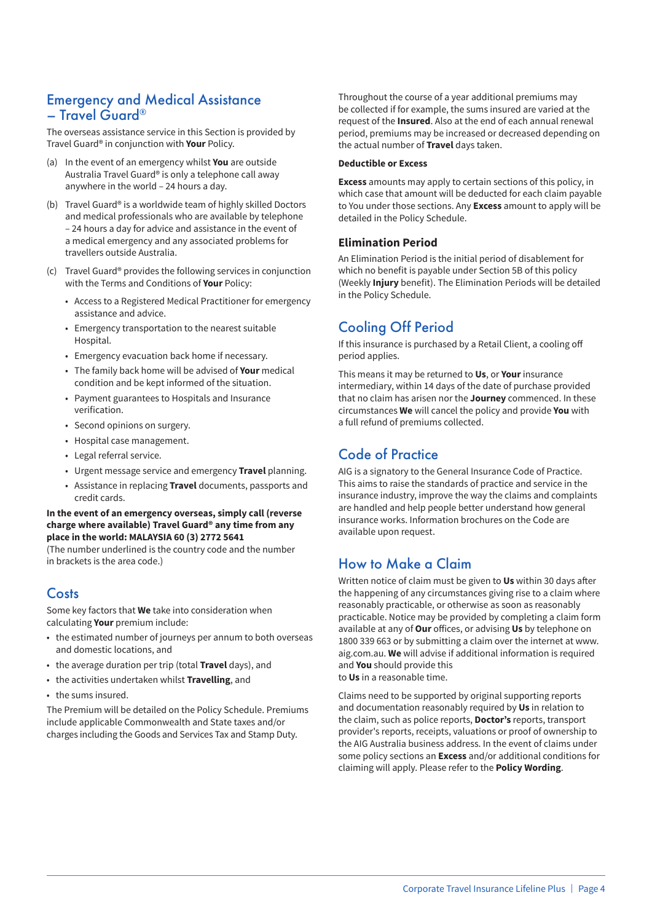## Emergency and Medical Assistance – Travel Guard®

The overseas assistance service in this Section is provided by Travel Guard® in conjunction with **Your** Policy.

(a) In the event of an emergency whilst **You** are outside Australia Travel Guard® is only a telephone call away anywhere in the world – 24 hours a day.

(b) Travel Guard® is a worldwide team of highly skilled Doctors and medical professionals who are available by telephone – 24 hours a day for advice and assistance in the event of a medical emergency and any associated problems for travellers outside Australia.

(c) Travel Guard® provides the following services in conjunction with the Terms and Conditions of **Your** Policy:

- Access to a Registered Medical Practitioner for emergency assistance and advice.
- Emergency transportation to the nearest suitable Hospital.
- Emergency evacuation back home if necessary.
- The family back home will be advised of **Your** medical condition and be kept informed of the situation.
- Payment guarantees to Hospitals and Insurance verification.
- Second opinions on surgery.
- Hospital case management.
- Legal referral service.
- Urgent message service and emergency **Travel** planning.
- Assistance in replacing **Travel** documents, passports and credit cards.

**In the event of an emergency overseas, simply call (reverse charge where available) Travel Guard® any time from any place in the world: MALAYSIA 60 (3) 2772 5641**
(The number underlined is the country code and the number in brackets is the area code.)

## Costs

Some key factors that **We** take into consideration when calculating **Your** premium include:

- the estimated number of journeys per annum to both overseas and domestic locations, and
- the average duration per trip (total **Travel** days), and
- the activities undertaken whilst **Travelling**, and
- the sums insured.

The Premium will be detailed on the Policy Schedule. Premiums include applicable Commonwealth and State taxes and/or charges including the Goods and Services Tax and Stamp Duty.

Throughout the course of a year additional premiums may be collected if for example, the sums insured are varied at the request of the **Insured**. Also at the end of each annual renewal period, premiums may be increased or decreased depending on the actual number of **Travel** days taken.

**Deductible or Excess**

**Excess** amounts may apply to certain sections of this policy, in which case that amount will be deducted for each claim payable to You under those sections. Any **Excess** amount to apply will be detailed in the Policy Schedule.

### Elimination Period

An Elimination Period is the initial period of disablement for which no benefit is payable under Section 5B of this policy (Weekly **Injury** benefit). The Elimination Periods will be detailed in the Policy Schedule.

## Cooling Off Period

If this insurance is purchased by a Retail Client, a cooling off period applies.

This means it may be returned to **Us**, or **Your** insurance intermediary, within 14 days of the date of purchase provided that no claim has arisen nor the **Journey** commenced. In these circumstances **We** will cancel the policy and provide **You** with a full refund of premiums collected.

## Code of Practice

AIG is a signatory to the General Insurance Code of Practice. This aims to raise the standards of practice and service in the insurance industry, improve the way the claims and complaints are handled and help people better understand how general insurance works. Information brochures on the Code are available upon request.

## How to Make a Claim

Written notice of claim must be given to **Us** within 30 days after the happening of any circumstances giving rise to a claim where reasonably practicable, or otherwise as soon as reasonably practicable. Notice may be provided by completing a claim form available at any of **Our** offices, or advising **Us** by telephone on 1800 339 663 or by submitting a claim over the internet at www.aig.com.au. **We** will advise if additional information is required and **You** should provide this to **Us** in a reasonable time.

Claims need to be supported by original supporting reports and documentation reasonably required by **Us** in relation to the claim, such as police reports, **Doctor's** reports, transport provider's reports, receipts, valuations or proof of ownership to the AIG Australia business address. In the event of claims under some policy sections an **Excess** and/or additional conditions for claiming will apply. Please refer to the **Policy Wording**.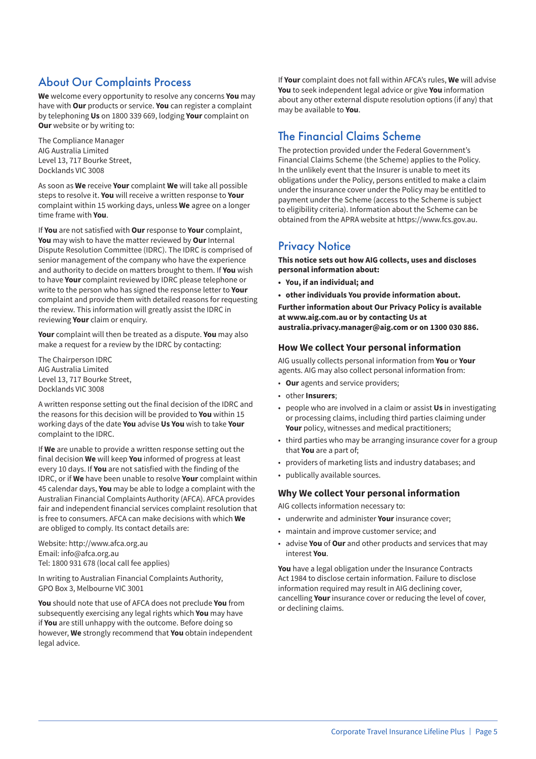## About Our Complaints Process

**We** welcome every opportunity to resolve any concerns **You** may have with **Our** products or service. **You** can register a complaint by telephoning **Us** on 1800 339 669, lodging **Your** complaint on **Our** website or by writing to:

The Compliance Manager
AIG Australia Limited
Level 13, 717 Bourke Street,
Docklands VIC 3008

As soon as **We** receive **Your** complaint **We** will take all possible steps to resolve it. **You** will receive a written response to **Your** complaint within 15 working days, unless **We** agree on a longer time frame with **You**.

If **You** are not satisfied with **Our** response to **Your** complaint, **You** may wish to have the matter reviewed by **Our** Internal Dispute Resolution Committee (IDRC). The IDRC is comprised of senior management of the company who have the experience and authority to decide on matters brought to them. If **You** wish to have **Your** complaint reviewed by IDRC please telephone or write to the person who has signed the response letter to **Your** complaint and provide them with detailed reasons for requesting the review. This information will greatly assist the IDRC in reviewing **Your** claim or enquiry.

**Your** complaint will then be treated as a dispute. **You** may also make a request for a review by the IDRC by contacting:

The Chairperson IDRC
AIG Australia Limited
Level 13, 717 Bourke Street,
Docklands VIC 3008

A written response setting out the final decision of the IDRC and the reasons for this decision will be provided to **You** within 15 working days of the date **You** advise **Us You** wish to take **Your** complaint to the IDRC.

If **We** are unable to provide a written response setting out the final decision **We** will keep **You** informed of progress at least every 10 days. If **You** are not satisfied with the finding of the IDRC, or if **We** have been unable to resolve **Your** complaint within 45 calendar days, **You** may be able to lodge a complaint with the Australian Financial Complaints Authority (AFCA). AFCA provides fair and independent financial services complaint resolution that is free to consumers. AFCA can make decisions with which **We** are obliged to comply. Its contact details are:

Website: http://www.afca.org.au
Email: info@afca.org.au
Tel: 1800 931 678 (local call fee applies)

In writing to Australian Financial Complaints Authority, GPO Box 3, Melbourne VIC 3001

**You** should note that use of AFCA does not preclude **You** from subsequently exercising any legal rights which **You** may have if **You** are still unhappy with the outcome. Before doing so however, **We** strongly recommend that **You** obtain independent legal advice.

If **Your** complaint does not fall within AFCA's rules, **We** will advise **You** to seek independent legal advice or give **You** information about any other external dispute resolution options (if any) that may be available to **You**.

## The Financial Claims Scheme

The protection provided under the Federal Government's Financial Claims Scheme (the Scheme) applies to the Policy. In the unlikely event that the Insurer is unable to meet its obligations under the Policy, persons entitled to make a claim under the insurance cover under the Policy may be entitled to payment under the Scheme (access to the Scheme is subject to eligibility criteria). Information about the Scheme can be obtained from the APRA website at https://www.fcs.gov.au.

## Privacy Notice

**This notice sets out how AIG collects, uses and discloses personal information about:**

- **You, if an individual; and**
- **other individuals You provide information about.**

**Further information about Our Privacy Policy is available at www.aig.com.au or by contacting Us at australia.privacy.manager@aig.com or on 1300 030 886.**

### How We collect Your personal information

AIG usually collects personal information from **You** or **Your** agents. AIG may also collect personal information from:

- **Our** agents and service providers;
- other **Insurers**;
- people who are involved in a claim or assist **Us** in investigating or processing claims, including third parties claiming under **Your** policy, witnesses and medical practitioners;
- third parties who may be arranging insurance cover for a group that **You** are a part of;
- providers of marketing lists and industry databases; and
- publically available sources.

### Why We collect Your personal information

AIG collects information necessary to:

- underwrite and administer **Your** insurance cover;
- maintain and improve customer service; and
- advise **You** of **Our** and other products and services that may interest **You**.

**You** have a legal obligation under the Insurance Contracts Act 1984 to disclose certain information. Failure to disclose information required may result in AIG declining cover, cancelling **Your** insurance cover or reducing the level of cover, or declining claims.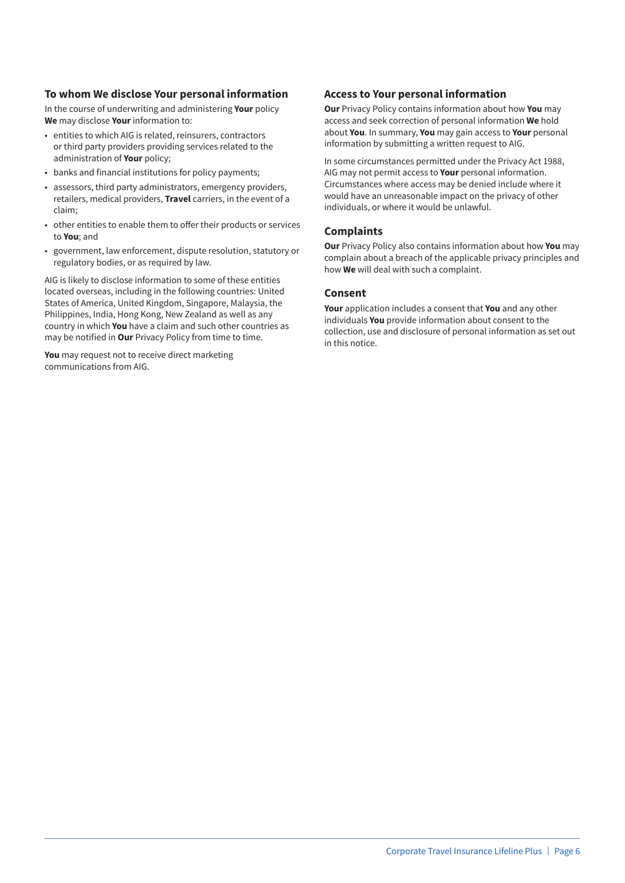## To whom We disclose Your personal information

In the course of underwriting and administering **Your** policy **We** may disclose **Your** information to:

- entities to which AIG is related, reinsurers, contractors or third party providers providing services related to the administration of **Your** policy;
- banks and financial institutions for policy payments;
- assessors, third party administrators, emergency providers, retailers, medical providers, **Travel** carriers, in the event of a claim;
- other entities to enable them to offer their products or services to **You**; and
- government, law enforcement, dispute resolution, statutory or regulatory bodies, or as required by law.

AIG is likely to disclose information to some of these entities located overseas, including in the following countries: United States of America, United Kingdom, Singapore, Malaysia, the Philippines, India, Hong Kong, New Zealand as well as any country in which **You** have a claim and such other countries as may be notified in **Our** Privacy Policy from time to time.

**You** may request not to receive direct marketing communications from AIG.

## Access to Your personal information

**Our** Privacy Policy contains information about how **You** may access and seek correction of personal information **We** hold about **You**. In summary, **You** may gain access to **Your** personal information by submitting a written request to AIG.

In some circumstances permitted under the Privacy Act 1988, AIG may not permit access to **Your** personal information. Circumstances where access may be denied include where it would have an unreasonable impact on the privacy of other individuals, or where it would be unlawful.

## Complaints

**Our** Privacy Policy also contains information about how **You** may complain about a breach of the applicable privacy principles and how **We** will deal with such a complaint.

## Consent

**Your** application includes a consent that **You** and any other individuals **You** provide information about consent to the collection, use and disclosure of personal information as set out in this notice.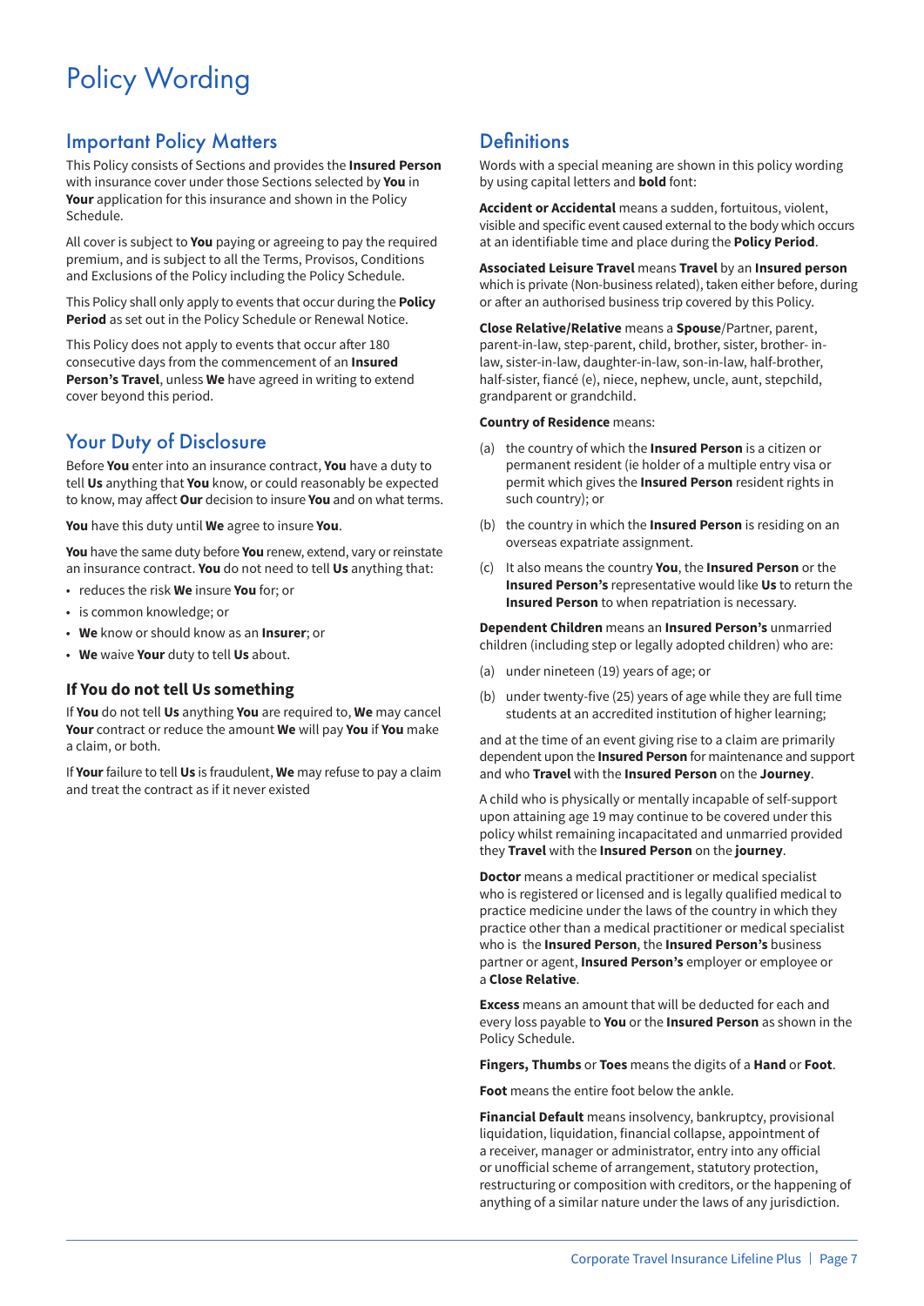# Policy Wording

## Important Policy Matters

This Policy consists of Sections and provides the **Insured Person** with insurance cover under those Sections selected by **You** in **Your** application for this insurance and shown in the Policy Schedule.

All cover is subject to **You** paying or agreeing to pay the required premium, and is subject to all the Terms, Provisos, Conditions and Exclusions of the Policy including the Policy Schedule.

This Policy shall only apply to events that occur during the **Policy Period** as set out in the Policy Schedule or Renewal Notice.

This Policy does not apply to events that occur after 180 consecutive days from the commencement of an **Insured Person's Travel**, unless **We** have agreed in writing to extend cover beyond this period.

## Your Duty of Disclosure

Before **You** enter into an insurance contract, **You** have a duty to tell **Us** anything that **You** know, or could reasonably be expected to know, may affect **Our** decision to insure **You** and on what terms.

**You** have this duty until **We** agree to insure **You**.

**You** have the same duty before **You** renew, extend, vary or reinstate an insurance contract. **You** do not need to tell **Us** anything that:

- reduces the risk **We** insure **You** for; or
- is common knowledge; or
- **We** know or should know as an **Insurer**; or
- **We** waive **Your** duty to tell **Us** about.

### If You do not tell Us something

If **You** do not tell **Us** anything **You** are required to, **We** may cancel **Your** contract or reduce the amount **We** will pay **You** if **You** make a claim, or both.

If **Your** failure to tell **Us** is fraudulent, **We** may refuse to pay a claim and treat the contract as if it never existed

## Definitions

Words with a special meaning are shown in this policy wording by using capital letters and **bold** font:

**Accident or Accidental** means a sudden, fortuitous, violent, visible and specific event caused external to the body which occurs at an identifiable time and place during the **Policy Period**.

**Associated Leisure Travel** means **Travel** by an **Insured person** which is private (Non-business related), taken either before, during or after an authorised business trip covered by this Policy.

**Close Relative/Relative** means a **Spouse**/Partner, parent, parent-in-law, step-parent, child, brother, sister, brother- in-law, sister-in-law, daughter-in-law, son-in-law, half-brother, half-sister, fiancé (e), niece, nephew, uncle, aunt, stepchild, grandparent or grandchild.

**Country of Residence** means:

(a) the country of which the **Insured Person** is a citizen or permanent resident (ie holder of a multiple entry visa or permit which gives the **Insured Person** resident rights in such country); or

(b) the country in which the **Insured Person** is residing on an overseas expatriate assignment.

(c) It also means the country **You**, the **Insured Person** or the **Insured Person's** representative would like **Us** to return the **Insured Person** to when repatriation is necessary.

**Dependent Children** means an **Insured Person's** unmarried children (including step or legally adopted children) who are:

(a) under nineteen (19) years of age; or

(b) under twenty-five (25) years of age while they are full time students at an accredited institution of higher learning;

and at the time of an event giving rise to a claim are primarily dependent upon the **Insured Person** for maintenance and support and who **Travel** with the **Insured Person** on the **Journey**.

A child who is physically or mentally incapable of self-support upon attaining age 19 may continue to be covered under this policy whilst remaining incapacitated and unmarried provided they **Travel** with the **Insured Person** on the **journey**.

**Doctor** means a medical practitioner or medical specialist who is registered or licensed and is legally qualified medical to practice medicine under the laws of the country in which they practice other than a medical practitioner or medical specialist who is the **Insured Person**, the **Insured Person's** business partner or agent, **Insured Person's** employer or employee or a **Close Relative**.

**Excess** means an amount that will be deducted for each and every loss payable to **You** or the **Insured Person** as shown in the Policy Schedule.

**Fingers, Thumbs** or **Toes** means the digits of a **Hand** or **Foot**.

**Foot** means the entire foot below the ankle.

**Financial Default** means insolvency, bankruptcy, provisional liquidation, liquidation, financial collapse, appointment of a receiver, manager or administrator, entry into any official or unofficial scheme of arrangement, statutory protection, restructuring or composition with creditors, or the happening of anything of a similar nature under the laws of any jurisdiction.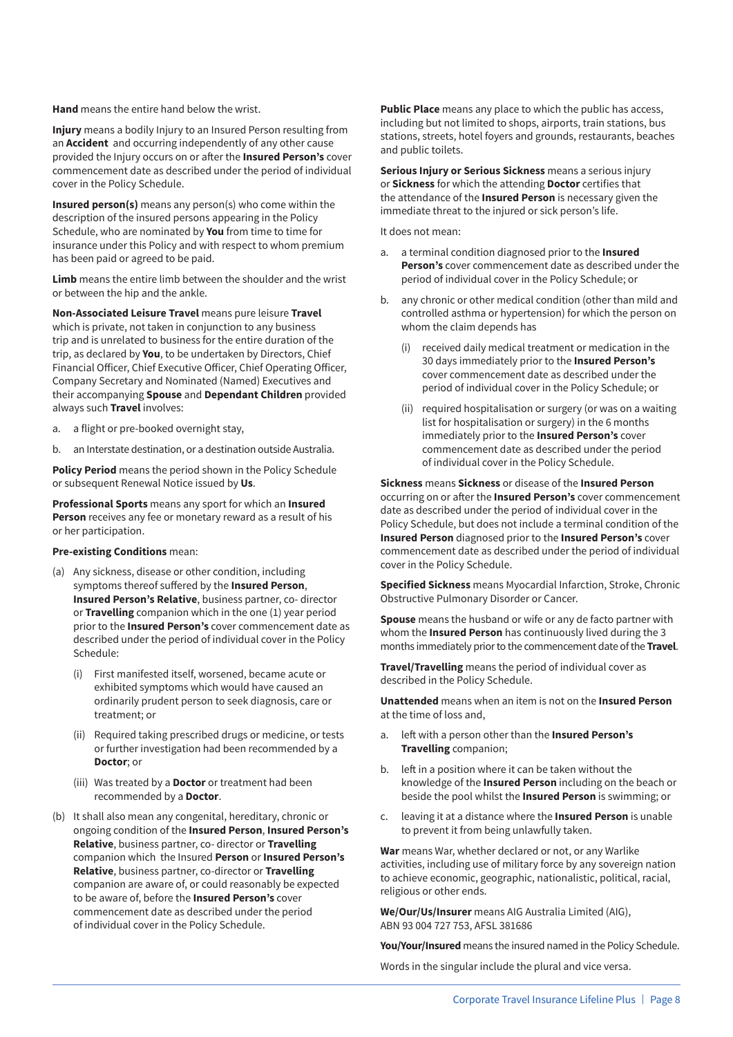**Hand** means the entire hand below the wrist.

**Injury** means a bodily Injury to an Insured Person resulting from an **Accident** and occurring independently of any other cause provided the Injury occurs on or after the **Insured Person's** cover commencement date as described under the period of individual cover in the Policy Schedule.

**Insured person(s)** means any person(s) who come within the description of the insured persons appearing in the Policy Schedule, who are nominated by **You** from time to time for insurance under this Policy and with respect to whom premium has been paid or agreed to be paid.

**Limb** means the entire limb between the shoulder and the wrist or between the hip and the ankle.

**Non-Associated Leisure Travel** means pure leisure **Travel** which is private, not taken in conjunction to any business trip and is unrelated to business for the entire duration of the trip, as declared by **You**, to be undertaken by Directors, Chief Financial Officer, Chief Executive Officer, Chief Operating Officer, Company Secretary and Nominated (Named) Executives and their accompanying **Spouse** and **Dependant Children** provided always such **Travel** involves:

a. a flight or pre-booked overnight stay,

b. an Interstate destination, or a destination outside Australia.

**Policy Period** means the period shown in the Policy Schedule or subsequent Renewal Notice issued by **Us**.

**Professional Sports** means any sport for which an **Insured Person** receives any fee or monetary reward as a result of his or her participation.

**Pre-existing Conditions** mean:

(a) Any sickness, disease or other condition, including symptoms thereof suffered by the **Insured Person**, **Insured Person's Relative**, business partner, co- director or **Travelling** companion which in the one (1) year period prior to the **Insured Person's** cover commencement date as described under the period of individual cover in the Policy Schedule:

   (i) First manifested itself, worsened, became acute or exhibited symptoms which would have caused an ordinarily prudent person to seek diagnosis, care or treatment; or

   (ii) Required taking prescribed drugs or medicine, or tests or further investigation had been recommended by a **Doctor**; or

   (iii) Was treated by a **Doctor** or treatment had been recommended by a **Doctor**.

(b) It shall also mean any congenital, hereditary, chronic or ongoing condition of the **Insured Person**, **Insured Person's Relative**, business partner, co- director or **Travelling** companion which the Insured **Person** or **Insured Person's Relative**, business partner, co-director or **Travelling** companion are aware of, or could reasonably be expected to be aware of, before the **Insured Person's** cover commencement date as described under the period of individual cover in the Policy Schedule.

**Public Place** means any place to which the public has access, including but not limited to shops, airports, train stations, bus stations, streets, hotel foyers and grounds, restaurants, beaches and public toilets.

**Serious Injury or Serious Sickness** means a serious injury or **Sickness** for which the attending **Doctor** certifies that the attendance of the **Insured Person** is necessary given the immediate threat to the injured or sick person's life.

It does not mean:

a. a terminal condition diagnosed prior to the **Insured Person's** cover commencement date as described under the period of individual cover in the Policy Schedule; or

b. any chronic or other medical condition (other than mild and controlled asthma or hypertension) for which the person on whom the claim depends has

   (i) received daily medical treatment or medication in the 30 days immediately prior to the **Insured Person's** cover commencement date as described under the period of individual cover in the Policy Schedule; or

   (ii) required hospitalisation or surgery (or was on a waiting list for hospitalisation or surgery) in the 6 months immediately prior to the **Insured Person's** cover commencement date as described under the period of individual cover in the Policy Schedule.

**Sickness** means **Sickness** or disease of the **Insured Person** occurring on or after the **Insured Person's** cover commencement date as described under the period of individual cover in the Policy Schedule, but does not include a terminal condition of the **Insured Person** diagnosed prior to the **Insured Person's** cover commencement date as described under the period of individual cover in the Policy Schedule.

**Specified Sickness** means Myocardial Infarction, Stroke, Chronic Obstructive Pulmonary Disorder or Cancer.

**Spouse** means the husband or wife or any de facto partner with whom the **Insured Person** has continuously lived during the 3 months immediately prior to the commencement date of the **Travel**.

**Travel/Travelling** means the period of individual cover as described in the Policy Schedule.

**Unattended** means when an item is not on the **Insured Person** at the time of loss and,

a. left with a person other than the **Insured Person's Travelling** companion;

b. left in a position where it can be taken without the knowledge of the **Insured Person** including on the beach or beside the pool whilst the **Insured Person** is swimming; or

c. leaving it at a distance where the **Insured Person** is unable to prevent it from being unlawfully taken.

**War** means War, whether declared or not, or any Warlike activities, including use of military force by any sovereign nation to achieve economic, geographic, nationalistic, political, racial, religious or other ends.

**We/Our/Us/Insurer** means AIG Australia Limited (AIG), ABN 93 004 727 753, AFSL 381686

**You/Your/Insured** means the insured named in the Policy Schedule.

Words in the singular include the plural and vice versa.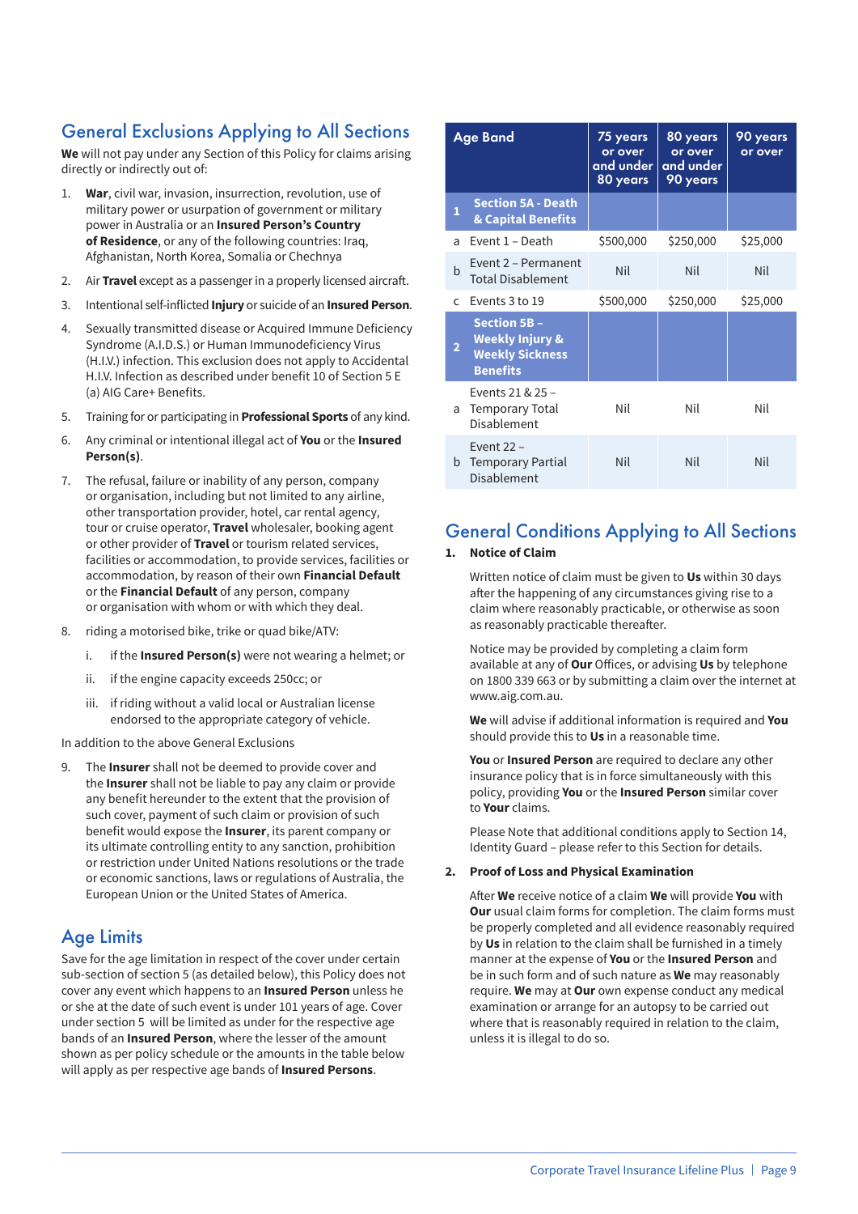## General Exclusions Applying to All Sections

**We** will not pay under any Section of this Policy for claims arising directly or indirectly out of:

1. **War**, civil war, invasion, insurrection, revolution, use of military power or usurpation of government or military power in Australia or an **Insured Person's Country of Residence**, or any of the following countries: Iraq, Afghanistan, North Korea, Somalia or Chechnya
2. Air **Travel** except as a passenger in a properly licensed aircraft.
3. Intentional self-inflicted **Injury** or suicide of an **Insured Person**.
4. Sexually transmitted disease or Acquired Immune Deficiency Syndrome (A.I.D.S.) or Human Immunodeficiency Virus (H.I.V.) infection. This exclusion does not apply to Accidental H.I.V. Infection as described under benefit 10 of Section 5 E (a) AIG Care+ Benefits.
5. Training for or participating in **Professional Sports** of any kind.
6. Any criminal or intentional illegal act of **You** or the **Insured Person(s)**.
7. The refusal, failure or inability of any person, company or organisation, including but not limited to any airline, other transportation provider, hotel, car rental agency, tour or cruise operator, **Travel** wholesaler, booking agent or other provider of **Travel** or tourism related services, facilities or accommodation, to provide services, facilities or accommodation, by reason of their own **Financial Default** or the **Financial Default** of any person, company or organisation with whom or with which they deal.
8. riding a motorised bike, trike or quad bike/ATV:
   i. if the **Insured Person(s)** were not wearing a helmet; or
   ii. if the engine capacity exceeds 250cc; or
   iii. if riding without a valid local or Australian license endorsed to the appropriate category of vehicle.

In addition to the above General Exclusions

9. The **Insurer** shall not be deemed to provide cover and the **Insurer** shall not be liable to pay any claim or provide any benefit hereunder to the extent that the provision of such cover, payment of such claim or provision of such benefit would expose the **Insurer**, its parent company or its ultimate controlling entity to any sanction, prohibition or restriction under United Nations resolutions or the trade or economic sanctions, laws or regulations of Australia, the European Union or the United States of America.

## Age Limits

Save for the age limitation in respect of the cover under certain sub-section of section 5 (as detailed below), this Policy does not cover any event which happens to an **Insured Person** unless he or she at the date of such event is under 101 years of age. Cover under section 5 will be limited as under for the respective age bands of an **Insured Person**, where the lesser of the amount shown as per policy schedule or the amounts in the table below will apply as per respective age bands of **Insured Persons**.

| | Age Band | 75 years or over and under 80 years | 80 years or over and under 90 years | 90 years or over |
|---|---|---|---|---|
| 1 | **Section 5A - Death & Capital Benefits** | | | |
| a | Event 1 – Death | $500,000 | $250,000 | $25,000 |
| b | Event 2 – Permanent Total Disablement | Nil | Nil | Nil |
| c | Events 3 to 19 | $500,000 | $250,000 | $25,000 |
| 2 | **Section 5B – Weekly Injury & Weekly Sickness Benefits** | | | |
| a | Events 21 & 25 – Temporary Total Disablement | Nil | Nil | Nil |
| b | Event 22 – Temporary Partial Disablement | Nil | Nil | Nil |

## General Conditions Applying to All Sections

**1. Notice of Claim**

Written notice of claim must be given to **Us** within 30 days after the happening of any circumstances giving rise to a claim where reasonably practicable, or otherwise as soon as reasonably practicable thereafter.

Notice may be provided by completing a claim form available at any of **Our** Offices, or advising **Us** by telephone on 1800 339 663 or by submitting a claim over the internet at www.aig.com.au.

**We** will advise if additional information is required and **You** should provide this to **Us** in a reasonable time.

**You** or **Insured Person** are required to declare any other insurance policy that is in force simultaneously with this policy, providing **You** or the **Insured Person** similar cover to **Your** claims.

Please Note that additional conditions apply to Section 14, Identity Guard – please refer to this Section for details.

**2. Proof of Loss and Physical Examination**

After **We** receive notice of a claim **We** will provide **You** with **Our** usual claim forms for completion. The claim forms must be properly completed and all evidence reasonably required by **Us** in relation to the claim shall be furnished in a timely manner at the expense of **You** or the **Insured Person** and be in such form and of such nature as **We** may reasonably require. **We** may at **Our** own expense conduct any medical examination or arrange for an autopsy to be carried out where that is reasonably required in relation to the claim, unless it is illegal to do so.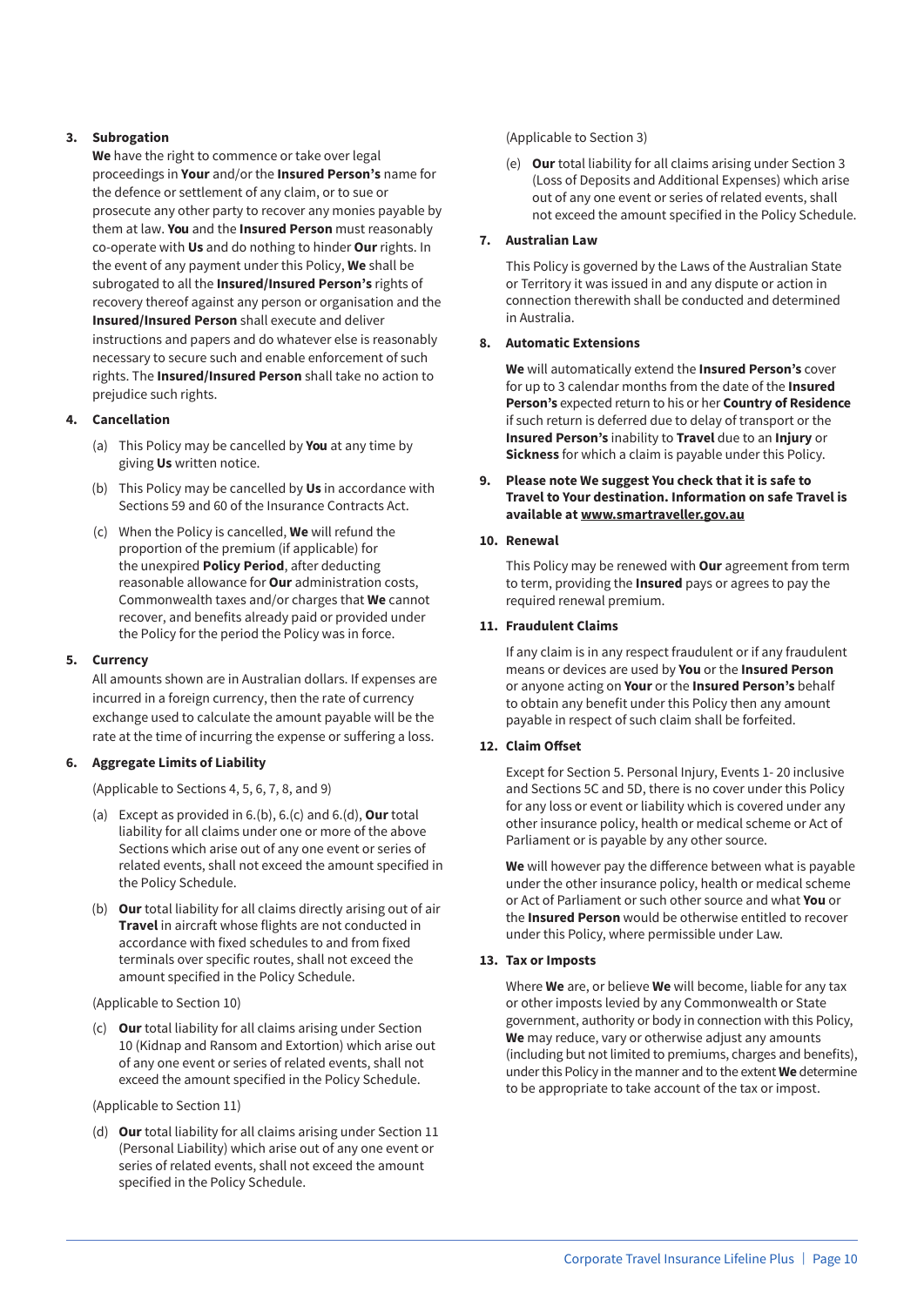### 3. Subrogation

**We** have the right to commence or take over legal proceedings in **Your** and/or the **Insured Person's** name for the defence or settlement of any claim, or to sue or prosecute any other party to recover any monies payable by them at law. **You** and the **Insured Person** must reasonably co-operate with **Us** and do nothing to hinder **Our** rights. In the event of any payment under this Policy, **We** shall be subrogated to all the **Insured/Insured Person's** rights of recovery thereof against any person or organisation and the **Insured/Insured Person** shall execute and deliver instructions and papers and do whatever else is reasonably necessary to secure such and enable enforcement of such rights. The **Insured/Insured Person** shall take no action to prejudice such rights.

### 4. Cancellation

(a) This Policy may be cancelled by **You** at any time by giving **Us** written notice.

(b) This Policy may be cancelled by **Us** in accordance with Sections 59 and 60 of the Insurance Contracts Act.

(c) When the Policy is cancelled, **We** will refund the proportion of the premium (if applicable) for the unexpired **Policy Period**, after deducting reasonable allowance for **Our** administration costs, Commonwealth taxes and/or charges that **We** cannot recover, and benefits already paid or provided under the Policy for the period the Policy was in force.

### 5. Currency

All amounts shown are in Australian dollars. If expenses are incurred in a foreign currency, then the rate of currency exchange used to calculate the amount payable will be the rate at the time of incurring the expense or suffering a loss.

### 6. Aggregate Limits of Liability

(Applicable to Sections 4, 5, 6, 7, 8, and 9)

(a) Except as provided in 6.(b), 6.(c) and 6.(d), **Our** total liability for all claims under one or more of the above Sections which arise out of any one event or series of related events, shall not exceed the amount specified in the Policy Schedule.

(b) **Our** total liability for all claims directly arising out of air **Travel** in aircraft whose flights are not conducted in accordance with fixed schedules to and from fixed terminals over specific routes, shall not exceed the amount specified in the Policy Schedule.

(Applicable to Section 10)

(c) **Our** total liability for all claims arising under Section 10 (Kidnap and Ransom and Extortion) which arise out of any one event or series of related events, shall not exceed the amount specified in the Policy Schedule.

(Applicable to Section 11)

(d) **Our** total liability for all claims arising under Section 11 (Personal Liability) which arise out of any one event or series of related events, shall not exceed the amount specified in the Policy Schedule.

(Applicable to Section 3)

(e) **Our** total liability for all claims arising under Section 3 (Loss of Deposits and Additional Expenses) which arise out of any one event or series of related events, shall not exceed the amount specified in the Policy Schedule.

### 7. Australian Law

This Policy is governed by the Laws of the Australian State or Territory it was issued in and any dispute or action in connection therewith shall be conducted and determined in Australia.

### 8. Automatic Extensions

**We** will automatically extend the **Insured Person's** cover for up to 3 calendar months from the date of the **Insured Person's** expected return to his or her **Country of Residence** if such return is deferred due to delay of transport or the **Insured Person's** inability to **Travel** due to an **Injury** or **Sickness** for which a claim is payable under this Policy.

### 9. Please note We suggest You check that it is safe to Travel to Your destination. Information on safe Travel is available at www.smartraveller.gov.au

### 10. Renewal

This Policy may be renewed with **Our** agreement from term to term, providing the **Insured** pays or agrees to pay the required renewal premium.

### 11. Fraudulent Claims

If any claim is in any respect fraudulent or if any fraudulent means or devices are used by **You** or the **Insured Person** or anyone acting on **Your** or the **Insured Person's** behalf to obtain any benefit under this Policy then any amount payable in respect of such claim shall be forfeited.

### 12. Claim Offset

Except for Section 5. Personal Injury, Events 1- 20 inclusive and Sections 5C and 5D, there is no cover under this Policy for any loss or event or liability which is covered under any other insurance policy, health or medical scheme or Act of Parliament or is payable by any other source.

**We** will however pay the difference between what is payable under the other insurance policy, health or medical scheme or Act of Parliament or such other source and what **You** or the **Insured Person** would be otherwise entitled to recover under this Policy, where permissible under Law.

### 13. Tax or Imposts

Where **We** are, or believe **We** will become, liable for any tax or other imposts levied by any Commonwealth or State government, authority or body in connection with this Policy, **We** may reduce, vary or otherwise adjust any amounts (including but not limited to premiums, charges and benefits), under this Policy in the manner and to the extent **We** determine to be appropriate to take account of the tax or impost.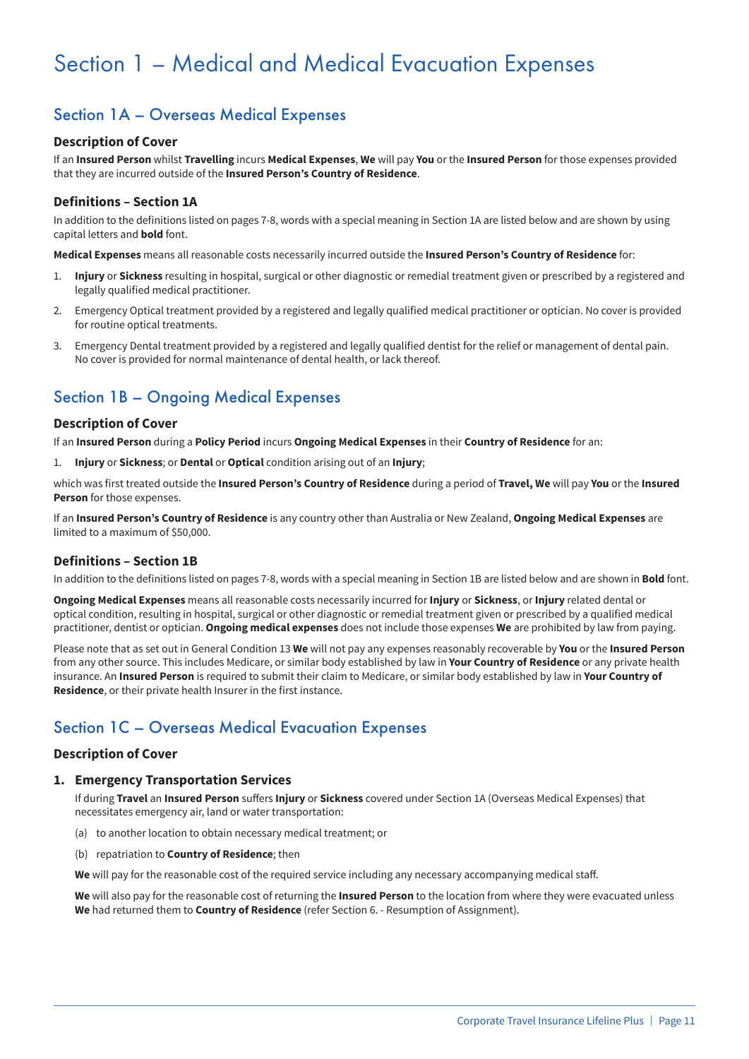# Section 1 – Medical and Medical Evacuation Expenses

## Section 1A – Overseas Medical Expenses

### Description of Cover

If an **Insured Person** whilst **Travelling** incurs **Medical Expenses**, **We** will pay **You** or the **Insured Person** for those expenses provided that they are incurred outside of the **Insured Person's Country of Residence**.

### Definitions – Section 1A

In addition to the definitions listed on pages 7-8, words with a special meaning in Section 1A are listed below and are shown by using capital letters and **bold** font.

**Medical Expenses** means all reasonable costs necessarily incurred outside the **Insured Person's Country of Residence** for:

1. **Injury** or **Sickness** resulting in hospital, surgical or other diagnostic or remedial treatment given or prescribed by a registered and legally qualified medical practitioner.
2. Emergency Optical treatment provided by a registered and legally qualified medical practitioner or optician. No cover is provided for routine optical treatments.
3. Emergency Dental treatment provided by a registered and legally qualified dentist for the relief or management of dental pain. No cover is provided for normal maintenance of dental health, or lack thereof.

## Section 1B – Ongoing Medical Expenses

### Description of Cover

If an **Insured Person** during a **Policy Period** incurs **Ongoing Medical Expenses** in their **Country of Residence** for an:

1. **Injury** or **Sickness**; or **Dental** or **Optical** condition arising out of an **Injury**;

which was first treated outside the **Insured Person's Country of Residence** during a period of **Travel, We** will pay **You** or the **Insured Person** for those expenses.

If an **Insured Person's Country of Residence** is any country other than Australia or New Zealand, **Ongoing Medical Expenses** are limited to a maximum of $50,000.

### Definitions – Section 1B

In addition to the definitions listed on pages 7-8, words with a special meaning in Section 1B are listed below and are shown in **Bold** font.

**Ongoing Medical Expenses** means all reasonable costs necessarily incurred for **Injury** or **Sickness**, or **Injury** related dental or optical condition, resulting in hospital, surgical or other diagnostic or remedial treatment given or prescribed by a qualified medical practitioner, dentist or optician. **Ongoing medical expenses** does not include those expenses **We** are prohibited by law from paying.

Please note that as set out in General Condition 13 **We** will not pay any expenses reasonably recoverable by **You** or the **Insured Person** from any other source. This includes Medicare, or similar body established by law in **Your Country of Residence** or any private health insurance. An **Insured Person** is required to submit their claim to Medicare, or similar body established by law in **Your Country of Residence**, or their private health Insurer in the first instance.

## Section 1C – Overseas Medical Evacuation Expenses

### Description of Cover

#### 1. Emergency Transportation Services

If during **Travel** an **Insured Person** suffers **Injury** or **Sickness** covered under Section 1A (Overseas Medical Expenses) that necessitates emergency air, land or water transportation:

(a) to another location to obtain necessary medical treatment; or

(b) repatriation to **Country of Residence**; then

**We** will pay for the reasonable cost of the required service including any necessary accompanying medical staff.

**We** will also pay for the reasonable cost of returning the **Insured Person** to the location from where they were evacuated unless **We** had returned them to **Country of Residence** (refer Section 6. - Resumption of Assignment).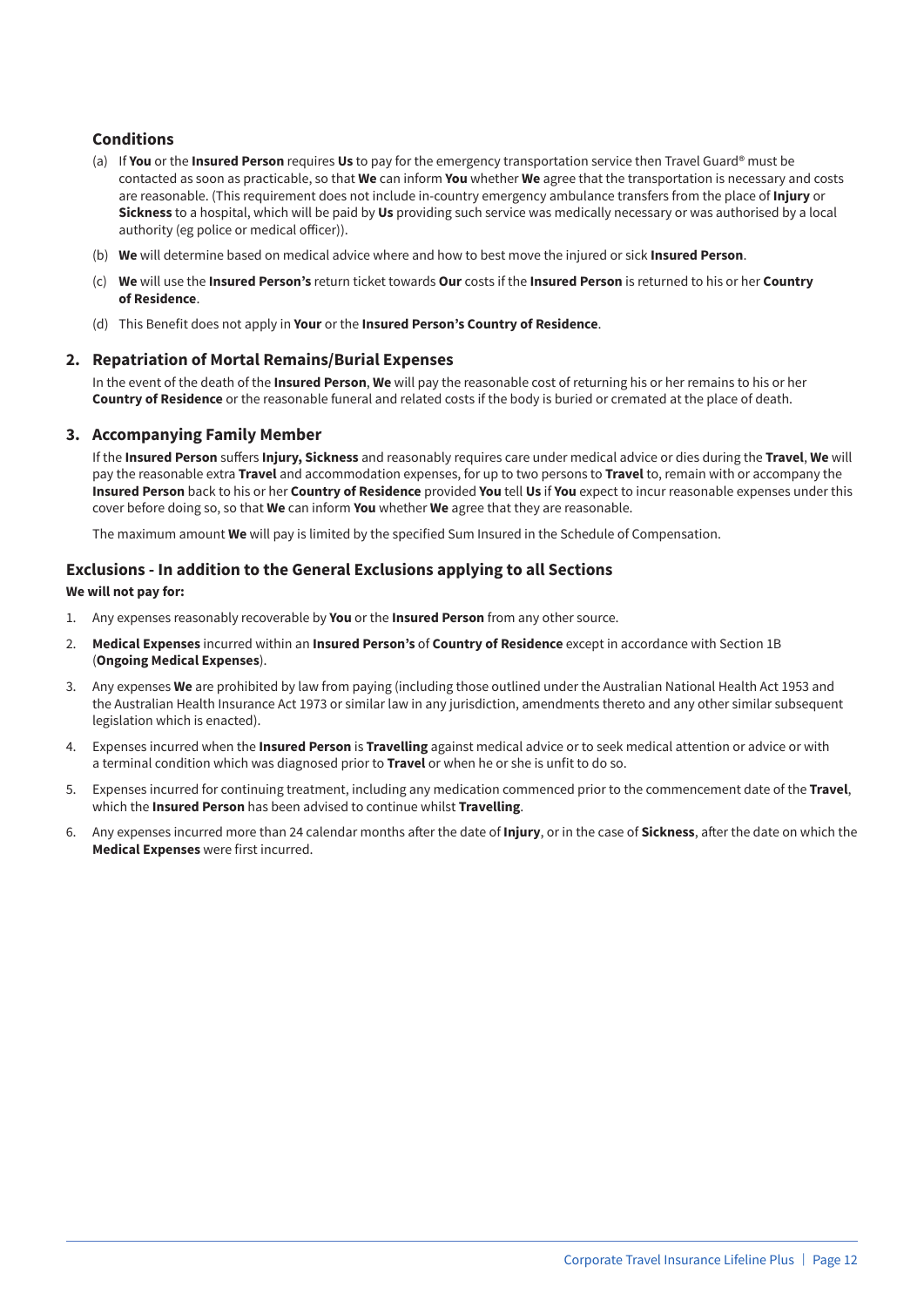### Conditions

(a) If **You** or the **Insured Person** requires **Us** to pay for the emergency transportation service then Travel Guard® must be contacted as soon as practicable, so that **We** can inform **You** whether **We** agree that the transportation is necessary and costs are reasonable. (This requirement does not include in-country emergency ambulance transfers from the place of **Injury** or **Sickness** to a hospital, which will be paid by **Us** providing such service was medically necessary or was authorised by a local authority (eg police or medical officer)).

(b) **We** will determine based on medical advice where and how to best move the injured or sick **Insured Person**.

(c) **We** will use the **Insured Person's** return ticket towards **Our** costs if the **Insured Person** is returned to his or her **Country of Residence**.

(d) This Benefit does not apply in **Your** or the **Insured Person's Country of Residence**.

## 2. Repatriation of Mortal Remains/Burial Expenses

In the event of the death of the **Insured Person**, **We** will pay the reasonable cost of returning his or her remains to his or her **Country of Residence** or the reasonable funeral and related costs if the body is buried or cremated at the place of death.

## 3. Accompanying Family Member

If the **Insured Person** suffers **Injury, Sickness** and reasonably requires care under medical advice or dies during the **Travel**, **We** will pay the reasonable extra **Travel** and accommodation expenses, for up to two persons to **Travel** to, remain with or accompany the **Insured Person** back to his or her **Country of Residence** provided **You** tell **Us** if **You** expect to incur reasonable expenses under this cover before doing so, so that **We** can inform **You** whether **We** agree that they are reasonable.

The maximum amount **We** will pay is limited by the specified Sum Insured in the Schedule of Compensation.

## Exclusions - In addition to the General Exclusions applying to all Sections

**We will not pay for:**

1. Any expenses reasonably recoverable by **You** or the **Insured Person** from any other source.
2. **Medical Expenses** incurred within an **Insured Person's** of **Country of Residence** except in accordance with Section 1B (**Ongoing Medical Expenses**).
3. Any expenses **We** are prohibited by law from paying (including those outlined under the Australian National Health Act 1953 and the Australian Health Insurance Act 1973 or similar law in any jurisdiction, amendments thereto and any other similar subsequent legislation which is enacted).
4. Expenses incurred when the **Insured Person** is **Travelling** against medical advice or to seek medical attention or advice or with a terminal condition which was diagnosed prior to **Travel** or when he or she is unfit to do so.
5. Expenses incurred for continuing treatment, including any medication commenced prior to the commencement date of the **Travel**, which the **Insured Person** has been advised to continue whilst **Travelling**.
6. Any expenses incurred more than 24 calendar months after the date of **Injury**, or in the case of **Sickness**, after the date on which the **Medical Expenses** were first incurred.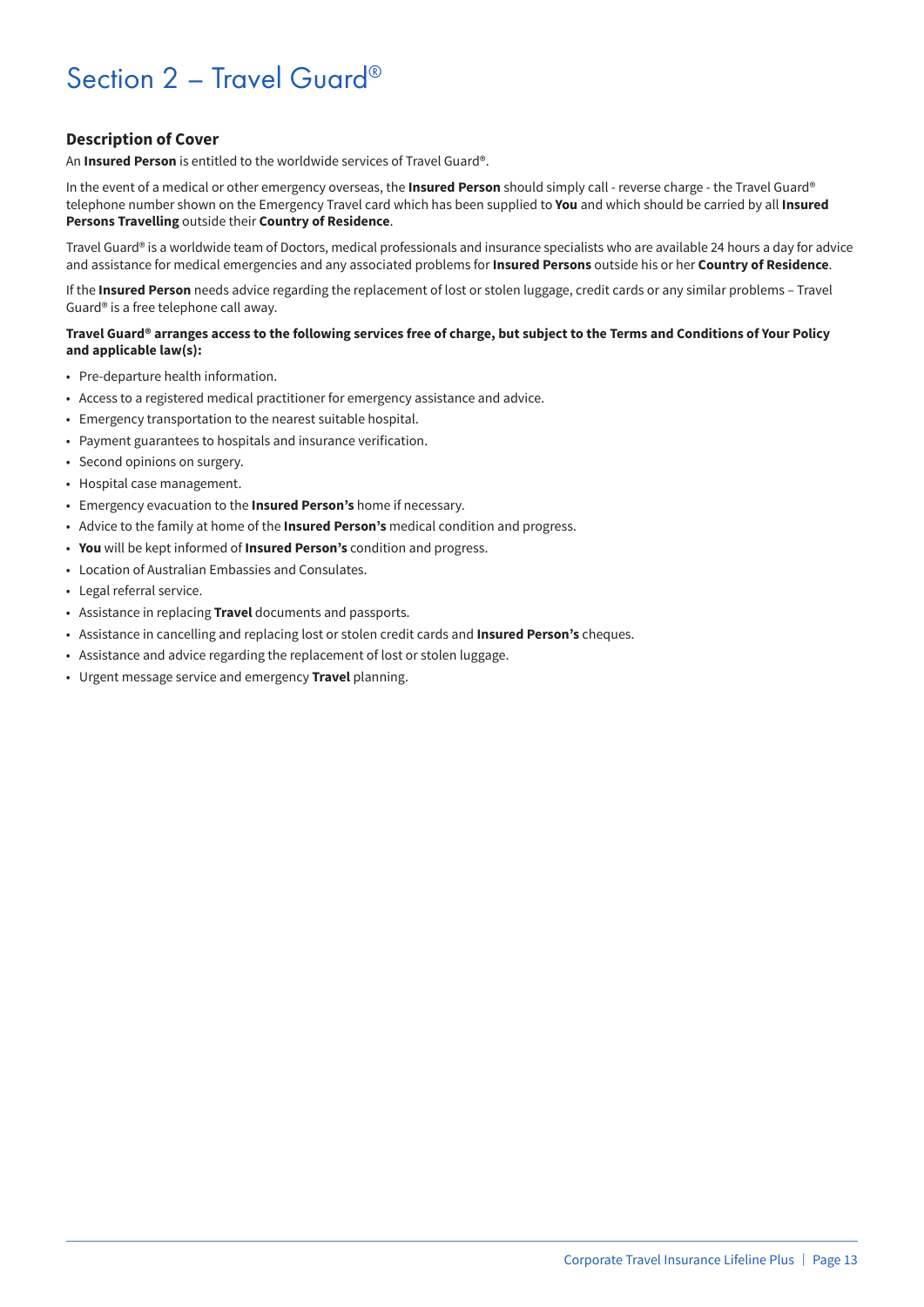# Section 2 – Travel Guard®

### Description of Cover

An **Insured Person** is entitled to the worldwide services of Travel Guard®.

In the event of a medical or other emergency overseas, the **Insured Person** should simply call - reverse charge - the Travel Guard® telephone number shown on the Emergency Travel card which has been supplied to **You** and which should be carried by all **Insured Persons Travelling** outside their **Country of Residence**.

Travel Guard® is a worldwide team of Doctors, medical professionals and insurance specialists who are available 24 hours a day for advice and assistance for medical emergencies and any associated problems for **Insured Persons** outside his or her **Country of Residence**.

If the **Insured Person** needs advice regarding the replacement of lost or stolen luggage, credit cards or any similar problems – Travel Guard® is a free telephone call away.

**Travel Guard® arranges access to the following services free of charge, but subject to the Terms and Conditions of Your Policy and applicable law(s):**

- Pre-departure health information.
- Access to a registered medical practitioner for emergency assistance and advice.
- Emergency transportation to the nearest suitable hospital.
- Payment guarantees to hospitals and insurance verification.
- Second opinions on surgery.
- Hospital case management.
- Emergency evacuation to the **Insured Person's** home if necessary.
- Advice to the family at home of the **Insured Person's** medical condition and progress.
- **You** will be kept informed of **Insured Person's** condition and progress.
- Location of Australian Embassies and Consulates.
- Legal referral service.
- Assistance in replacing **Travel** documents and passports.
- Assistance in cancelling and replacing lost or stolen credit cards and **Insured Person's** cheques.
- Assistance and advice regarding the replacement of lost or stolen luggage.
- Urgent message service and emergency **Travel** planning.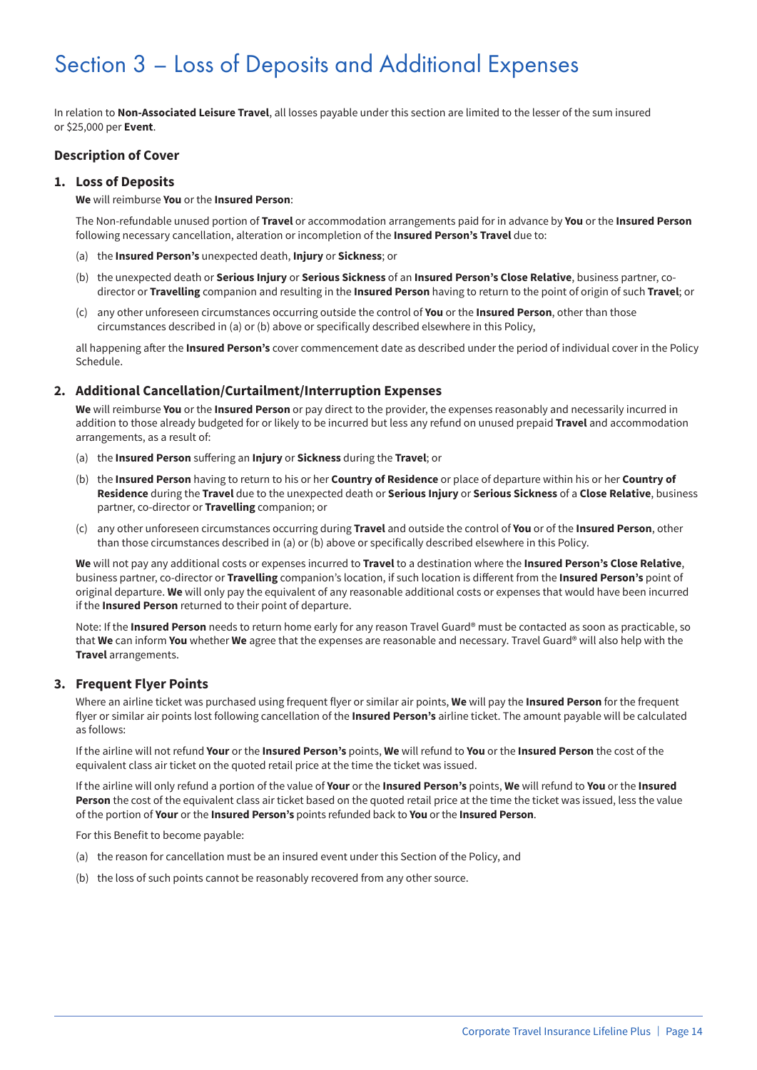# Section 3 – Loss of Deposits and Additional Expenses

In relation to **Non-Associated Leisure Travel**, all losses payable under this section are limited to the lesser of the sum insured or $25,000 per **Event**.

### Description of Cover

#### 1. Loss of Deposits

**We** will reimburse **You** or the **Insured Person**:

The Non-refundable unused portion of **Travel** or accommodation arrangements paid for in advance by **You** or the **Insured Person** following necessary cancellation, alteration or incompletion of the **Insured Person's Travel** due to:

(a) the **Insured Person's** unexpected death, **Injury** or **Sickness**; or

(b) the unexpected death or **Serious Injury** or **Serious Sickness** of an **Insured Person's Close Relative**, business partner, co-director or **Travelling** companion and resulting in the **Insured Person** having to return to the point of origin of such **Travel**; or

(c) any other unforeseen circumstances occurring outside the control of **You** or the **Insured Person**, other than those circumstances described in (a) or (b) above or specifically described elsewhere in this Policy,

all happening after the **Insured Person's** cover commencement date as described under the period of individual cover in the Policy Schedule.

#### 2. Additional Cancellation/Curtailment/Interruption Expenses

**We** will reimburse **You** or the **Insured Person** or pay direct to the provider, the expenses reasonably and necessarily incurred in addition to those already budgeted for or likely to be incurred but less any refund on unused prepaid **Travel** and accommodation arrangements, as a result of:

(a) the **Insured Person** suffering an **Injury** or **Sickness** during the **Travel**; or

(b) the **Insured Person** having to return to his or her **Country of Residence** or place of departure within his or her **Country of Residence** during the **Travel** due to the unexpected death or **Serious Injury** or **Serious Sickness** of a **Close Relative**, business partner, co-director or **Travelling** companion; or

(c) any other unforeseen circumstances occurring during **Travel** and outside the control of **You** or of the **Insured Person**, other than those circumstances described in (a) or (b) above or specifically described elsewhere in this Policy.

**We** will not pay any additional costs or expenses incurred to **Travel** to a destination where the **Insured Person's Close Relative**, business partner, co-director or **Travelling** companion's location, if such location is different from the **Insured Person's** point of original departure. **We** will only pay the equivalent of any reasonable additional costs or expenses that would have been incurred if the **Insured Person** returned to their point of departure.

Note: If the **Insured Person** needs to return home early for any reason Travel Guard® must be contacted as soon as practicable, so that **We** can inform **You** whether **We** agree that the expenses are reasonable and necessary. Travel Guard® will also help with the **Travel** arrangements.

#### 3. Frequent Flyer Points

Where an airline ticket was purchased using frequent flyer or similar air points, **We** will pay the **Insured Person** for the frequent flyer or similar air points lost following cancellation of the **Insured Person's** airline ticket. The amount payable will be calculated as follows:

If the airline will not refund **Your** or the **Insured Person's** points, **We** will refund to **You** or the **Insured Person** the cost of the equivalent class air ticket on the quoted retail price at the time the ticket was issued.

If the airline will only refund a portion of the value of **Your** or the **Insured Person's** points, **We** will refund to **You** or the **Insured Person** the cost of the equivalent class air ticket based on the quoted retail price at the time the ticket was issued, less the value of the portion of **Your** or the **Insured Person's** points refunded back to **You** or the **Insured Person**.

For this Benefit to become payable:

(a) the reason for cancellation must be an insured event under this Section of the Policy, and

(b) the loss of such points cannot be reasonably recovered from any other source.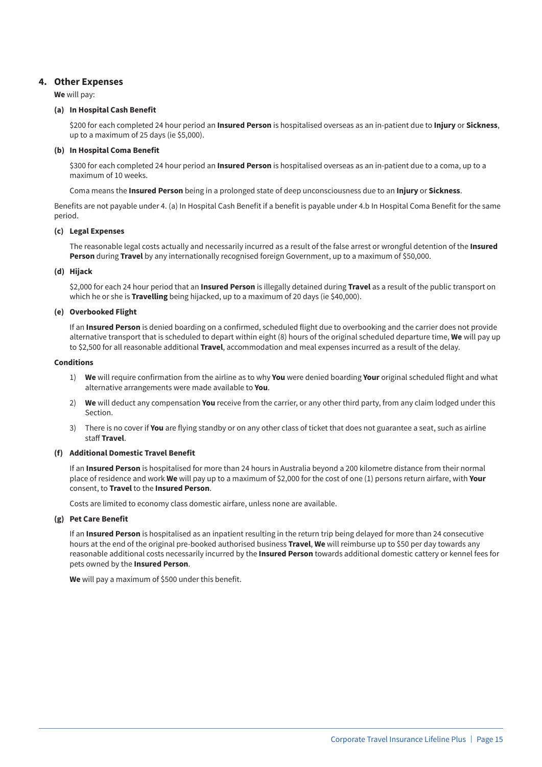## 4. Other Expenses

**We** will pay:

### (a) In Hospital Cash Benefit

$200 for each completed 24 hour period an **Insured Person** is hospitalised overseas as an in-patient due to **Injury** or **Sickness**, up to a maximum of 25 days (ie $5,000).

### (b) In Hospital Coma Benefit

$300 for each completed 24 hour period an **Insured Person** is hospitalised overseas as an in-patient due to a coma, up to a maximum of 10 weeks.

Coma means the **Insured Person** being in a prolonged state of deep unconsciousness due to an **Injury** or **Sickness**.

Benefits are not payable under 4. (a) In Hospital Cash Benefit if a benefit is payable under 4.b In Hospital Coma Benefit for the same period.

### (c) Legal Expenses

The reasonable legal costs actually and necessarily incurred as a result of the false arrest or wrongful detention of the **Insured Person** during **Travel** by any internationally recognised foreign Government, up to a maximum of $50,000.

### (d) Hijack

$2,000 for each 24 hour period that an **Insured Person** is illegally detained during **Travel** as a result of the public transport on which he or she is **Travelling** being hijacked, up to a maximum of 20 days (ie $40,000).

### (e) Overbooked Flight

If an **Insured Person** is denied boarding on a confirmed, scheduled flight due to overbooking and the carrier does not provide alternative transport that is scheduled to depart within eight (8) hours of the original scheduled departure time, **We** will pay up to $2,500 for all reasonable additional **Travel**, accommodation and meal expenses incurred as a result of the delay.

**Conditions**

1) **We** will require confirmation from the airline as to why **You** were denied boarding **Your** original scheduled flight and what alternative arrangements were made available to **You**.
2) **We** will deduct any compensation **You** receive from the carrier, or any other third party, from any claim lodged under this Section.
3) There is no cover if **You** are flying standby or on any other class of ticket that does not guarantee a seat, such as airline staff **Travel**.

### (f) Additional Domestic Travel Benefit

If an **Insured Person** is hospitalised for more than 24 hours in Australia beyond a 200 kilometre distance from their normal place of residence and work **We** will pay up to a maximum of $2,000 for the cost of one (1) persons return airfare, with **Your** consent, to **Travel** to the **Insured Person**.

Costs are limited to economy class domestic airfare, unless none are available.

### (g) Pet Care Benefit

If an **Insured Person** is hospitalised as an inpatient resulting in the return trip being delayed for more than 24 consecutive hours at the end of the original pre-booked authorised business **Travel**, **We** will reimburse up to $50 per day towards any reasonable additional costs necessarily incurred by the **Insured Person** towards additional domestic cattery or kennel fees for pets owned by the **Insured Person**.

**We** will pay a maximum of $500 under this benefit.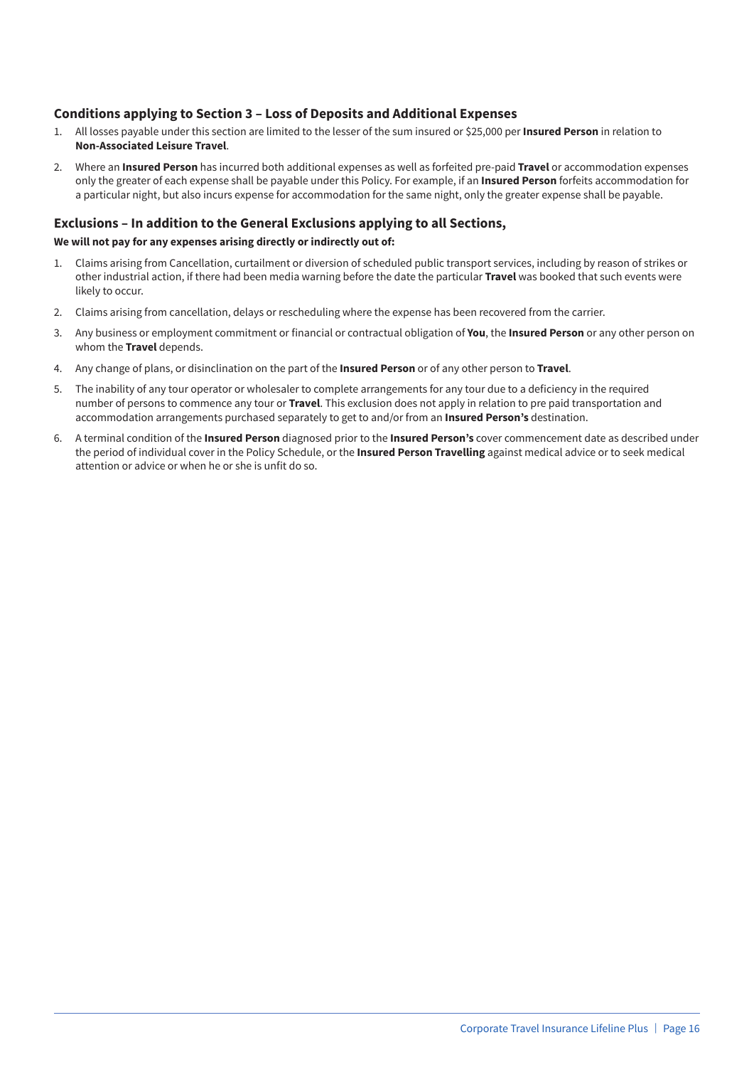## Conditions applying to Section 3 – Loss of Deposits and Additional Expenses

1. All losses payable under this section are limited to the lesser of the sum insured or $25,000 per **Insured Person** in relation to **Non-Associated Leisure Travel**.
2. Where an **Insured Person** has incurred both additional expenses as well as forfeited pre-paid **Travel** or accommodation expenses only the greater of each expense shall be payable under this Policy. For example, if an **Insured Person** forfeits accommodation for a particular night, but also incurs expense for accommodation for the same night, only the greater expense shall be payable.

## Exclusions – In addition to the General Exclusions applying to all Sections,

**We will not pay for any expenses arising directly or indirectly out of:**

1. Claims arising from Cancellation, curtailment or diversion of scheduled public transport services, including by reason of strikes or other industrial action, if there had been media warning before the date the particular **Travel** was booked that such events were likely to occur.
2. Claims arising from cancellation, delays or rescheduling where the expense has been recovered from the carrier.
3. Any business or employment commitment or financial or contractual obligation of **You**, the **Insured Person** or any other person on whom the **Travel** depends.
4. Any change of plans, or disinclination on the part of the **Insured Person** or of any other person to **Travel**.
5. The inability of any tour operator or wholesaler to complete arrangements for any tour due to a deficiency in the required number of persons to commence any tour or **Travel**. This exclusion does not apply in relation to pre paid transportation and accommodation arrangements purchased separately to get to and/or from an **Insured Person's** destination.
6. A terminal condition of the **Insured Person** diagnosed prior to the **Insured Person's** cover commencement date as described under the period of individual cover in the Policy Schedule, or the **Insured Person Travelling** against medical advice or to seek medical attention or advice or when he or she is unfit do so.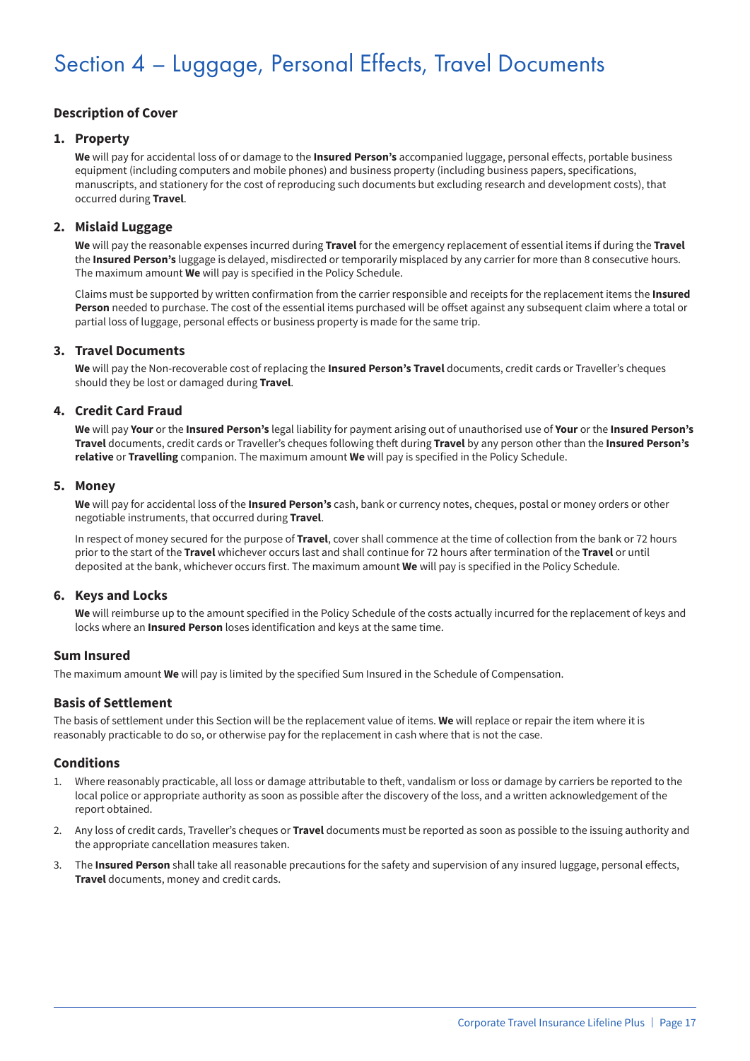# Section 4 – Luggage, Personal Effects, Travel Documents

### Description of Cover

#### 1. Property

**We** will pay for accidental loss of or damage to the **Insured Person's** accompanied luggage, personal effects, portable business equipment (including computers and mobile phones) and business property (including business papers, specifications, manuscripts, and stationery for the cost of reproducing such documents but excluding research and development costs), that occurred during **Travel**.

#### 2. Mislaid Luggage

**We** will pay the reasonable expenses incurred during **Travel** for the emergency replacement of essential items if during the **Travel** the **Insured Person's** luggage is delayed, misdirected or temporarily misplaced by any carrier for more than 8 consecutive hours. The maximum amount **We** will pay is specified in the Policy Schedule.

Claims must be supported by written confirmation from the carrier responsible and receipts for the replacement items the **Insured Person** needed to purchase. The cost of the essential items purchased will be offset against any subsequent claim where a total or partial loss of luggage, personal effects or business property is made for the same trip.

#### 3. Travel Documents

**We** will pay the Non-recoverable cost of replacing the **Insured Person's Travel** documents, credit cards or Traveller's cheques should they be lost or damaged during **Travel**.

#### 4. Credit Card Fraud

**We** will pay **Your** or the **Insured Person's** legal liability for payment arising out of unauthorised use of **Your** or the **Insured Person's Travel** documents, credit cards or Traveller's cheques following theft during **Travel** by any person other than the **Insured Person's relative** or **Travelling** companion. The maximum amount **We** will pay is specified in the Policy Schedule.

#### 5. Money

**We** will pay for accidental loss of the **Insured Person's** cash, bank or currency notes, cheques, postal or money orders or other negotiable instruments, that occurred during **Travel**.

In respect of money secured for the purpose of **Travel**, cover shall commence at the time of collection from the bank or 72 hours prior to the start of the **Travel** whichever occurs last and shall continue for 72 hours after termination of the **Travel** or until deposited at the bank, whichever occurs first. The maximum amount **We** will pay is specified in the Policy Schedule.

#### 6. Keys and Locks

**We** will reimburse up to the amount specified in the Policy Schedule of the costs actually incurred for the replacement of keys and locks where an **Insured Person** loses identification and keys at the same time.

### Sum Insured

The maximum amount **We** will pay is limited by the specified Sum Insured in the Schedule of Compensation.

### Basis of Settlement

The basis of settlement under this Section will be the replacement value of items. **We** will replace or repair the item where it is reasonably practicable to do so, or otherwise pay for the replacement in cash where that is not the case.

### Conditions

1. Where reasonably practicable, all loss or damage attributable to theft, vandalism or loss or damage by carriers be reported to the local police or appropriate authority as soon as possible after the discovery of the loss, and a written acknowledgement of the report obtained.
2. Any loss of credit cards, Traveller's cheques or **Travel** documents must be reported as soon as possible to the issuing authority and the appropriate cancellation measures taken.
3. The **Insured Person** shall take all reasonable precautions for the safety and supervision of any insured luggage, personal effects, **Travel** documents, money and credit cards.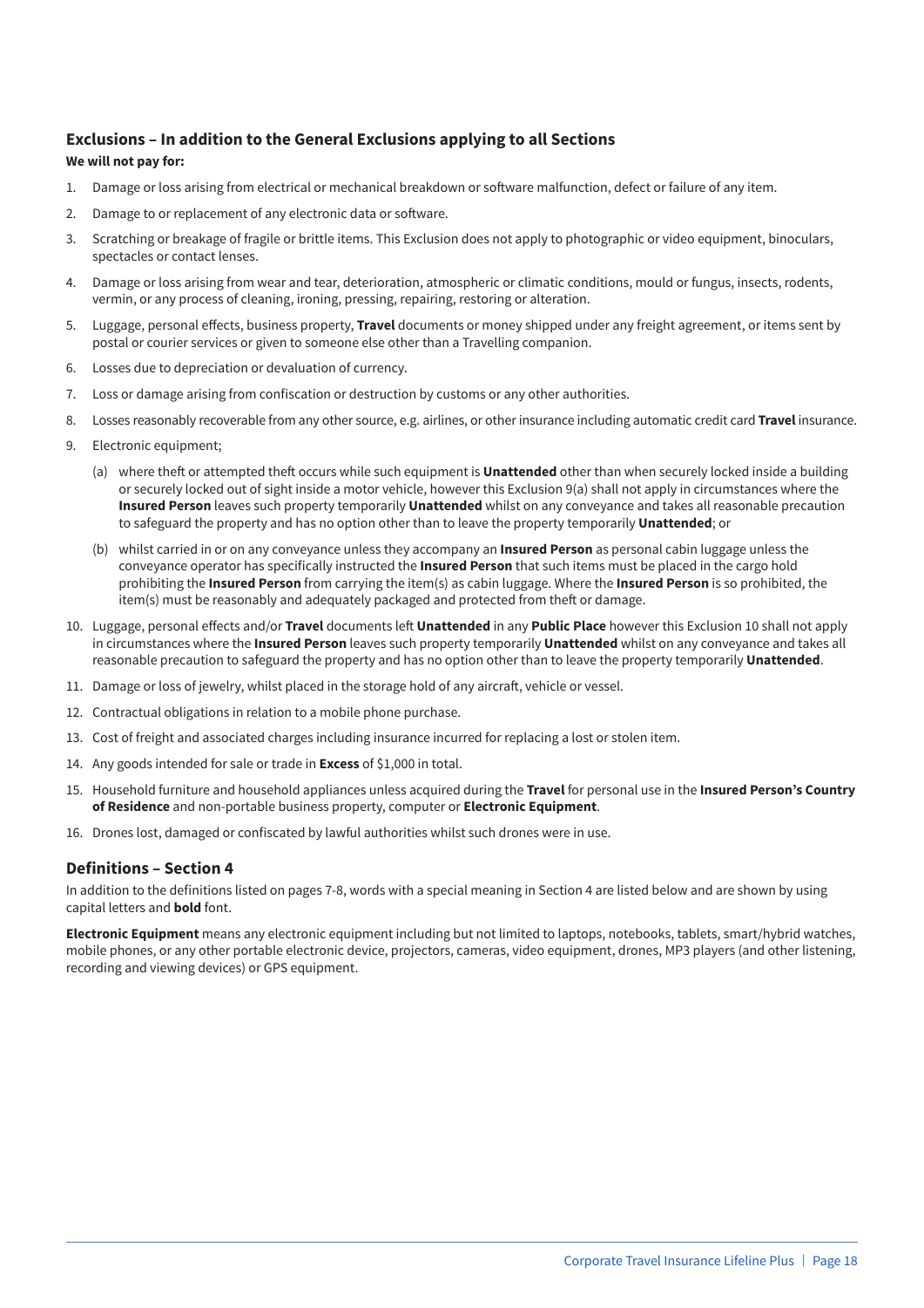## Exclusions – In addition to the General Exclusions applying to all Sections

**We will not pay for:**

1. Damage or loss arising from electrical or mechanical breakdown or software malfunction, defect or failure of any item.
2. Damage to or replacement of any electronic data or software.
3. Scratching or breakage of fragile or brittle items. This Exclusion does not apply to photographic or video equipment, binoculars, spectacles or contact lenses.
4. Damage or loss arising from wear and tear, deterioration, atmospheric or climatic conditions, mould or fungus, insects, rodents, vermin, or any process of cleaning, ironing, pressing, repairing, restoring or alteration.
5. Luggage, personal effects, business property, **Travel** documents or money shipped under any freight agreement, or items sent by postal or courier services or given to someone else other than a Travelling companion.
6. Losses due to depreciation or devaluation of currency.
7. Loss or damage arising from confiscation or destruction by customs or any other authorities.
8. Losses reasonably recoverable from any other source, e.g. airlines, or other insurance including automatic credit card **Travel** insurance.
9. Electronic equipment;
   (a) where theft or attempted theft occurs while such equipment is **Unattended** other than when securely locked inside a building or securely locked out of sight inside a motor vehicle, however this Exclusion 9(a) shall not apply in circumstances where the **Insured Person** leaves such property temporarily **Unattended** whilst on any conveyance and takes all reasonable precaution to safeguard the property and has no option other than to leave the property temporarily **Unattended**; or
   (b) whilst carried in or on any conveyance unless they accompany an **Insured Person** as personal cabin luggage unless the conveyance operator has specifically instructed the **Insured Person** that such items must be placed in the cargo hold prohibiting the **Insured Person** from carrying the item(s) as cabin luggage. Where the **Insured Person** is so prohibited, the item(s) must be reasonably and adequately packaged and protected from theft or damage.
10. Luggage, personal effects and/or **Travel** documents left **Unattended** in any **Public Place** however this Exclusion 10 shall not apply in circumstances where the **Insured Person** leaves such property temporarily **Unattended** whilst on any conveyance and takes all reasonable precaution to safeguard the property and has no option other than to leave the property temporarily **Unattended**.
11. Damage or loss of jewelry, whilst placed in the storage hold of any aircraft, vehicle or vessel.
12. Contractual obligations in relation to a mobile phone purchase.
13. Cost of freight and associated charges including insurance incurred for replacing a lost or stolen item.
14. Any goods intended for sale or trade in **Excess** of $1,000 in total.
15. Household furniture and household appliances unless acquired during the **Travel** for personal use in the **Insured Person's Country of Residence** and non-portable business property, computer or **Electronic Equipment**.
16. Drones lost, damaged or confiscated by lawful authorities whilst such drones were in use.

## Definitions – Section 4

In addition to the definitions listed on pages 7-8, words with a special meaning in Section 4 are listed below and are shown by using capital letters and **bold** font.

**Electronic Equipment** means any electronic equipment including but not limited to laptops, notebooks, tablets, smart/hybrid watches, mobile phones, or any other portable electronic device, projectors, cameras, video equipment, drones, MP3 players (and other listening, recording and viewing devices) or GPS equipment.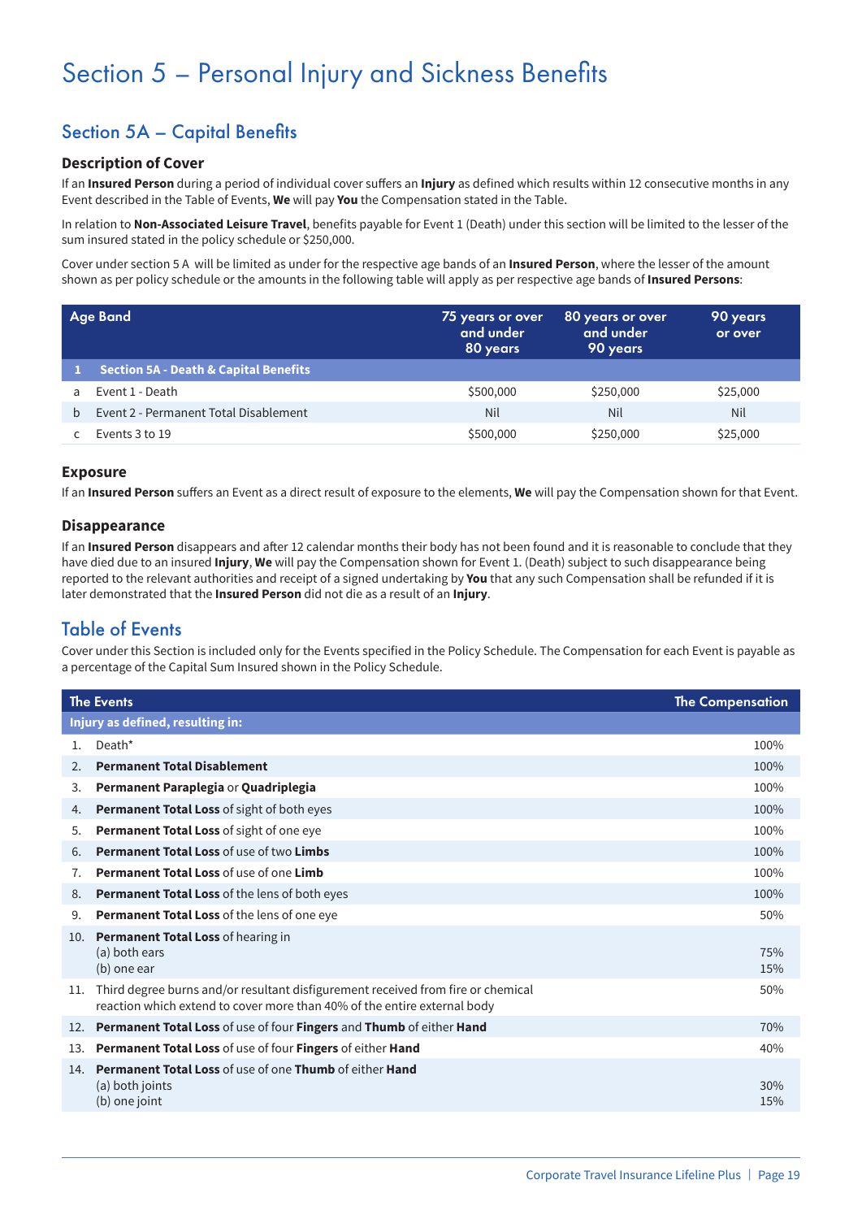# Section 5 – Personal Injury and Sickness Benefits

## Section 5A – Capital Benefits

### Description of Cover

If an **Insured Person** during a period of individual cover suffers an **Injury** as defined which results within 12 consecutive months in any Event described in the Table of Events, **We** will pay **You** the Compensation stated in the Table.

In relation to **Non-Associated Leisure Travel**, benefits payable for Event 1 (Death) under this section will be limited to the lesser of the sum insured stated in the policy schedule or $250,000.

Cover under section 5 A will be limited as under for the respective age bands of an **Insured Person**, where the lesser of the amount shown as per policy schedule or the amounts in the following table will apply as per respective age bands of **Insured Persons**:

| | Age Band | 75 years or over and under 80 years | 80 years or over and under 90 years | 90 years or over |
|---|---|---|---|---|
| **1** | **Section 5A - Death & Capital Benefits** | | | |
| a | Event 1 - Death | $500,000 | $250,000 | $25,000 |
| b | Event 2 - Permanent Total Disablement | Nil | Nil | Nil |
| c | Events 3 to 19 | $500,000 | $250,000 | $25,000 |

### Exposure

If an **Insured Person** suffers an Event as a direct result of exposure to the elements, **We** will pay the Compensation shown for that Event.

### Disappearance

If an **Insured Person** disappears and after 12 calendar months their body has not been found and it is reasonable to conclude that they have died due to an insured **Injury**, **We** will pay the Compensation shown for Event 1. (Death) subject to such disappearance being reported to the relevant authorities and receipt of a signed undertaking by **You** that any such Compensation shall be refunded if it is later demonstrated that the **Insured Person** did not die as a result of an **Injury**.

## Table of Events

Cover under this Section is included only for the Events specified in the Policy Schedule. The Compensation for each Event is payable as a percentage of the Capital Sum Insured shown in the Policy Schedule.

| | The Events | The Compensation |
|---|---|---|
| | **Injury as defined, resulting in:** | |
| 1. | Death* | 100% |
| 2. | **Permanent Total Disablement** | 100% |
| 3. | **Permanent Paraplegia** or **Quadriplegia** | 100% |
| 4. | **Permanent Total Loss** of sight of both eyes | 100% |
| 5. | **Permanent Total Loss** of sight of one eye | 100% |
| 6. | **Permanent Total Loss** of use of two **Limbs** | 100% |
| 7. | **Permanent Total Loss** of use of one **Limb** | 100% |
| 8. | **Permanent Total Loss** of the lens of both eyes | 100% |
| 9. | **Permanent Total Loss** of the lens of one eye | 50% |
| 10. | **Permanent Total Loss** of hearing in<br>(a) both ears<br>(b) one ear | <br>75%<br>15% |
| 11. | Third degree burns and/or resultant disfigurement received from fire or chemical reaction which extend to cover more than 40% of the entire external body | 50% |
| 12. | **Permanent Total Loss** of use of four **Fingers** and **Thumb** of either **Hand** | 70% |
| 13. | **Permanent Total Loss** of use of four **Fingers** of either **Hand** | 40% |
| 14. | **Permanent Total Loss** of use of one **Thumb** of either **Hand**<br>(a) both joints<br>(b) one joint | <br>30%<br>15% |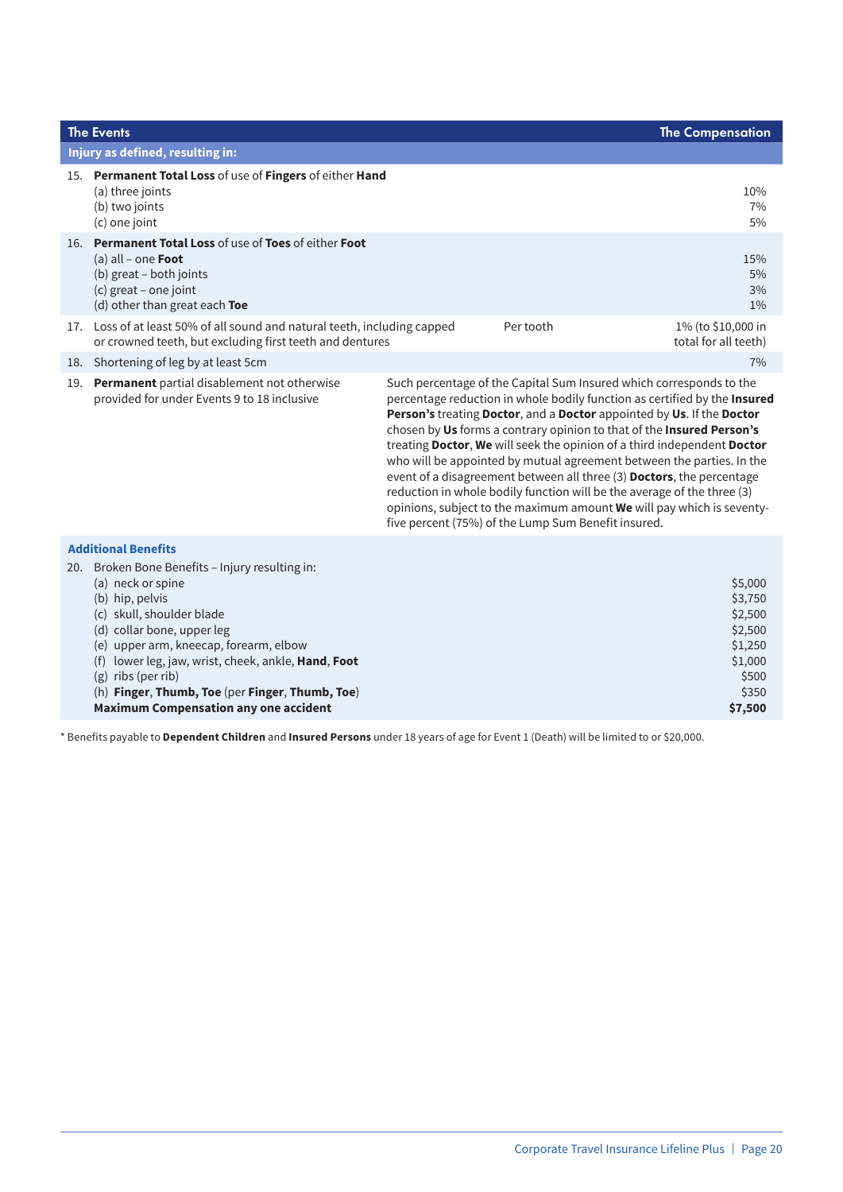| The Events | | The Compensation |
|---|---|---|
| **Injury as defined, resulting in:** | | |
| 15. **Permanent Total Loss** of use of **Fingers** of either **Hand** | | |
| (a) three joints | | 10% |
| (b) two joints | | 7% |
| (c) one joint | | 5% |
| 16. **Permanent Total Loss** of use of **Toes** of either **Foot** | | |
| (a) all – one **Foot** | | 15% |
| (b) great – both joints | | 5% |
| (c) great – one joint | | 3% |
| (d) other than great each **Toe** | | 1% |
| 17. Loss of at least 50% of all sound and natural teeth, including capped or crowned teeth, but excluding first teeth and dentures | Per tooth | 1% (to $10,000 in total for all teeth) |
| 18. Shortening of leg by at least 5cm | | 7% |
| 19. **Permanent** partial disablement not otherwise provided for under Events 9 to 18 inclusive | Such percentage of the Capital Sum Insured which corresponds to the percentage reduction in whole bodily function as certified by the **Insured Person's** treating **Doctor**, and a **Doctor** appointed by **Us**. If the **Doctor** chosen by **Us** forms a contrary opinion to that of the **Insured Person's** treating **Doctor**, **We** will seek the opinion of a third independent **Doctor** who will be appointed by mutual agreement between the parties. In the event of a disagreement between all three (3) **Doctors**, the percentage reduction in whole bodily function will be the average of the three (3) opinions, subject to the maximum amount **We** will pay which is seventy-five percent (75%) of the Lump Sum Benefit insured. | |
| **Additional Benefits** | | |
| 20. Broken Bone Benefits – Injury resulting in: | | |
| (a) neck or spine | | $5,000 |
| (b) hip, pelvis | | $3,750 |
| (c) skull, shoulder blade | | $2,500 |
| (d) collar bone, upper leg | | $2,500 |
| (e) upper arm, kneecap, forearm, elbow | | $1,250 |
| (f) lower leg, jaw, wrist, cheek, ankle, **Hand**, **Foot** | | $1,000 |
| (g) ribs (per rib) | | $500 |
| (h) **Finger**, **Thumb, Toe** (per **Finger**, **Thumb, Toe**) | | $350 |
| **Maximum Compensation any one accident** | | **$7,500** |

\* Benefits payable to **Dependent Children** and **Insured Persons** under 18 years of age for Event 1 (Death) will be limited to or $20,000.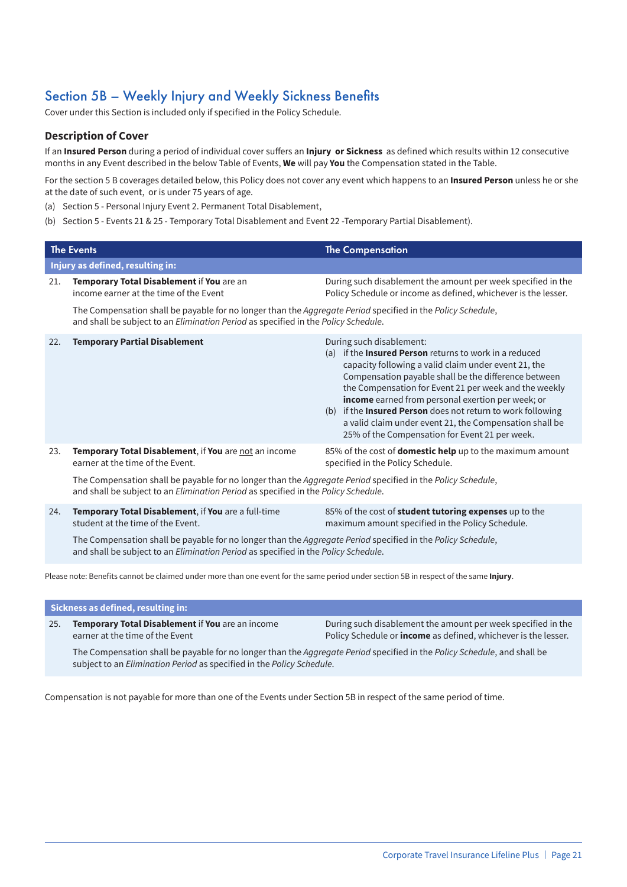## Section 5B – Weekly Injury and Weekly Sickness Benefits

Cover under this Section is included only if specified in the Policy Schedule.

### Description of Cover

If an **Insured Person** during a period of individual cover suffers an **Injury or Sickness** as defined which results within 12 consecutive months in any Event described in the below Table of Events, **We** will pay **You** the Compensation stated in the Table.

For the section 5 B coverages detailed below, this Policy does not cover any event which happens to an **Insured Person** unless he or she at the date of such event, or is under 75 years of age.

(a) Section 5 - Personal Injury Event 2. Permanent Total Disablement,

(b) Section 5 - Events 21 & 25 - Temporary Total Disablement and Event 22 -Temporary Partial Disablement).

| The Events | | The Compensation |
|---|---|---|
| **Injury as defined, resulting in:** | | |
| 21. | **Temporary Total Disablement** if **You** are an income earner at the time of the Event | During such disablement the amount per week specified in the Policy Schedule or income as defined, whichever is the lesser. |
| | The Compensation shall be payable for no longer than the *Aggregate Period* specified in the *Policy Schedule*, and shall be subject to an *Elimination Period* as specified in the *Policy Schedule*. | |
| 22. | **Temporary Partial Disablement** | During such disablement:<br>(a) if the **Insured Person** returns to work in a reduced capacity following a valid claim under event 21, the Compensation payable shall be the difference between the Compensation for Event 21 per week and the weekly **income** earned from personal exertion per week; or<br>(b) if the **Insured Person** does not return to work following a valid claim under event 21, the Compensation shall be 25% of the Compensation for Event 21 per week. |
| 23. | **Temporary Total Disablement**, if **You** are not an income earner at the time of the Event. | 85% of the cost of **domestic help** up to the maximum amount specified in the Policy Schedule. |
| | The Compensation shall be payable for no longer than the *Aggregate Period* specified in the *Policy Schedule*, and shall be subject to an *Elimination Period* as specified in the *Policy Schedule*. | |
| 24. | **Temporary Total Disablement**, if **You** are a full-time student at the time of the Event. | 85% of the cost of **student tutoring expenses** up to the maximum amount specified in the Policy Schedule. |
| | The Compensation shall be payable for no longer than the *Aggregate Period* specified in the *Policy Schedule*, and shall be subject to an *Elimination Period* as specified in the *Policy Schedule*. | |

Please note: Benefits cannot be claimed under more than one event for the same period under section 5B in respect of the same **Injury**.

| **Sickness as defined, resulting in:** | | |
|---|---|---|
| 25. | **Temporary Total Disablement** if **You** are an income earner at the time of the Event | During such disablement the amount per week specified in the Policy Schedule or **income** as defined, whichever is the lesser. |
| | The Compensation shall be payable for no longer than the *Aggregate Period* specified in the *Policy Schedule*, and shall be subject to an *Elimination Period* as specified in the *Policy Schedule*. | |

Compensation is not payable for more than one of the Events under Section 5B in respect of the same period of time.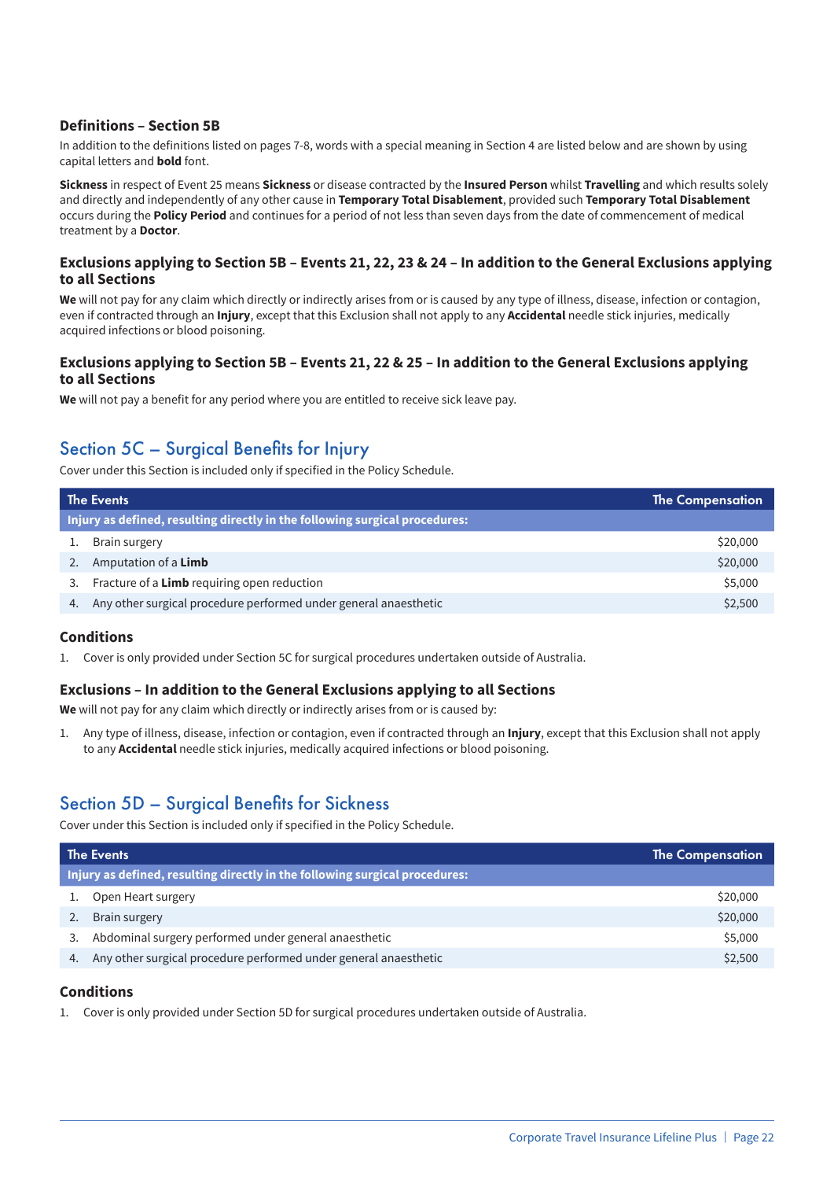### Definitions – Section 5B

In addition to the definitions listed on pages 7-8, words with a special meaning in Section 4 are listed below and are shown by using capital letters and **bold** font.

**Sickness** in respect of Event 25 means **Sickness** or disease contracted by the **Insured Person** whilst **Travelling** and which results solely and directly and independently of any other cause in **Temporary Total Disablement**, provided such **Temporary Total Disablement** occurs during the **Policy Period** and continues for a period of not less than seven days from the date of commencement of medical treatment by a **Doctor**.

### Exclusions applying to Section 5B – Events 21, 22, 23 & 24 – In addition to the General Exclusions applying to all Sections

**We** will not pay for any claim which directly or indirectly arises from or is caused by any type of illness, disease, infection or contagion, even if contracted through an **Injury**, except that this Exclusion shall not apply to any **Accidental** needle stick injuries, medically acquired infections or blood poisoning.

### Exclusions applying to Section 5B – Events 21, 22 & 25 – In addition to the General Exclusions applying to all Sections

**We** will not pay a benefit for any period where you are entitled to receive sick leave pay.

## Section 5C – Surgical Benefits for Injury

Cover under this Section is included only if specified in the Policy Schedule.

| The Events | The Compensation |
|---|---|
| **Injury as defined, resulting directly in the following surgical procedures:** | |
| 1. Brain surgery | $20,000 |
| 2. Amputation of a **Limb** | $20,000 |
| 3. Fracture of a **Limb** requiring open reduction | $5,000 |
| 4. Any other surgical procedure performed under general anaesthetic | $2,500 |

### Conditions

1. Cover is only provided under Section 5C for surgical procedures undertaken outside of Australia.

### Exclusions – In addition to the General Exclusions applying to all Sections

**We** will not pay for any claim which directly or indirectly arises from or is caused by:

1. Any type of illness, disease, infection or contagion, even if contracted through an **Injury**, except that this Exclusion shall not apply to any **Accidental** needle stick injuries, medically acquired infections or blood poisoning.

## Section 5D – Surgical Benefits for Sickness

Cover under this Section is included only if specified in the Policy Schedule.

| The Events | The Compensation |
|---|---|
| **Injury as defined, resulting directly in the following surgical procedures:** | |
| 1. Open Heart surgery | $20,000 |
| 2. Brain surgery | $20,000 |
| 3. Abdominal surgery performed under general anaesthetic | $5,000 |
| 4. Any other surgical procedure performed under general anaesthetic | $2,500 |

### Conditions

1. Cover is only provided under Section 5D for surgical procedures undertaken outside of Australia.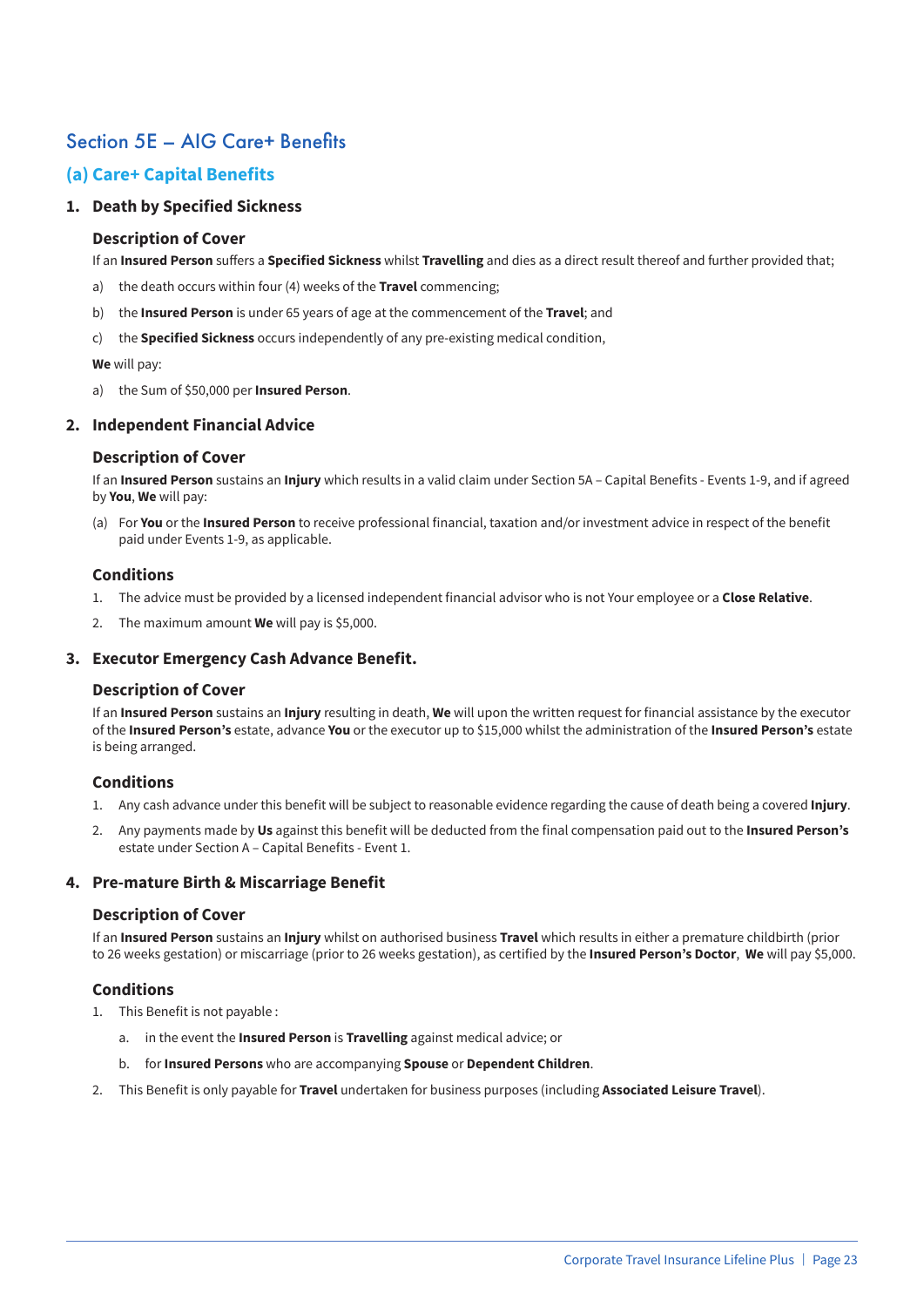# Section 5E – AIG Care+ Benefits

## (a) Care+ Capital Benefits

### 1. Death by Specified Sickness

#### Description of Cover

If an **Insured Person** suffers a **Specified Sickness** whilst **Travelling** and dies as a direct result thereof and further provided that;

a) the death occurs within four (4) weeks of the **Travel** commencing;

b) the **Insured Person** is under 65 years of age at the commencement of the **Travel**; and

c) the **Specified Sickness** occurs independently of any pre-existing medical condition,

**We** will pay:

a) the Sum of $50,000 per **Insured Person**.

### 2. Independent Financial Advice

#### Description of Cover

If an **Insured Person** sustains an **Injury** which results in a valid claim under Section 5A – Capital Benefits - Events 1-9, and if agreed by **You**, **We** will pay:

(a) For **You** or the **Insured Person** to receive professional financial, taxation and/or investment advice in respect of the benefit paid under Events 1-9, as applicable.

#### Conditions

1. The advice must be provided by a licensed independent financial advisor who is not Your employee or a **Close Relative**.
2. The maximum amount **We** will pay is $5,000.

### 3. Executor Emergency Cash Advance Benefit.

#### Description of Cover

If an **Insured Person** sustains an **Injury** resulting in death, **We** will upon the written request for financial assistance by the executor of the **Insured Person's** estate, advance **You** or the executor up to $15,000 whilst the administration of the **Insured Person's** estate is being arranged.

#### Conditions

1. Any cash advance under this benefit will be subject to reasonable evidence regarding the cause of death being a covered **Injury**.
2. Any payments made by **Us** against this benefit will be deducted from the final compensation paid out to the **Insured Person's** estate under Section A – Capital Benefits - Event 1.

### 4. Pre-mature Birth & Miscarriage Benefit

#### Description of Cover

If an **Insured Person** sustains an **Injury** whilst on authorised business **Travel** which results in either a premature childbirth (prior to 26 weeks gestation) or miscarriage (prior to 26 weeks gestation), as certified by the **Insured Person's Doctor**, **We** will pay $5,000.

#### Conditions

1. This Benefit is not payable :
   a. in the event the **Insured Person** is **Travelling** against medical advice; or
   b. for **Insured Persons** who are accompanying **Spouse** or **Dependent Children**.
2. This Benefit is only payable for **Travel** undertaken for business purposes (including **Associated Leisure Travel**).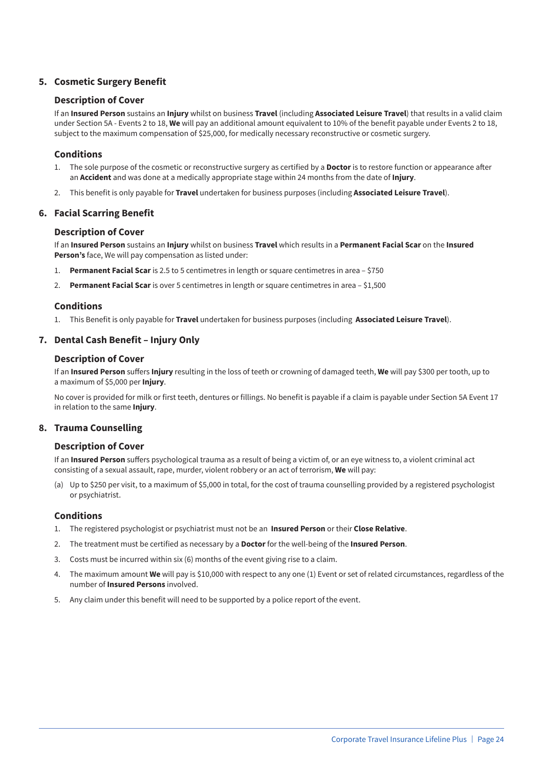## 5. Cosmetic Surgery Benefit

### Description of Cover

If an **Insured Person** sustains an **Injury** whilst on business **Travel** (including **Associated Leisure Travel**) that results in a valid claim under Section 5A - Events 2 to 18, **We** will pay an additional amount equivalent to 10% of the benefit payable under Events 2 to 18, subject to the maximum compensation of $25,000, for medically necessary reconstructive or cosmetic surgery.

### Conditions

1. The sole purpose of the cosmetic or reconstructive surgery as certified by a **Doctor** is to restore function or appearance after an **Accident** and was done at a medically appropriate stage within 24 months from the date of **Injury**.
2. This benefit is only payable for **Travel** undertaken for business purposes (including **Associated Leisure Travel**).

## 6. Facial Scarring Benefit

### Description of Cover

If an **Insured Person** sustains an **Injury** whilst on business **Travel** which results in a **Permanent Facial Scar** on the **Insured Person's** face, We will pay compensation as listed under:

1. **Permanent Facial Scar** is 2.5 to 5 centimetres in length or square centimetres in area – $750
2. **Permanent Facial Scar** is over 5 centimetres in length or square centimetres in area – $1,500

### Conditions

1. This Benefit is only payable for **Travel** undertaken for business purposes (including **Associated Leisure Travel**).

## 7. Dental Cash Benefit – Injury Only

### Description of Cover

If an **Insured Person** suffers **Injury** resulting in the loss of teeth or crowning of damaged teeth, **We** will pay $300 per tooth, up to a maximum of $5,000 per **Injury**.

No cover is provided for milk or first teeth, dentures or fillings. No benefit is payable if a claim is payable under Section 5A Event 17 in relation to the same **Injury**.

## 8. Trauma Counselling

### Description of Cover

If an **Insured Person** suffers psychological trauma as a result of being a victim of, or an eye witness to, a violent criminal act consisting of a sexual assault, rape, murder, violent robbery or an act of terrorism, **We** will pay:

(a) Up to $250 per visit, to a maximum of $5,000 in total, for the cost of trauma counselling provided by a registered psychologist or psychiatrist.

### Conditions

1. The registered psychologist or psychiatrist must not be an **Insured Person** or their **Close Relative**.
2. The treatment must be certified as necessary by a **Doctor** for the well-being of the **Insured Person**.
3. Costs must be incurred within six (6) months of the event giving rise to a claim.
4. The maximum amount **We** will pay is $10,000 with respect to any one (1) Event or set of related circumstances, regardless of the number of **Insured Persons** involved.
5. Any claim under this benefit will need to be supported by a police report of the event.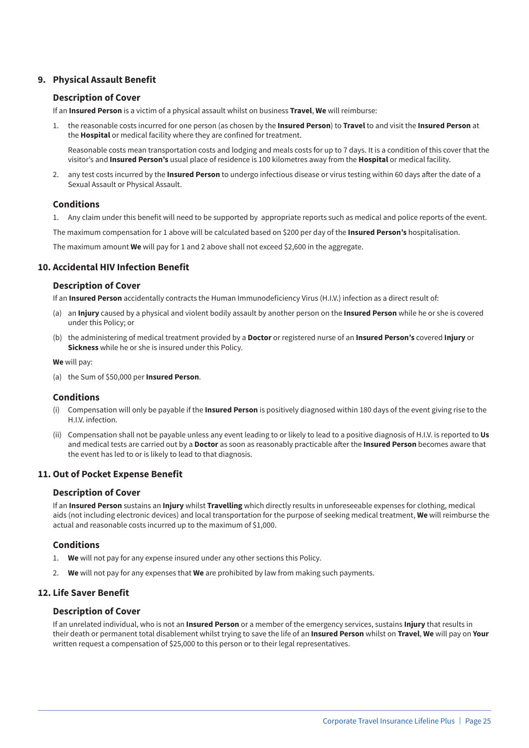## 9. Physical Assault Benefit

### Description of Cover

If an **Insured Person** is a victim of a physical assault whilst on business **Travel**, **We** will reimburse:

1. the reasonable costs incurred for one person (as chosen by the **Insured Person**) to **Travel** to and visit the **Insured Person** at the **Hospital** or medical facility where they are confined for treatment.

   Reasonable costs mean transportation costs and lodging and meals costs for up to 7 days. It is a condition of this cover that the visitor's and **Insured Person's** usual place of residence is 100 kilometres away from the **Hospital** or medical facility.

2. any test costs incurred by the **Insured Person** to undergo infectious disease or virus testing within 60 days after the date of a Sexual Assault or Physical Assault.

### Conditions

1. Any claim under this benefit will need to be supported by appropriate reports such as medical and police reports of the event.

The maximum compensation for 1 above will be calculated based on $200 per day of the **Insured Person's** hospitalisation.

The maximum amount **We** will pay for 1 and 2 above shall not exceed $2,600 in the aggregate.

## 10. Accidental HIV Infection Benefit

### Description of Cover

If an **Insured Person** accidentally contracts the Human Immunodeficiency Virus (H.I.V.) infection as a direct result of:

(a) an **Injury** caused by a physical and violent bodily assault by another person on the **Insured Person** while he or she is covered under this Policy; or

(b) the administering of medical treatment provided by a **Doctor** or registered nurse of an **Insured Person's** covered **Injury** or **Sickness** while he or she is insured under this Policy.

**We** will pay:

(a) the Sum of $50,000 per **Insured Person**.

### Conditions

(i) Compensation will only be payable if the **Insured Person** is positively diagnosed within 180 days of the event giving rise to the H.I.V. infection.

(ii) Compensation shall not be payable unless any event leading to or likely to lead to a positive diagnosis of H.I.V. is reported to **Us** and medical tests are carried out by a **Doctor** as soon as reasonably practicable after the **Insured Person** becomes aware that the event has led to or is likely to lead to that diagnosis.

## 11. Out of Pocket Expense Benefit

### Description of Cover

If an **Insured Person** sustains an **Injury** whilst **Travelling** which directly results in unforeseeable expenses for clothing, medical aids (not including electronic devices) and local transportation for the purpose of seeking medical treatment, **We** will reimburse the actual and reasonable costs incurred up to the maximum of $1,000.

### Conditions

1. **We** will not pay for any expense insured under any other sections this Policy.
2. **We** will not pay for any expenses that **We** are prohibited by law from making such payments.

## 12. Life Saver Benefit

### Description of Cover

If an unrelated individual, who is not an **Insured Person** or a member of the emergency services, sustains **Injury** that results in their death or permanent total disablement whilst trying to save the life of an **Insured Person** whilst on **Travel**, **We** will pay on **Your** written request a compensation of $25,000 to this person or to their legal representatives.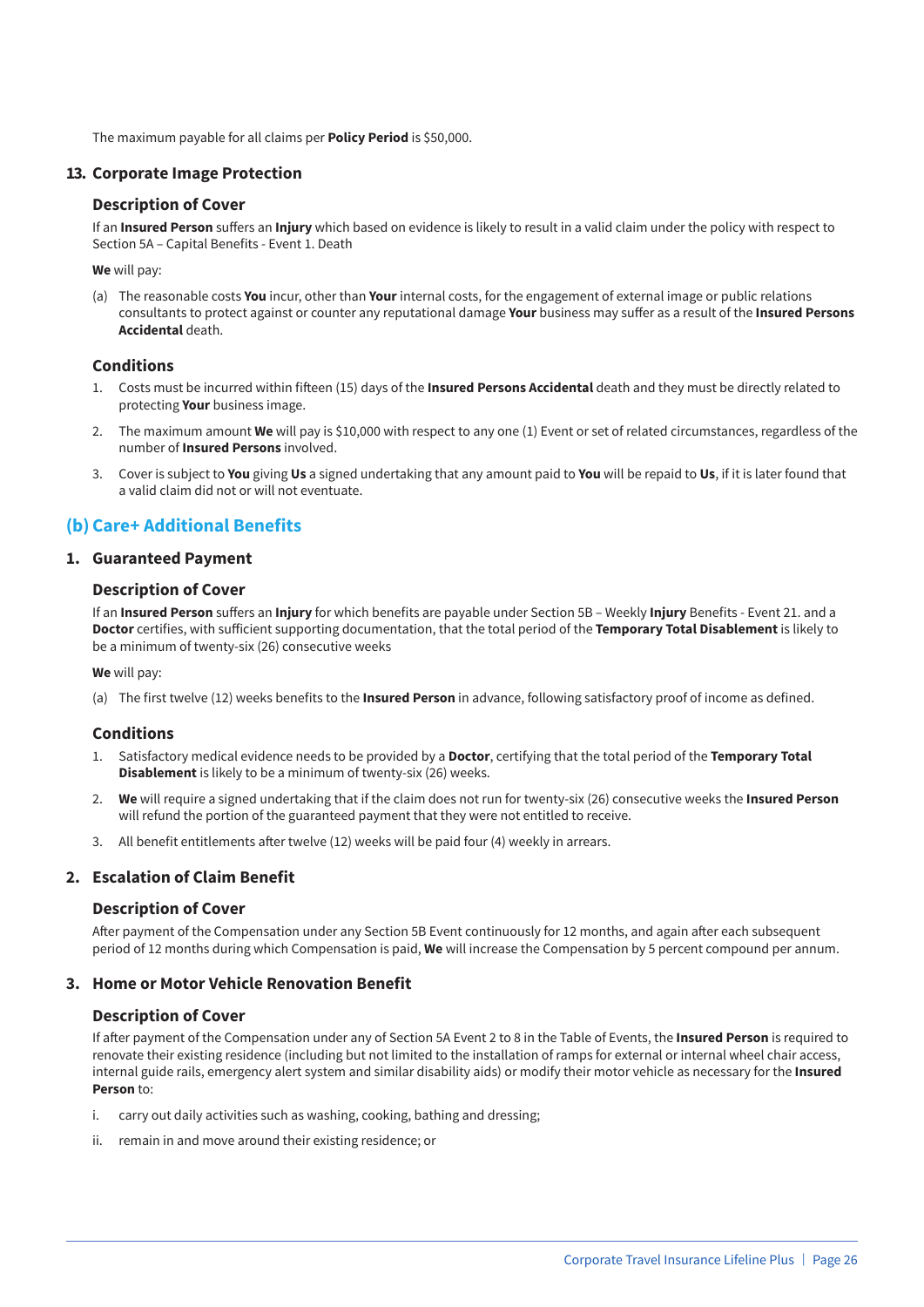The maximum payable for all claims per **Policy Period** is $50,000.

### 13. Corporate Image Protection

#### Description of Cover

If an **Insured Person** suffers an **Injury** which based on evidence is likely to result in a valid claim under the policy with respect to Section 5A – Capital Benefits - Event 1. Death

**We** will pay:

(a) The reasonable costs **You** incur, other than **Your** internal costs, for the engagement of external image or public relations consultants to protect against or counter any reputational damage **Your** business may suffer as a result of the **Insured Persons Accidental** death.

#### Conditions

1. Costs must be incurred within fifteen (15) days of the **Insured Persons Accidental** death and they must be directly related to protecting **Your** business image.
2. The maximum amount **We** will pay is $10,000 with respect to any one (1) Event or set of related circumstances, regardless of the number of **Insured Persons** involved.
3. Cover is subject to **You** giving **Us** a signed undertaking that any amount paid to **You** will be repaid to **Us**, if it is later found that a valid claim did not or will not eventuate.

## (b) Care+ Additional Benefits

### 1. Guaranteed Payment

#### Description of Cover

If an **Insured Person** suffers an **Injury** for which benefits are payable under Section 5B – Weekly **Injury** Benefits - Event 21. and a **Doctor** certifies, with sufficient supporting documentation, that the total period of the **Temporary Total Disablement** is likely to be a minimum of twenty-six (26) consecutive weeks

**We** will pay:

(a) The first twelve (12) weeks benefits to the **Insured Person** in advance, following satisfactory proof of income as defined.

#### Conditions

1. Satisfactory medical evidence needs to be provided by a **Doctor**, certifying that the total period of the **Temporary Total Disablement** is likely to be a minimum of twenty-six (26) weeks.
2. **We** will require a signed undertaking that if the claim does not run for twenty-six (26) consecutive weeks the **Insured Person** will refund the portion of the guaranteed payment that they were not entitled to receive.
3. All benefit entitlements after twelve (12) weeks will be paid four (4) weekly in arrears.

### 2. Escalation of Claim Benefit

#### Description of Cover

After payment of the Compensation under any Section 5B Event continuously for 12 months, and again after each subsequent period of 12 months during which Compensation is paid, **We** will increase the Compensation by 5 percent compound per annum.

### 3. Home or Motor Vehicle Renovation Benefit

#### Description of Cover

If after payment of the Compensation under any of Section 5A Event 2 to 8 in the Table of Events, the **Insured Person** is required to renovate their existing residence (including but not limited to the installation of ramps for external or internal wheel chair access, internal guide rails, emergency alert system and similar disability aids) or modify their motor vehicle as necessary for the **Insured Person** to:

i. carry out daily activities such as washing, cooking, bathing and dressing;

ii. remain in and move around their existing residence; or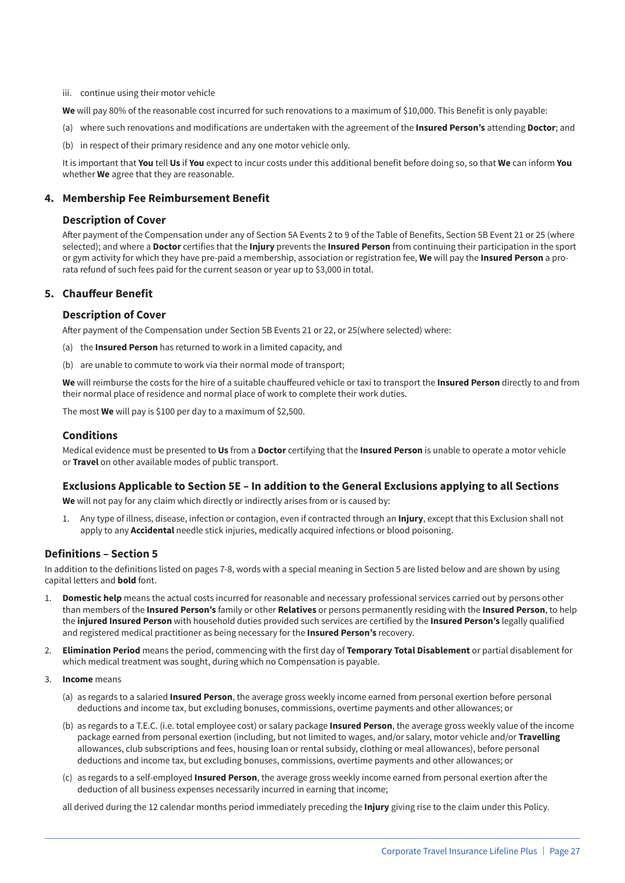iii. continue using their motor vehicle

**We** will pay 80% of the reasonable cost incurred for such renovations to a maximum of $10,000. This Benefit is only payable:

(a) where such renovations and modifications are undertaken with the agreement of the **Insured Person's** attending **Doctor**; and

(b) in respect of their primary residence and any one motor vehicle only.

It is important that **You** tell **Us** if **You** expect to incur costs under this additional benefit before doing so, so that **We** can inform **You** whether **We** agree that they are reasonable.

## 4. Membership Fee Reimbursement Benefit

### Description of Cover

After payment of the Compensation under any of Section 5A Events 2 to 9 of the Table of Benefits, Section 5B Event 21 or 25 (where selected); and where a **Doctor** certifies that the **Injury** prevents the **Insured Person** from continuing their participation in the sport or gym activity for which they have pre-paid a membership, association or registration fee, **We** will pay the **Insured Person** a pro-rata refund of such fees paid for the current season or year up to $3,000 in total.

## 5. Chauffeur Benefit

### Description of Cover

After payment of the Compensation under Section 5B Events 21 or 22, or 25(where selected) where:

(a) the **Insured Person** has returned to work in a limited capacity, and

(b) are unable to commute to work via their normal mode of transport;

**We** will reimburse the costs for the hire of a suitable chauffeured vehicle or taxi to transport the **Insured Person** directly to and from their normal place of residence and normal place of work to complete their work duties.

The most **We** will pay is $100 per day to a maximum of $2,500.

### Conditions

Medical evidence must be presented to **Us** from a **Doctor** certifying that the **Insured Person** is unable to operate a motor vehicle or **Travel** on other available modes of public transport.

### Exclusions Applicable to Section 5E – In addition to the General Exclusions applying to all Sections

**We** will not pay for any claim which directly or indirectly arises from or is caused by:

1. Any type of illness, disease, infection or contagion, even if contracted through an **Injury**, except that this Exclusion shall not apply to any **Accidental** needle stick injuries, medically acquired infections or blood poisoning.

## Definitions – Section 5

In addition to the definitions listed on pages 7-8, words with a special meaning in Section 5 are listed below and are shown by using capital letters and **bold** font.

1. **Domestic help** means the actual costs incurred for reasonable and necessary professional services carried out by persons other than members of the **Insured Person's** family or other **Relatives** or persons permanently residing with the **Insured Person**, to help the **injured Insured Person** with household duties provided such services are certified by the **Insured Person's** legally qualified and registered medical practitioner as being necessary for the **Insured Person's** recovery.

2. **Elimination Period** means the period, commencing with the first day of **Temporary Total Disablement** or partial disablement for which medical treatment was sought, during which no Compensation is payable.

3. **Income** means

   (a) as regards to a salaried **Insured Person**, the average gross weekly income earned from personal exertion before personal deductions and income tax, but excluding bonuses, commissions, overtime payments and other allowances; or

   (b) as regards to a T.E.C. (i.e. total employee cost) or salary package **Insured Person**, the average gross weekly value of the income package earned from personal exertion (including, but not limited to wages, and/or salary, motor vehicle and/or **Travelling** allowances, club subscriptions and fees, housing loan or rental subsidy, clothing or meal allowances), before personal deductions and income tax, but excluding bonuses, commissions, overtime payments and other allowances; or

   (c) as regards to a self-employed **Insured Person**, the average gross weekly income earned from personal exertion after the deduction of all business expenses necessarily incurred in earning that income;

   all derived during the 12 calendar months period immediately preceding the **Injury** giving rise to the claim under this Policy.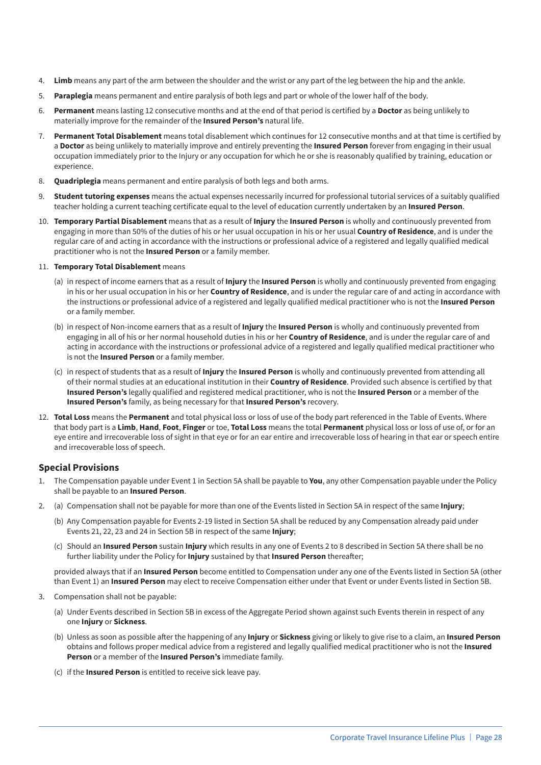4. **Limb** means any part of the arm between the shoulder and the wrist or any part of the leg between the hip and the ankle.
5. **Paraplegia** means permanent and entire paralysis of both legs and part or whole of the lower half of the body.
6. **Permanent** means lasting 12 consecutive months and at the end of that period is certified by a **Doctor** as being unlikely to materially improve for the remainder of the **Insured Person's** natural life.
7. **Permanent Total Disablement** means total disablement which continues for 12 consecutive months and at that time is certified by a **Doctor** as being unlikely to materially improve and entirely preventing the **Insured Person** forever from engaging in their usual occupation immediately prior to the Injury or any occupation for which he or she is reasonably qualified by training, education or experience.
8. **Quadriplegia** means permanent and entire paralysis of both legs and both arms.
9. **Student tutoring expenses** means the actual expenses necessarily incurred for professional tutorial services of a suitably qualified teacher holding a current teaching certificate equal to the level of education currently undertaken by an **Insured Person**.
10. **Temporary Partial Disablement** means that as a result of **Injury** the **Insured Person** is wholly and continuously prevented from engaging in more than 50% of the duties of his or her usual occupation in his or her usual **Country of Residence**, and is under the regular care of and acting in accordance with the instructions or professional advice of a registered and legally qualified medical practitioner who is not the **Insured Person** or a family member.
11. **Temporary Total Disablement** means
    (a) in respect of income earners that as a result of **Injury** the **Insured Person** is wholly and continuously prevented from engaging in his or her usual occupation in his or her **Country of Residence**, and is under the regular care of and acting in accordance with the instructions or professional advice of a registered and legally qualified medical practitioner who is not the **Insured Person** or a family member.
    (b) in respect of Non-income earners that as a result of **Injury** the **Insured Person** is wholly and continuously prevented from engaging in all of his or her normal household duties in his or her **Country of Residence**, and is under the regular care of and acting in accordance with the instructions or professional advice of a registered and legally qualified medical practitioner who is not the **Insured Person** or a family member.
    (c) in respect of students that as a result of **Injury** the **Insured Person** is wholly and continuously prevented from attending all of their normal studies at an educational institution in their **Country of Residence**. Provided such absence is certified by that **Insured Person's** legally qualified and registered medical practitioner, who is not the **Insured Person** or a member of the **Insured Person's** family, as being necessary for that **Insured Person's** recovery.
12. **Total Loss** means the **Permanent** and total physical loss or loss of use of the body part referenced in the Table of Events. Where that body part is a **Limb**, **Hand**, **Foot**, **Finger** or toe, **Total Loss** means the total **Permanent** physical loss or loss of use of, or for an eye entire and irrecoverable loss of sight in that eye or for an ear entire and irrecoverable loss of hearing in that ear or speech entire and irrecoverable loss of speech.

## Special Provisions

1. The Compensation payable under Event 1 in Section 5A shall be payable to **You**, any other Compensation payable under the Policy shall be payable to an **Insured Person**.
2. (a) Compensation shall not be payable for more than one of the Events listed in Section 5A in respect of the same **Injury**;
   (b) Any Compensation payable for Events 2-19 listed in Section 5A shall be reduced by any Compensation already paid under Events 21, 22, 23 and 24 in Section 5B in respect of the same **Injury**;
   (c) Should an **Insured Person** sustain **Injury** which results in any one of Events 2 to 8 described in Section 5A there shall be no further liability under the Policy for **Injury** sustained by that **Insured Person** thereafter;

   provided always that if an **Insured Person** become entitled to Compensation under any one of the Events listed in Section 5A (other than Event 1) an **Insured Person** may elect to receive Compensation either under that Event or under Events listed in Section 5B.
3. Compensation shall not be payable:
   (a) Under Events described in Section 5B in excess of the Aggregate Period shown against such Events therein in respect of any one **Injury** or **Sickness**.
   (b) Unless as soon as possible after the happening of any **Injury** or **Sickness** giving or likely to give rise to a claim, an **Insured Person** obtains and follows proper medical advice from a registered and legally qualified medical practitioner who is not the **Insured Person** or a member of the **Insured Person's** immediate family.
   (c) if the **Insured Person** is entitled to receive sick leave pay.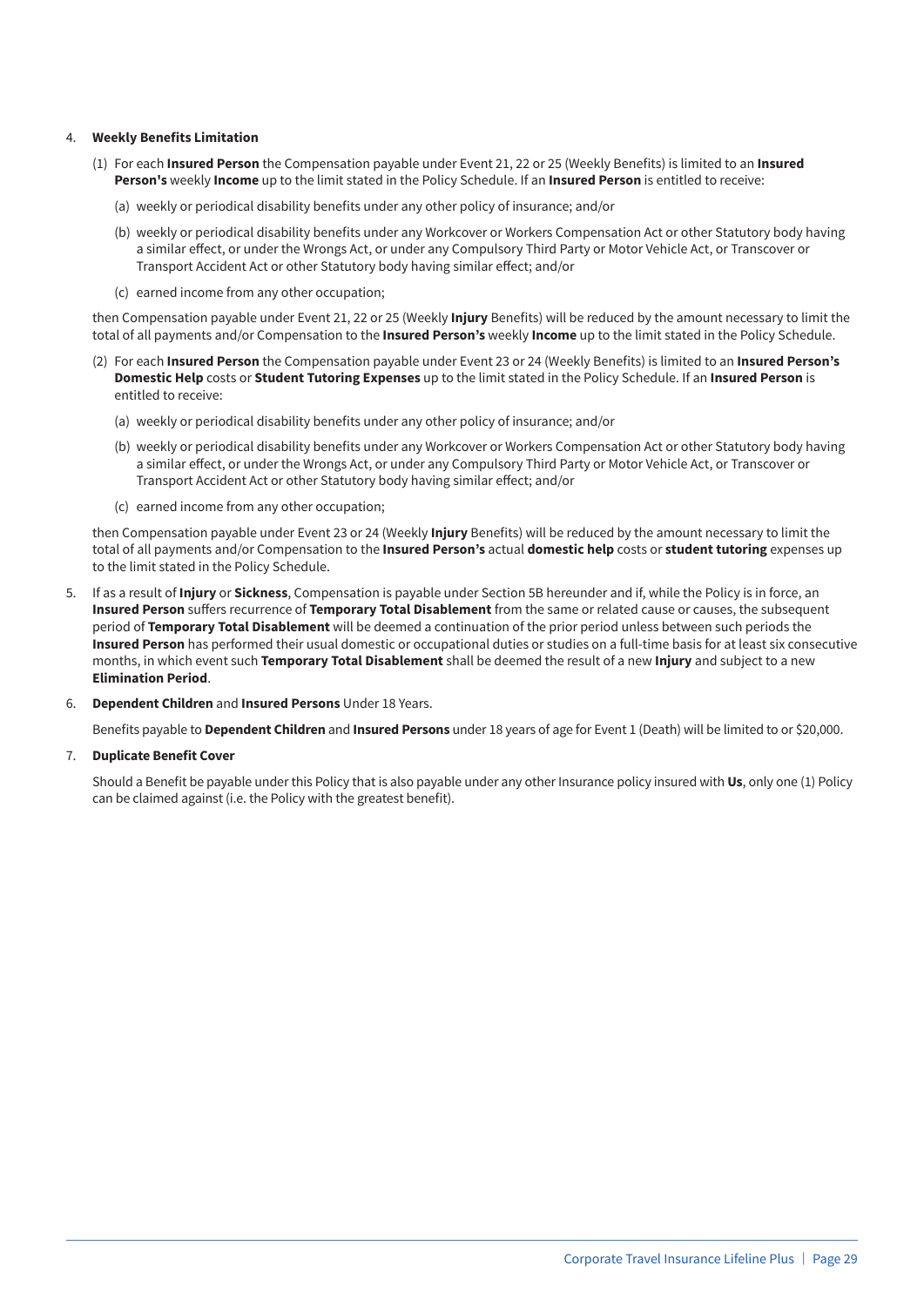4. **Weekly Benefits Limitation**

   (1) For each **Insured Person** the Compensation payable under Event 21, 22 or 25 (Weekly Benefits) is limited to an **Insured Person's** weekly **Income** up to the limit stated in the Policy Schedule. If an **Insured Person** is entitled to receive:

   (a) weekly or periodical disability benefits under any other policy of insurance; and/or

   (b) weekly or periodical disability benefits under any Workcover or Workers Compensation Act or other Statutory body having a similar effect, or under the Wrongs Act, or under any Compulsory Third Party or Motor Vehicle Act, or Transcover or Transport Accident Act or other Statutory body having similar effect; and/or

   (c) earned income from any other occupation;

   then Compensation payable under Event 21, 22 or 25 (Weekly **Injury** Benefits) will be reduced by the amount necessary to limit the total of all payments and/or Compensation to the **Insured Person's** weekly **Income** up to the limit stated in the Policy Schedule.

   (2) For each **Insured Person** the Compensation payable under Event 23 or 24 (Weekly Benefits) is limited to an **Insured Person's Domestic Help** costs or **Student Tutoring Expenses** up to the limit stated in the Policy Schedule. If an **Insured Person** is entitled to receive:

   (a) weekly or periodical disability benefits under any other policy of insurance; and/or

   (b) weekly or periodical disability benefits under any Workcover or Workers Compensation Act or other Statutory body having a similar effect, or under the Wrongs Act, or under any Compulsory Third Party or Motor Vehicle Act, or Transcover or Transport Accident Act or other Statutory body having similar effect; and/or

   (c) earned income from any other occupation;

   then Compensation payable under Event 23 or 24 (Weekly **Injury** Benefits) will be reduced by the amount necessary to limit the total of all payments and/or Compensation to the **Insured Person's** actual **domestic help** costs or **student tutoring** expenses up to the limit stated in the Policy Schedule.

5. If as a result of **Injury** or **Sickness**, Compensation is payable under Section 5B hereunder and if, while the Policy is in force, an **Insured Person** suffers recurrence of **Temporary Total Disablement** from the same or related cause or causes, the subsequent period of **Temporary Total Disablement** will be deemed a continuation of the prior period unless between such periods the **Insured Person** has performed their usual domestic or occupational duties or studies on a full-time basis for at least six consecutive months, in which event such **Temporary Total Disablement** shall be deemed the result of a new **Injury** and subject to a new **Elimination Period**.

6. **Dependent Children** and **Insured Persons** Under 18 Years.

   Benefits payable to **Dependent Children** and **Insured Persons** under 18 years of age for Event 1 (Death) will be limited to or $20,000.

7. **Duplicate Benefit Cover**

   Should a Benefit be payable under this Policy that is also payable under any other Insurance policy insured with **Us**, only one (1) Policy can be claimed against (i.e. the Policy with the greatest benefit).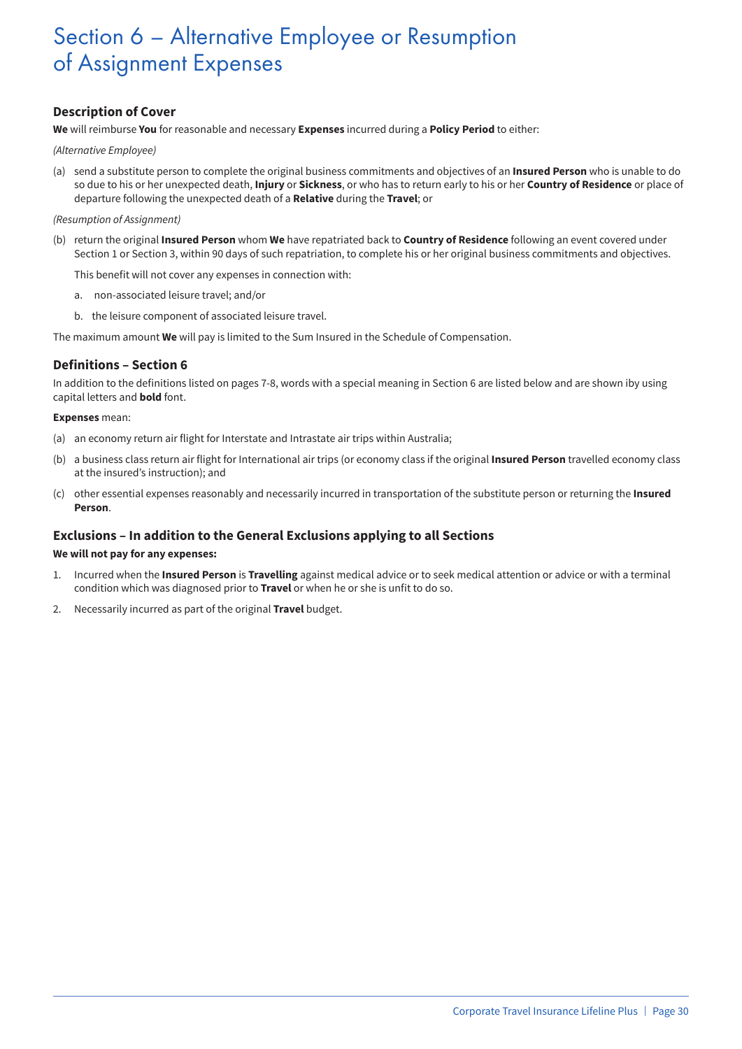# Section 6 – Alternative Employee or Resumption of Assignment Expenses

## Description of Cover

**We** will reimburse **You** for reasonable and necessary **Expenses** incurred during a **Policy Period** to either:

*(Alternative Employee)*

(a) send a substitute person to complete the original business commitments and objectives of an **Insured Person** who is unable to do so due to his or her unexpected death, **Injury** or **Sickness**, or who has to return early to his or her **Country of Residence** or place of departure following the unexpected death of a **Relative** during the **Travel**; or

*(Resumption of Assignment)*

(b) return the original **Insured Person** whom **We** have repatriated back to **Country of Residence** following an event covered under Section 1 or Section 3, within 90 days of such repatriation, to complete his or her original business commitments and objectives.

This benefit will not cover any expenses in connection with:

a. non-associated leisure travel; and/or

b. the leisure component of associated leisure travel.

The maximum amount **We** will pay is limited to the Sum Insured in the Schedule of Compensation.

## Definitions – Section 6

In addition to the definitions listed on pages 7-8, words with a special meaning in Section 6 are listed below and are shown iby using capital letters and **bold** font.

**Expenses** mean:

(a) an economy return air flight for Interstate and Intrastate air trips within Australia;

(b) a business class return air flight for International air trips (or economy class if the original **Insured Person** travelled economy class at the insured's instruction); and

(c) other essential expenses reasonably and necessarily incurred in transportation of the substitute person or returning the **Insured Person**.

## Exclusions – In addition to the General Exclusions applying to all Sections

**We will not pay for any expenses:**

1. Incurred when the **Insured Person** is **Travelling** against medical advice or to seek medical attention or advice or with a terminal condition which was diagnosed prior to **Travel** or when he or she is unfit to do so.
2. Necessarily incurred as part of the original **Travel** budget.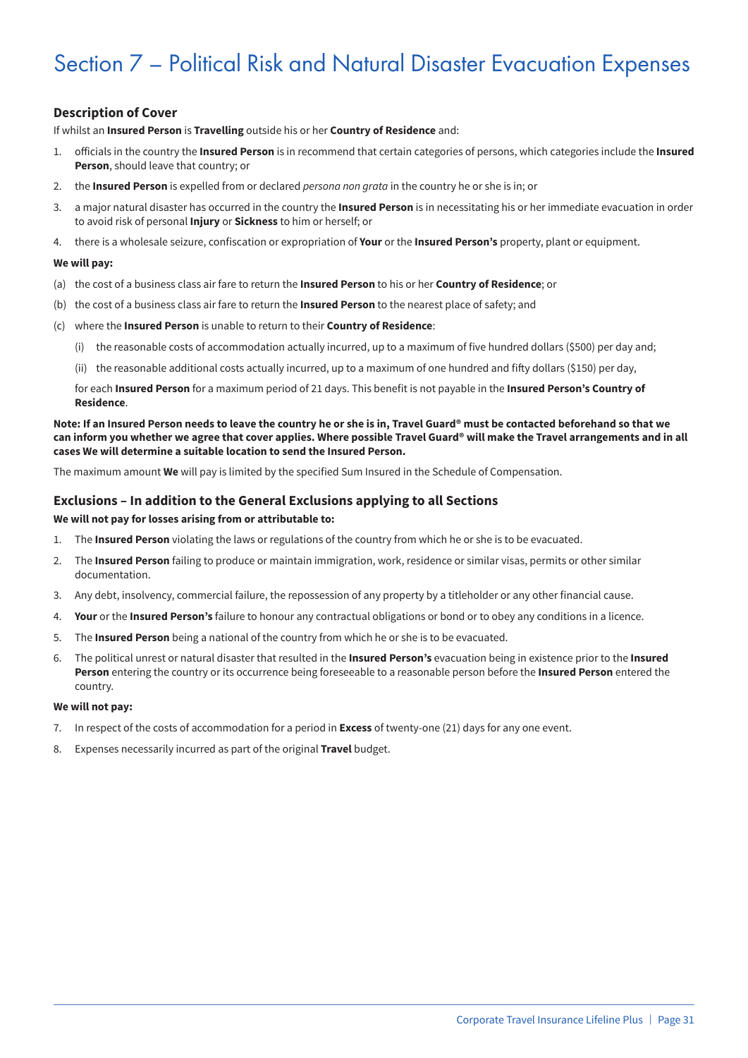# Section 7 – Political Risk and Natural Disaster Evacuation Expenses

### Description of Cover

If whilst an **Insured Person** is **Travelling** outside his or her **Country of Residence** and:

1. officials in the country the **Insured Person** is in recommend that certain categories of persons, which categories include the **Insured Person**, should leave that country; or
2. the **Insured Person** is expelled from or declared *persona non grata* in the country he or she is in; or
3. a major natural disaster has occurred in the country the **Insured Person** is in necessitating his or her immediate evacuation in order to avoid risk of personal **Injury** or **Sickness** to him or herself; or
4. there is a wholesale seizure, confiscation or expropriation of **Your** or the **Insured Person's** property, plant or equipment.

**We will pay:**

(a) the cost of a business class air fare to return the **Insured Person** to his or her **Country of Residence**; or

(b) the cost of a business class air fare to return the **Insured Person** to the nearest place of safety; and

(c) where the **Insured Person** is unable to return to their **Country of Residence**:

   (i) the reasonable costs of accommodation actually incurred, up to a maximum of five hundred dollars ($500) per day and;

   (ii) the reasonable additional costs actually incurred, up to a maximum of one hundred and fifty dollars ($150) per day,

   for each **Insured Person** for a maximum period of 21 days. This benefit is not payable in the **Insured Person's Country of Residence**.

**Note: If an Insured Person needs to leave the country he or she is in, Travel Guard® must be contacted beforehand so that we can inform you whether we agree that cover applies. Where possible Travel Guard® will make the Travel arrangements and in all cases We will determine a suitable location to send the Insured Person.**

The maximum amount **We** will pay is limited by the specified Sum Insured in the Schedule of Compensation.

### Exclusions – In addition to the General Exclusions applying to all Sections

**We will not pay for losses arising from or attributable to:**

1. The **Insured Person** violating the laws or regulations of the country from which he or she is to be evacuated.
2. The **Insured Person** failing to produce or maintain immigration, work, residence or similar visas, permits or other similar documentation.
3. Any debt, insolvency, commercial failure, the repossession of any property by a titleholder or any other financial cause.
4. **Your** or the **Insured Person's** failure to honour any contractual obligations or bond or to obey any conditions in a licence.
5. The **Insured Person** being a national of the country from which he or she is to be evacuated.
6. The political unrest or natural disaster that resulted in the **Insured Person's** evacuation being in existence prior to the **Insured Person** entering the country or its occurrence being foreseeable to a reasonable person before the **Insured Person** entered the country.

**We will not pay:**

7. In respect of the costs of accommodation for a period in **Excess** of twenty-one (21) days for any one event.
8. Expenses necessarily incurred as part of the original **Travel** budget.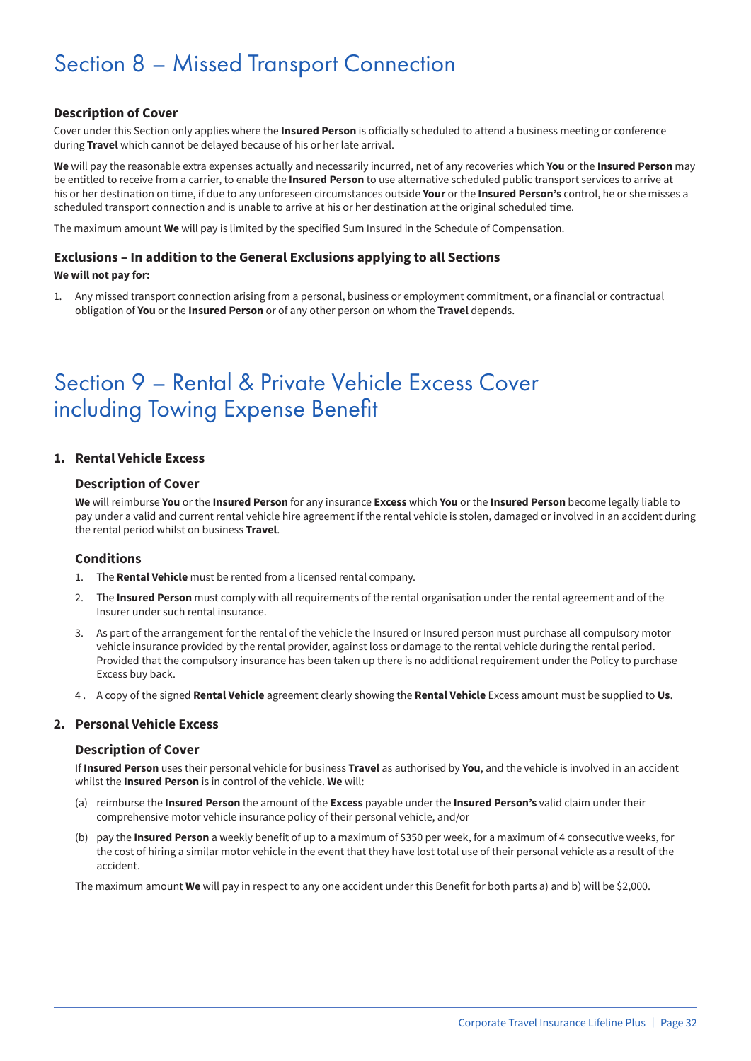# Section 8 – Missed Transport Connection

### Description of Cover

Cover under this Section only applies where the **Insured Person** is officially scheduled to attend a business meeting or conference during **Travel** which cannot be delayed because of his or her late arrival.

**We** will pay the reasonable extra expenses actually and necessarily incurred, net of any recoveries which **You** or the **Insured Person** may be entitled to receive from a carrier, to enable the **Insured Person** to use alternative scheduled public transport services to arrive at his or her destination on time, if due to any unforeseen circumstances outside **Your** or the **Insured Person's** control, he or she misses a scheduled transport connection and is unable to arrive at his or her destination at the original scheduled time.

The maximum amount **We** will pay is limited by the specified Sum Insured in the Schedule of Compensation.

### Exclusions – In addition to the General Exclusions applying to all Sections

**We will not pay for:**

1. Any missed transport connection arising from a personal, business or employment commitment, or a financial or contractual obligation of **You** or the **Insured Person** or of any other person on whom the **Travel** depends.

# Section 9 – Rental & Private Vehicle Excess Cover including Towing Expense Benefit

### 1. Rental Vehicle Excess

#### Description of Cover

**We** will reimburse **You** or the **Insured Person** for any insurance **Excess** which **You** or the **Insured Person** become legally liable to pay under a valid and current rental vehicle hire agreement if the rental vehicle is stolen, damaged or involved in an accident during the rental period whilst on business **Travel**.

#### Conditions

1. The **Rental Vehicle** must be rented from a licensed rental company.
2. The **Insured Person** must comply with all requirements of the rental organisation under the rental agreement and of the Insurer under such rental insurance.
3. As part of the arrangement for the rental of the vehicle the Insured or Insured person must purchase all compulsory motor vehicle insurance provided by the rental provider, against loss or damage to the rental vehicle during the rental period. Provided that the compulsory insurance has been taken up there is no additional requirement under the Policy to purchase Excess buy back.
4. A copy of the signed **Rental Vehicle** agreement clearly showing the **Rental Vehicle** Excess amount must be supplied to **Us**.

### 2. Personal Vehicle Excess

#### Description of Cover

If **Insured Person** uses their personal vehicle for business **Travel** as authorised by **You**, and the vehicle is involved in an accident whilst the **Insured Person** is in control of the vehicle. **We** will:

(a) reimburse the **Insured Person** the amount of the **Excess** payable under the **Insured Person's** valid claim under their comprehensive motor vehicle insurance policy of their personal vehicle, and/or

(b) pay the **Insured Person** a weekly benefit of up to a maximum of $350 per week, for a maximum of 4 consecutive weeks, for the cost of hiring a similar motor vehicle in the event that they have lost total use of their personal vehicle as a result of the accident.

The maximum amount **We** will pay in respect to any one accident under this Benefit for both parts a) and b) will be $2,000.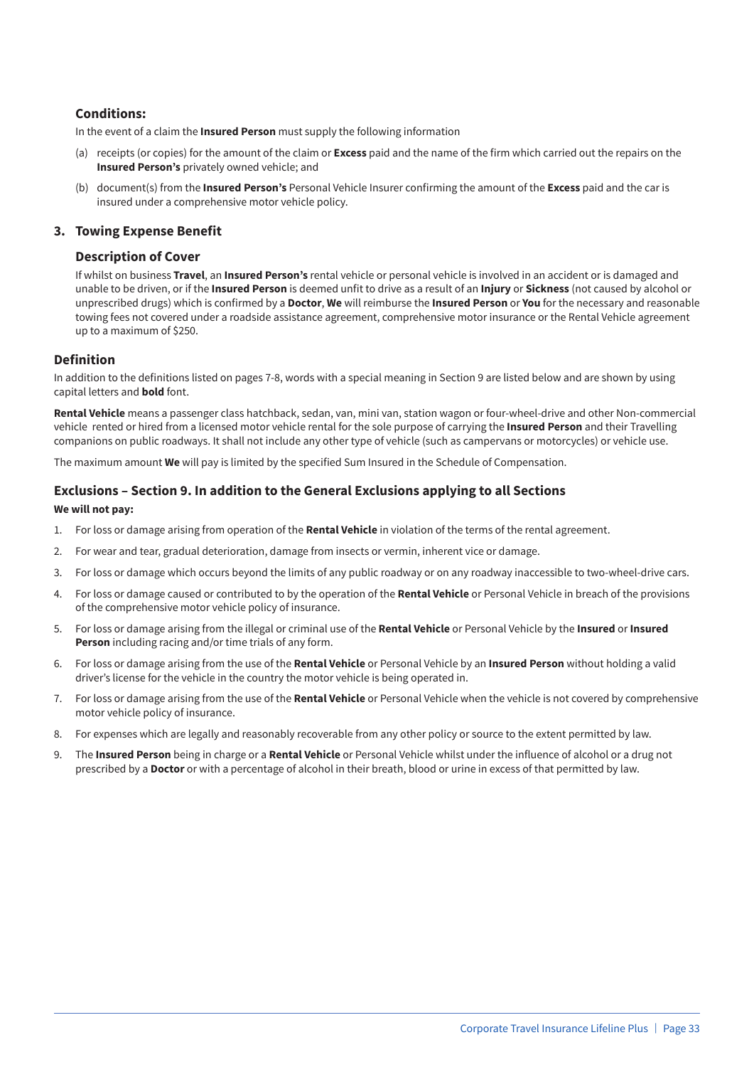### Conditions:

In the event of a claim the **Insured Person** must supply the following information

(a) receipts (or copies) for the amount of the claim or **Excess** paid and the name of the firm which carried out the repairs on the **Insured Person's** privately owned vehicle; and

(b) document(s) from the **Insured Person's** Personal Vehicle Insurer confirming the amount of the **Excess** paid and the car is insured under a comprehensive motor vehicle policy.

## 3. Towing Expense Benefit

### Description of Cover

If whilst on business **Travel**, an **Insured Person's** rental vehicle or personal vehicle is involved in an accident or is damaged and unable to be driven, or if the **Insured Person** is deemed unfit to drive as a result of an **Injury** or **Sickness** (not caused by alcohol or unprescribed drugs) which is confirmed by a **Doctor**, **We** will reimburse the **Insured Person** or **You** for the necessary and reasonable towing fees not covered under a roadside assistance agreement, comprehensive motor insurance or the Rental Vehicle agreement up to a maximum of $250.

## Definition

In addition to the definitions listed on pages 7-8, words with a special meaning in Section 9 are listed below and are shown by using capital letters and **bold** font.

**Rental Vehicle** means a passenger class hatchback, sedan, van, mini van, station wagon or four-wheel-drive and other Non-commercial vehicle rented or hired from a licensed motor vehicle rental for the sole purpose of carrying the **Insured Person** and their Travelling companions on public roadways. It shall not include any other type of vehicle (such as campervans or motorcycles) or vehicle use.

The maximum amount **We** will pay is limited by the specified Sum Insured in the Schedule of Compensation.

## Exclusions – Section 9. In addition to the General Exclusions applying to all Sections

**We will not pay:**

1. For loss or damage arising from operation of the **Rental Vehicle** in violation of the terms of the rental agreement.
2. For wear and tear, gradual deterioration, damage from insects or vermin, inherent vice or damage.
3. For loss or damage which occurs beyond the limits of any public roadway or on any roadway inaccessible to two-wheel-drive cars.
4. For loss or damage caused or contributed to by the operation of the **Rental Vehicle** or Personal Vehicle in breach of the provisions of the comprehensive motor vehicle policy of insurance.
5. For loss or damage arising from the illegal or criminal use of the **Rental Vehicle** or Personal Vehicle by the **Insured** or **Insured Person** including racing and/or time trials of any form.
6. For loss or damage arising from the use of the **Rental Vehicle** or Personal Vehicle by an **Insured Person** without holding a valid driver's license for the vehicle in the country the motor vehicle is being operated in.
7. For loss or damage arising from the use of the **Rental Vehicle** or Personal Vehicle when the vehicle is not covered by comprehensive motor vehicle policy of insurance.
8. For expenses which are legally and reasonably recoverable from any other policy or source to the extent permitted by law.
9. The **Insured Person** being in charge or a **Rental Vehicle** or Personal Vehicle whilst under the influence of alcohol or a drug not prescribed by a **Doctor** or with a percentage of alcohol in their breath, blood or urine in excess of that permitted by law.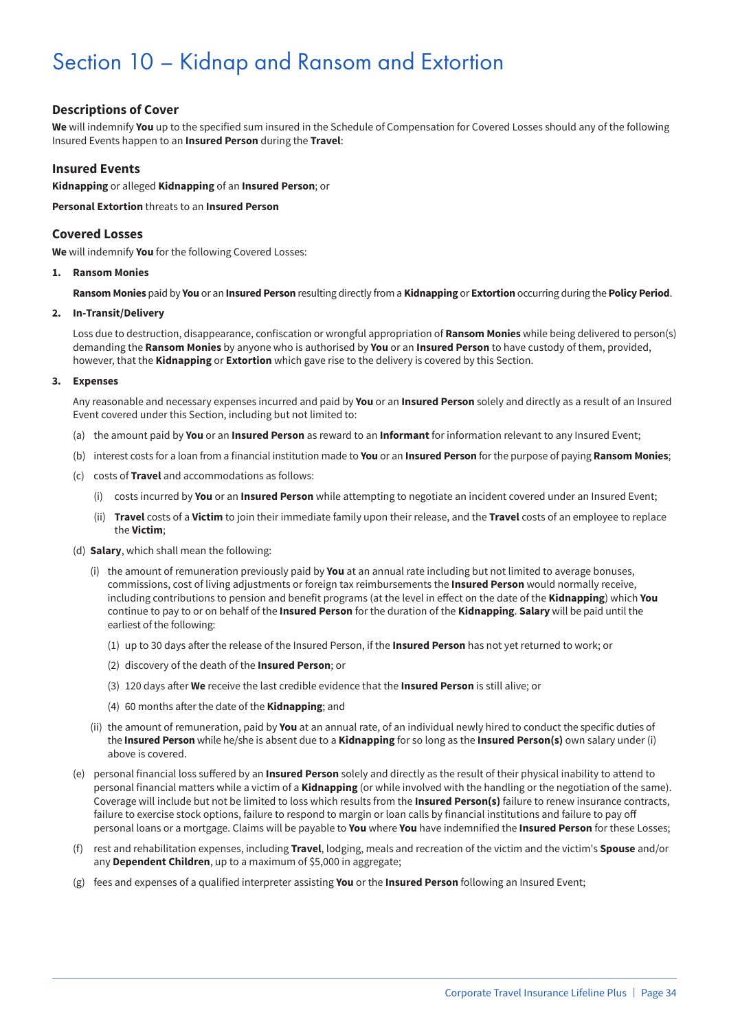# Section 10 – Kidnap and Ransom and Extortion

### Descriptions of Cover

**We** will indemnify **You** up to the specified sum insured in the Schedule of Compensation for Covered Losses should any of the following Insured Events happen to an **Insured Person** during the **Travel**:

### Insured Events

**Kidnapping** or alleged **Kidnapping** of an **Insured Person**; or

**Personal Extortion** threats to an **Insured Person**

### Covered Losses

**We** will indemnify **You** for the following Covered Losses:

1. **Ransom Monies**

   **Ransom Monies** paid by **You** or an **Insured Person** resulting directly from a **Kidnapping** or **Extortion** occurring during the **Policy Period**.

2. **In-Transit/Delivery**

   Loss due to destruction, disappearance, confiscation or wrongful appropriation of **Ransom Monies** while being delivered to person(s) demanding the **Ransom Monies** by anyone who is authorised by **You** or an **Insured Person** to have custody of them, provided, however, that the **Kidnapping** or **Extortion** which gave rise to the delivery is covered by this Section.

3. **Expenses**

   Any reasonable and necessary expenses incurred and paid by **You** or an **Insured Person** solely and directly as a result of an Insured Event covered under this Section, including but not limited to:

   (a) the amount paid by **You** or an **Insured Person** as reward to an **Informant** for information relevant to any Insured Event;

   (b) interest costs for a loan from a financial institution made to **You** or an **Insured Person** for the purpose of paying **Ransom Monies**;

   (c) costs of **Travel** and accommodations as follows:

      (i) costs incurred by **You** or an **Insured Person** while attempting to negotiate an incident covered under an Insured Event;

      (ii) **Travel** costs of a **Victim** to join their immediate family upon their release, and the **Travel** costs of an employee to replace the **Victim**;

   (d) **Salary**, which shall mean the following:

      (i) the amount of remuneration previously paid by **You** at an annual rate including but not limited to average bonuses, commissions, cost of living adjustments or foreign tax reimbursements the **Insured Person** would normally receive, including contributions to pension and benefit programs (at the level in effect on the date of the **Kidnapping**) which **You** continue to pay to or on behalf of the **Insured Person** for the duration of the **Kidnapping**. **Salary** will be paid until the earliest of the following:

         (1) up to 30 days after the release of the Insured Person, if the **Insured Person** has not yet returned to work; or

         (2) discovery of the death of the **Insured Person**; or

         (3) 120 days after **We** receive the last credible evidence that the **Insured Person** is still alive; or

         (4) 60 months after the date of the **Kidnapping**; and

      (ii) the amount of remuneration, paid by **You** at an annual rate, of an individual newly hired to conduct the specific duties of the **Insured Person** while he/she is absent due to a **Kidnapping** for so long as the **Insured Person(s)** own salary under (i) above is covered.

   (e) personal financial loss suffered by an **Insured Person** solely and directly as the result of their physical inability to attend to personal financial matters while a victim of a **Kidnapping** (or while involved with the handling or the negotiation of the same). Coverage will include but not be limited to loss which results from the **Insured Person(s)** failure to renew insurance contracts, failure to exercise stock options, failure to respond to margin or loan calls by financial institutions and failure to pay off personal loans or a mortgage. Claims will be payable to **You** where **You** have indemnified the **Insured Person** for these Losses;

   (f) rest and rehabilitation expenses, including **Travel**, lodging, meals and recreation of the victim and the victim's **Spouse** and/or any **Dependent Children**, up to a maximum of $5,000 in aggregate;

   (g) fees and expenses of a qualified interpreter assisting **You** or the **Insured Person** following an Insured Event;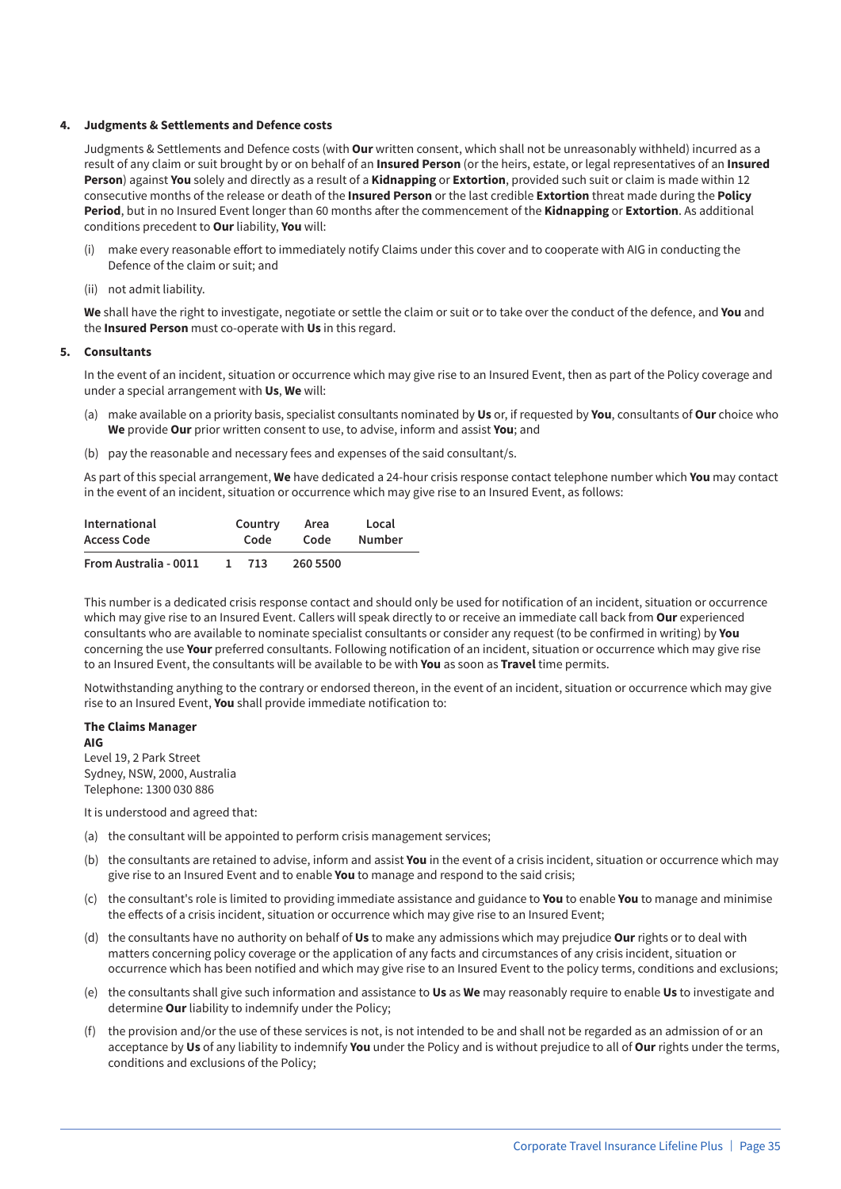**4. Judgments & Settlements and Defence costs**

Judgments & Settlements and Defence costs (with **Our** written consent, which shall not be unreasonably withheld) incurred as a result of any claim or suit brought by or on behalf of an **Insured Person** (or the heirs, estate, or legal representatives of an **Insured Person**) against **You** solely and directly as a result of a **Kidnapping** or **Extortion**, provided such suit or claim is made within 12 consecutive months of the release or death of the **Insured Person** or the last credible **Extortion** threat made during the **Policy Period**, but in no Insured Event longer than 60 months after the commencement of the **Kidnapping** or **Extortion**. As additional conditions precedent to **Our** liability, **You** will:

(i) make every reasonable effort to immediately notify Claims under this cover and to cooperate with AIG in conducting the Defence of the claim or suit; and

(ii) not admit liability.

**We** shall have the right to investigate, negotiate or settle the claim or suit or to take over the conduct of the defence, and **You** and the **Insured Person** must co-operate with **Us** in this regard.

**5. Consultants**

In the event of an incident, situation or occurrence which may give rise to an Insured Event, then as part of the Policy coverage and under a special arrangement with **Us**, **We** will:

(a) make available on a priority basis, specialist consultants nominated by **Us** or, if requested by **You**, consultants of **Our** choice who **We** provide **Our** prior written consent to use, to advise, inform and assist **You**; and

(b) pay the reasonable and necessary fees and expenses of the said consultant/s.

As part of this special arrangement, **We** have dedicated a 24-hour crisis response contact telephone number which **You** may contact in the event of an incident, situation or occurrence which may give rise to an Insured Event, as follows:

| International Access Code | Country Code | Area Code | Local Number |
|---|---|---|---|
| From Australia - 0011 | 1 | 713 | 260 5500 |

This number is a dedicated crisis response contact and should only be used for notification of an incident, situation or occurrence which may give rise to an Insured Event. Callers will speak directly to or receive an immediate call back from **Our** experienced consultants who are available to nominate specialist consultants or consider any request (to be confirmed in writing) by **You** concerning the use **Your** preferred consultants. Following notification of an incident, situation or occurrence which may give rise to an Insured Event, the consultants will be available to be with **You** as soon as **Travel** time permits.

Notwithstanding anything to the contrary or endorsed thereon, in the event of an incident, situation or occurrence which may give rise to an Insured Event, **You** shall provide immediate notification to:

**The Claims Manager**
**AIG**
Level 19, 2 Park Street
Sydney, NSW, 2000, Australia
Telephone: 1300 030 886

It is understood and agreed that:

(a) the consultant will be appointed to perform crisis management services;

(b) the consultants are retained to advise, inform and assist **You** in the event of a crisis incident, situation or occurrence which may give rise to an Insured Event and to enable **You** to manage and respond to the said crisis;

(c) the consultant's role is limited to providing immediate assistance and guidance to **You** to enable **You** to manage and minimise the effects of a crisis incident, situation or occurrence which may give rise to an Insured Event;

(d) the consultants have no authority on behalf of **Us** to make any admissions which may prejudice **Our** rights or to deal with matters concerning policy coverage or the application of any facts and circumstances of any crisis incident, situation or occurrence which has been notified and which may give rise to an Insured Event to the policy terms, conditions and exclusions;

(e) the consultants shall give such information and assistance to **Us** as **We** may reasonably require to enable **Us** to investigate and determine **Our** liability to indemnify under the Policy;

(f) the provision and/or the use of these services is not, is not intended to be and shall not be regarded as an admission of or an acceptance by **Us** of any liability to indemnify **You** under the Policy and is without prejudice to all of **Our** rights under the terms, conditions and exclusions of the Policy;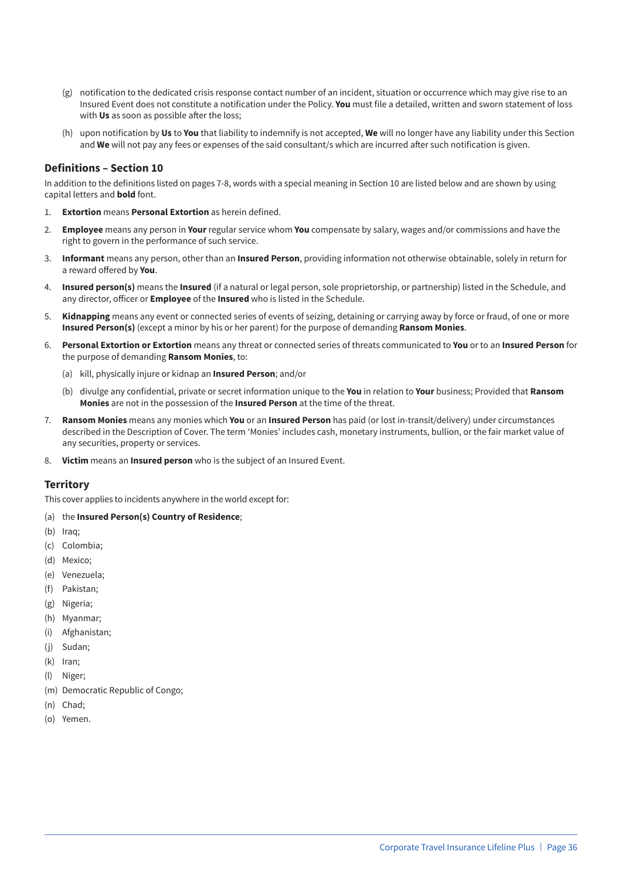(g) notification to the dedicated crisis response contact number of an incident, situation or occurrence which may give rise to an Insured Event does not constitute a notification under the Policy. **You** must file a detailed, written and sworn statement of loss with **Us** as soon as possible after the loss;

(h) upon notification by **Us** to **You** that liability to indemnify is not accepted, **We** will no longer have any liability under this Section and **We** will not pay any fees or expenses of the said consultant/s which are incurred after such notification is given.

## Definitions – Section 10

In addition to the definitions listed on pages 7-8, words with a special meaning in Section 10 are listed below and are shown by using capital letters and **bold** font.

1. **Extortion** means **Personal Extortion** as herein defined.
2. **Employee** means any person in **Your** regular service whom **You** compensate by salary, wages and/or commissions and have the right to govern in the performance of such service.
3. **Informant** means any person, other than an **Insured Person**, providing information not otherwise obtainable, solely in return for a reward offered by **You**.
4. **Insured person(s)** means the **Insured** (if a natural or legal person, sole proprietorship, or partnership) listed in the Schedule, and any director, officer or **Employee** of the **Insured** who is listed in the Schedule.
5. **Kidnapping** means any event or connected series of events of seizing, detaining or carrying away by force or fraud, of one or more **Insured Person(s)** (except a minor by his or her parent) for the purpose of demanding **Ransom Monies**.
6. **Personal Extortion or Extortion** means any threat or connected series of threats communicated to **You** or to an **Insured Person** for the purpose of demanding **Ransom Monies**, to:
   (a) kill, physically injure or kidnap an **Insured Person**; and/or
   (b) divulge any confidential, private or secret information unique to the **You** in relation to **Your** business; Provided that **Ransom Monies** are not in the possession of the **Insured Person** at the time of the threat.
7. **Ransom Monies** means any monies which **You** or an **Insured Person** has paid (or lost in-transit/delivery) under circumstances described in the Description of Cover. The term 'Monies' includes cash, monetary instruments, bullion, or the fair market value of any securities, property or services.
8. **Victim** means an **Insured person** who is the subject of an Insured Event.

## Territory

This cover applies to incidents anywhere in the world except for:

(a) the **Insured Person(s) Country of Residence**;
(b) Iraq;
(c) Colombia;
(d) Mexico;
(e) Venezuela;
(f) Pakistan;
(g) Nigeria;
(h) Myanmar;
(i) Afghanistan;
(j) Sudan;
(k) Iran;
(l) Niger;
(m) Democratic Republic of Congo;
(n) Chad;
(o) Yemen.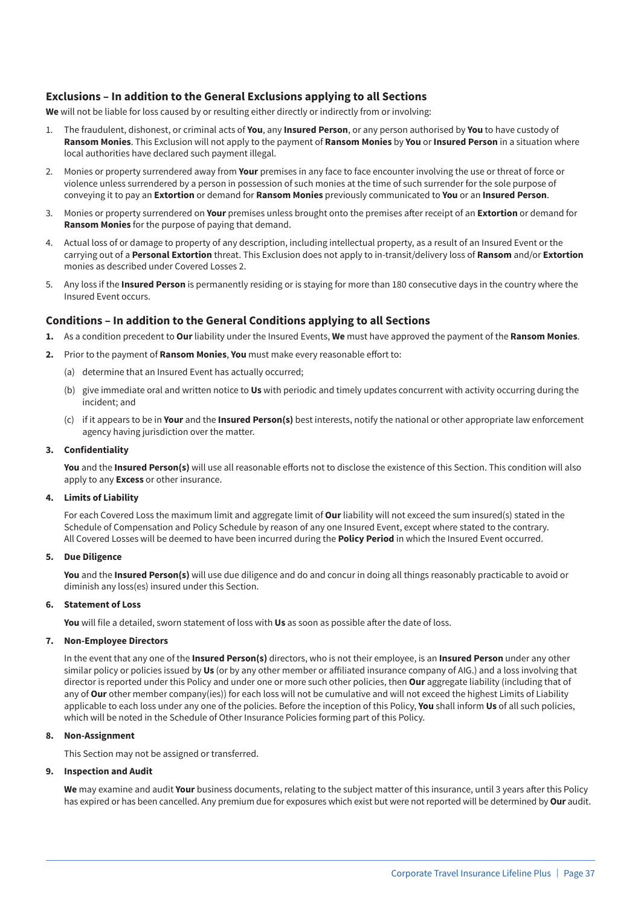## Exclusions – In addition to the General Exclusions applying to all Sections

**We** will not be liable for loss caused by or resulting either directly or indirectly from or involving:

1. The fraudulent, dishonest, or criminal acts of **You**, any **Insured Person**, or any person authorised by **You** to have custody of **Ransom Monies**. This Exclusion will not apply to the payment of **Ransom Monies** by **You** or **Insured Person** in a situation where local authorities have declared such payment illegal.
2. Monies or property surrendered away from **Your** premises in any face to face encounter involving the use or threat of force or violence unless surrendered by a person in possession of such monies at the time of such surrender for the sole purpose of conveying it to pay an **Extortion** or demand for **Ransom Monies** previously communicated to **You** or an **Insured Person**.
3. Monies or property surrendered on **Your** premises unless brought onto the premises after receipt of an **Extortion** or demand for **Ransom Monies** for the purpose of paying that demand.
4. Actual loss of or damage to property of any description, including intellectual property, as a result of an Insured Event or the carrying out of a **Personal Extortion** threat. This Exclusion does not apply to in-transit/delivery loss of **Ransom** and/or **Extortion** monies as described under Covered Losses 2.
5. Any loss if the **Insured Person** is permanently residing or is staying for more than 180 consecutive days in the country where the Insured Event occurs.

## Conditions – In addition to the General Conditions applying to all Sections

**1.** As a condition precedent to **Our** liability under the Insured Events, **We** must have approved the payment of the **Ransom Monies**.

**2.** Prior to the payment of **Ransom Monies**, **You** must make every reasonable effort to:

(a) determine that an Insured Event has actually occurred;

(b) give immediate oral and written notice to **Us** with periodic and timely updates concurrent with activity occurring during the incident; and

(c) if it appears to be in **Your** and the **Insured Person(s)** best interests, notify the national or other appropriate law enforcement agency having jurisdiction over the matter.

**3. Confidentiality**

**You** and the **Insured Person(s)** will use all reasonable efforts not to disclose the existence of this Section. This condition will also apply to any **Excess** or other insurance.

**4. Limits of Liability**

For each Covered Loss the maximum limit and aggregate limit of **Our** liability will not exceed the sum insured(s) stated in the Schedule of Compensation and Policy Schedule by reason of any one Insured Event, except where stated to the contrary. All Covered Losses will be deemed to have been incurred during the **Policy Period** in which the Insured Event occurred.

**5. Due Diligence**

**You** and the **Insured Person(s)** will use due diligence and do and concur in doing all things reasonably practicable to avoid or diminish any loss(es) insured under this Section.

**6. Statement of Loss**

**You** will file a detailed, sworn statement of loss with **Us** as soon as possible after the date of loss.

**7. Non-Employee Directors**

In the event that any one of the **Insured Person(s)** directors, who is not their employee, is an **Insured Person** under any other similar policy or policies issued by **Us** (or by any other member or affiliated insurance company of AIG.) and a loss involving that director is reported under this Policy and under one or more such other policies, then **Our** aggregate liability (including that of any of **Our** other member company(ies)) for each loss will not be cumulative and will not exceed the highest Limits of Liability applicable to each loss under any one of the policies. Before the inception of this Policy, **You** shall inform **Us** of all such policies, which will be noted in the Schedule of Other Insurance Policies forming part of this Policy.

**8. Non-Assignment**

This Section may not be assigned or transferred.

**9. Inspection and Audit**

**We** may examine and audit **Your** business documents, relating to the subject matter of this insurance, until 3 years after this Policy has expired or has been cancelled. Any premium due for exposures which exist but were not reported will be determined by **Our** audit.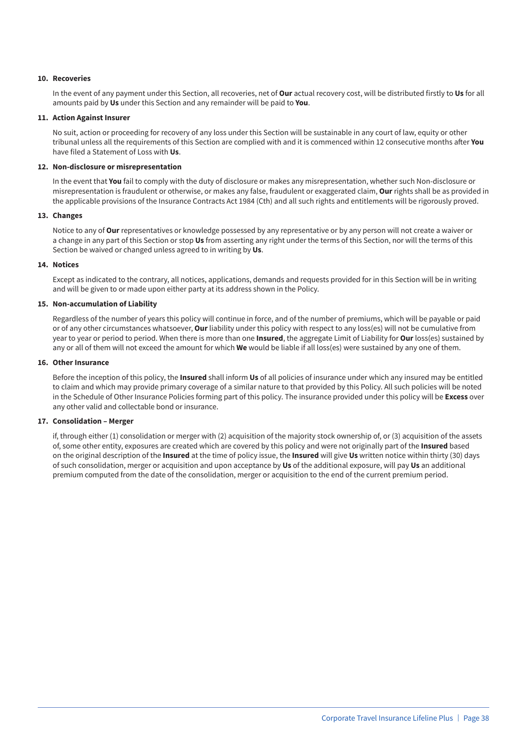**10. Recoveries**

In the event of any payment under this Section, all recoveries, net of **Our** actual recovery cost, will be distributed firstly to **Us** for all amounts paid by **Us** under this Section and any remainder will be paid to **You**.

**11. Action Against Insurer**

No suit, action or proceeding for recovery of any loss under this Section will be sustainable in any court of law, equity or other tribunal unless all the requirements of this Section are complied with and it is commenced within 12 consecutive months after **You** have filed a Statement of Loss with **Us**.

**12. Non-disclosure or misrepresentation**

In the event that **You** fail to comply with the duty of disclosure or makes any misrepresentation, whether such Non-disclosure or misrepresentation is fraudulent or otherwise, or makes any false, fraudulent or exaggerated claim, **Our** rights shall be as provided in the applicable provisions of the Insurance Contracts Act 1984 (Cth) and all such rights and entitlements will be rigorously proved.

**13. Changes**

Notice to any of **Our** representatives or knowledge possessed by any representative or by any person will not create a waiver or a change in any part of this Section or stop **Us** from asserting any right under the terms of this Section, nor will the terms of this Section be waived or changed unless agreed to in writing by **Us**.

**14. Notices**

Except as indicated to the contrary, all notices, applications, demands and requests provided for in this Section will be in writing and will be given to or made upon either party at its address shown in the Policy.

**15. Non-accumulation of Liability**

Regardless of the number of years this policy will continue in force, and of the number of premiums, which will be payable or paid or of any other circumstances whatsoever, **Our** liability under this policy with respect to any loss(es) will not be cumulative from year to year or period to period. When there is more than one **Insured**, the aggregate Limit of Liability for **Our** loss(es) sustained by any or all of them will not exceed the amount for which **We** would be liable if all loss(es) were sustained by any one of them.

**16. Other Insurance**

Before the inception of this policy, the **Insured** shall inform **Us** of all policies of insurance under which any insured may be entitled to claim and which may provide primary coverage of a similar nature to that provided by this Policy. All such policies will be noted in the Schedule of Other Insurance Policies forming part of this policy. The insurance provided under this policy will be **Excess** over any other valid and collectable bond or insurance.

**17. Consolidation – Merger**

if, through either (1) consolidation or merger with (2) acquisition of the majority stock ownership of, or (3) acquisition of the assets of, some other entity, exposures are created which are covered by this policy and were not originally part of the **Insured** based on the original description of the **Insured** at the time of policy issue, the **Insured** will give **Us** written notice within thirty (30) days of such consolidation, merger or acquisition and upon acceptance by **Us** of the additional exposure, will pay **Us** an additional premium computed from the date of the consolidation, merger or acquisition to the end of the current premium period.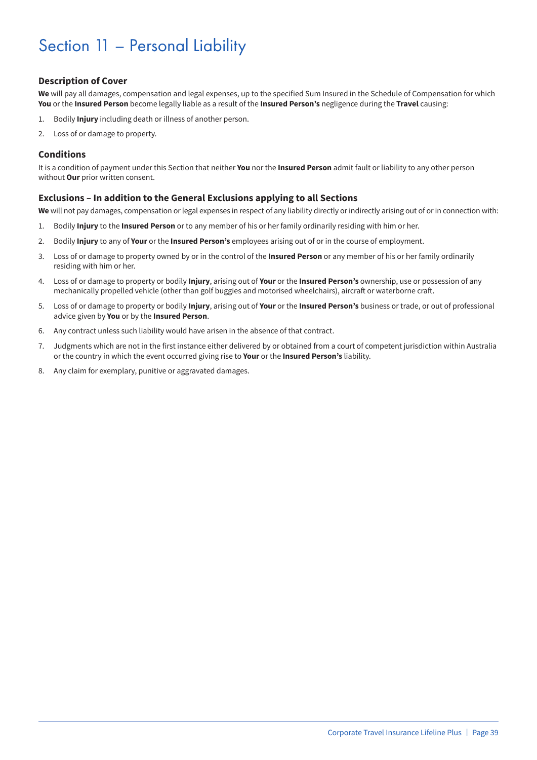# Section 11 – Personal Liability

### Description of Cover

**We** will pay all damages, compensation and legal expenses, up to the specified Sum Insured in the Schedule of Compensation for which **You** or the **Insured Person** become legally liable as a result of the **Insured Person's** negligence during the **Travel** causing:

1. Bodily **Injury** including death or illness of another person.
2. Loss of or damage to property.

### Conditions

It is a condition of payment under this Section that neither **You** nor the **Insured Person** admit fault or liability to any other person without **Our** prior written consent.

### Exclusions – In addition to the General Exclusions applying to all Sections

**We** will not pay damages, compensation or legal expenses in respect of any liability directly or indirectly arising out of or in connection with:

1. Bodily **Injury** to the **Insured Person** or to any member of his or her family ordinarily residing with him or her.
2. Bodily **Injury** to any of **Your** or the **Insured Person's** employees arising out of or in the course of employment.
3. Loss of or damage to property owned by or in the control of the **Insured Person** or any member of his or her family ordinarily residing with him or her.
4. Loss of or damage to property or bodily **Injury**, arising out of **Your** or the **Insured Person's** ownership, use or possession of any mechanically propelled vehicle (other than golf buggies and motorised wheelchairs), aircraft or waterborne craft.
5. Loss of or damage to property or bodily **Injury**, arising out of **Your** or the **Insured Person's** business or trade, or out of professional advice given by **You** or by the **Insured Person**.
6. Any contract unless such liability would have arisen in the absence of that contract.
7. Judgments which are not in the first instance either delivered by or obtained from a court of competent jurisdiction within Australia or the country in which the event occurred giving rise to **Your** or the **Insured Person's** liability.
8. Any claim for exemplary, punitive or aggravated damages.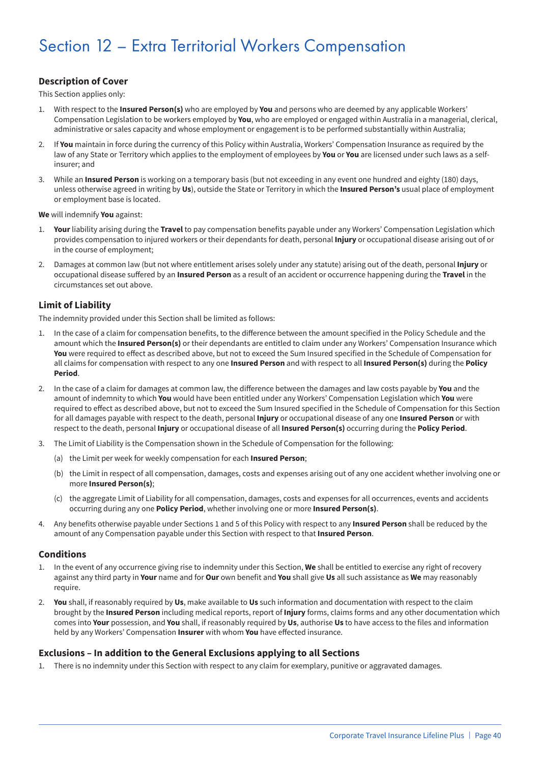# Section 12 – Extra Territorial Workers Compensation

### Description of Cover

This Section applies only:

1. With respect to the **Insured Person(s)** who are employed by **You** and persons who are deemed by any applicable Workers' Compensation Legislation to be workers employed by **You**, who are employed or engaged within Australia in a managerial, clerical, administrative or sales capacity and whose employment or engagement is to be performed substantially within Australia;
2. If **You** maintain in force during the currency of this Policy within Australia, Workers' Compensation Insurance as required by the law of any State or Territory which applies to the employment of employees by **You** or **You** are licensed under such laws as a self-insurer; and
3. While an **Insured Person** is working on a temporary basis (but not exceeding in any event one hundred and eighty (180) days, unless otherwise agreed in writing by **Us**), outside the State or Territory in which the **Insured Person's** usual place of employment or employment base is located.

**We** will indemnify **You** against:

1. **Your** liability arising during the **Travel** to pay compensation benefits payable under any Workers' Compensation Legislation which provides compensation to injured workers or their dependants for death, personal **Injury** or occupational disease arising out of or in the course of employment;
2. Damages at common law (but not where entitlement arises solely under any statute) arising out of the death, personal **Injury** or occupational disease suffered by an **Insured Person** as a result of an accident or occurrence happening during the **Travel** in the circumstances set out above.

### Limit of Liability

The indemnity provided under this Section shall be limited as follows:

1. In the case of a claim for compensation benefits, to the difference between the amount specified in the Policy Schedule and the amount which the **Insured Person(s)** or their dependants are entitled to claim under any Workers' Compensation Insurance which **You** were required to effect as described above, but not to exceed the Sum Insured specified in the Schedule of Compensation for all claims for compensation with respect to any one **Insured Person** and with respect to all **Insured Person(s)** during the **Policy Period**.
2. In the case of a claim for damages at common law, the difference between the damages and law costs payable by **You** and the amount of indemnity to which **You** would have been entitled under any Workers' Compensation Legislation which **You** were required to effect as described above, but not to exceed the Sum Insured specified in the Schedule of Compensation for this Section for all damages payable with respect to the death, personal **Injury** or occupational disease of any one **Insured Person** or with respect to the death, personal **Injury** or occupational disease of all **Insured Person(s)** occurring during the **Policy Period**.
3. The Limit of Liability is the Compensation shown in the Schedule of Compensation for the following:
   (a) the Limit per week for weekly compensation for each **Insured Person**;
   (b) the Limit in respect of all compensation, damages, costs and expenses arising out of any one accident whether involving one or more **Insured Person(s)**;
   (c) the aggregate Limit of Liability for all compensation, damages, costs and expenses for all occurrences, events and accidents occurring during any one **Policy Period**, whether involving one or more **Insured Person(s)**.
4. Any benefits otherwise payable under Sections 1 and 5 of this Policy with respect to any **Insured Person** shall be reduced by the amount of any Compensation payable under this Section with respect to that **Insured Person**.

### Conditions

1. In the event of any occurrence giving rise to indemnity under this Section, **We** shall be entitled to exercise any right of recovery against any third party in **Your** name and for **Our** own benefit and **You** shall give **Us** all such assistance as **We** may reasonably require.
2. **You** shall, if reasonably required by **Us**, make available to **Us** such information and documentation with respect to the claim brought by the **Insured Person** including medical reports, report of **Injury** forms, claims forms and any other documentation which comes into **Your** possession, and **You** shall, if reasonably required by **Us**, authorise **Us** to have access to the files and information held by any Workers' Compensation **Insurer** with whom **You** have effected insurance.

### Exclusions – In addition to the General Exclusions applying to all Sections

1. There is no indemnity under this Section with respect to any claim for exemplary, punitive or aggravated damages.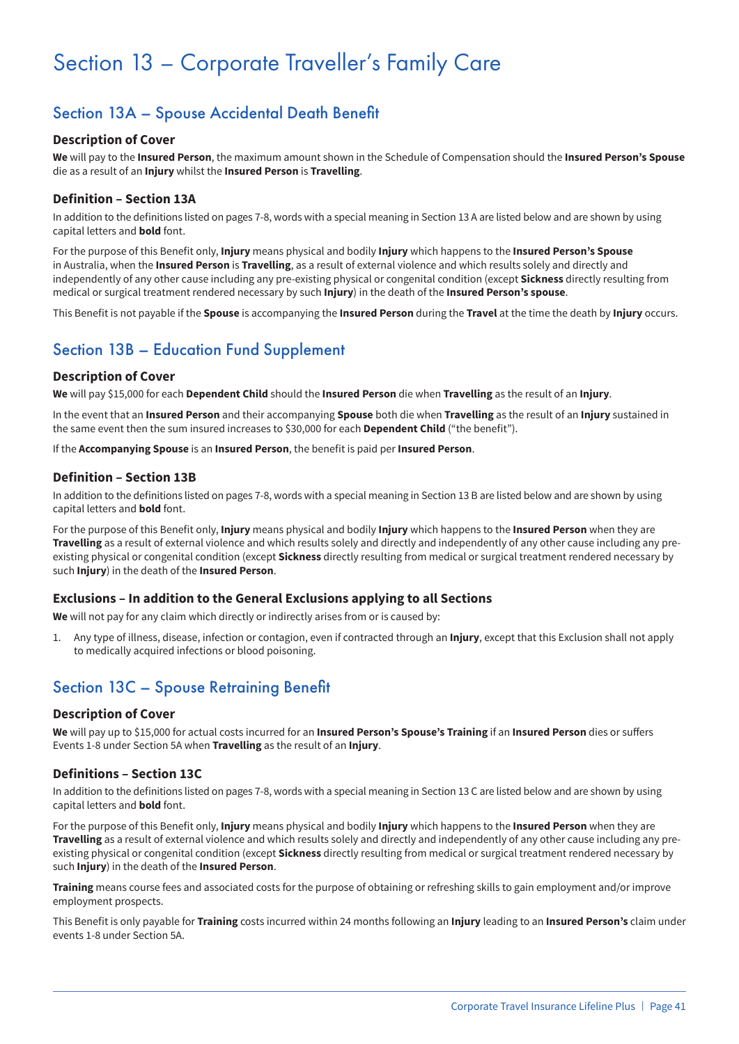# Section 13 – Corporate Traveller's Family Care

## Section 13A – Spouse Accidental Death Benefit

### Description of Cover

**We** will pay to the **Insured Person**, the maximum amount shown in the Schedule of Compensation should the **Insured Person's Spouse** die as a result of an **Injury** whilst the **Insured Person** is **Travelling**.

### Definition – Section 13A

In addition to the definitions listed on pages 7-8, words with a special meaning in Section 13 A are listed below and are shown by using capital letters and **bold** font.

For the purpose of this Benefit only, **Injury** means physical and bodily **Injury** which happens to the **Insured Person's Spouse** in Australia, when the **Insured Person** is **Travelling**, as a result of external violence and which results solely and directly and independently of any other cause including any pre-existing physical or congenital condition (except **Sickness** directly resulting from medical or surgical treatment rendered necessary by such **Injury**) in the death of the **Insured Person's spouse**.

This Benefit is not payable if the **Spouse** is accompanying the **Insured Person** during the **Travel** at the time the death by **Injury** occurs.

## Section 13B – Education Fund Supplement

### Description of Cover

**We** will pay $15,000 for each **Dependent Child** should the **Insured Person** die when **Travelling** as the result of an **Injury**.

In the event that an **Insured Person** and their accompanying **Spouse** both die when **Travelling** as the result of an **Injury** sustained in the same event then the sum insured increases to $30,000 for each **Dependent Child** ("the benefit").

If the **Accompanying Spouse** is an **Insured Person**, the benefit is paid per **Insured Person**.

### Definition – Section 13B

In addition to the definitions listed on pages 7-8, words with a special meaning in Section 13 B are listed below and are shown by using capital letters and **bold** font.

For the purpose of this Benefit only, **Injury** means physical and bodily **Injury** which happens to the **Insured Person** when they are **Travelling** as a result of external violence and which results solely and directly and independently of any other cause including any pre-existing physical or congenital condition (except **Sickness** directly resulting from medical or surgical treatment rendered necessary by such **Injury**) in the death of the **Insured Person**.

### Exclusions – In addition to the General Exclusions applying to all Sections

**We** will not pay for any claim which directly or indirectly arises from or is caused by:

1. Any type of illness, disease, infection or contagion, even if contracted through an **Injury**, except that this Exclusion shall not apply to medically acquired infections or blood poisoning.

## Section 13C – Spouse Retraining Benefit

### Description of Cover

**We** will pay up to $15,000 for actual costs incurred for an **Insured Person's Spouse's Training** if an **Insured Person** dies or suffers Events 1-8 under Section 5A when **Travelling** as the result of an **Injury**.

### Definitions – Section 13C

In addition to the definitions listed on pages 7-8, words with a special meaning in Section 13 C are listed below and are shown by using capital letters and **bold** font.

For the purpose of this Benefit only, **Injury** means physical and bodily **Injury** which happens to the **Insured Person** when they are **Travelling** as a result of external violence and which results solely and directly and independently of any other cause including any pre-existing physical or congenital condition (except **Sickness** directly resulting from medical or surgical treatment rendered necessary by such **Injury**) in the death of the **Insured Person**.

**Training** means course fees and associated costs for the purpose of obtaining or refreshing skills to gain employment and/or improve employment prospects.

This Benefit is only payable for **Training** costs incurred within 24 months following an **Injury** leading to an **Insured Person's** claim under events 1-8 under Section 5A.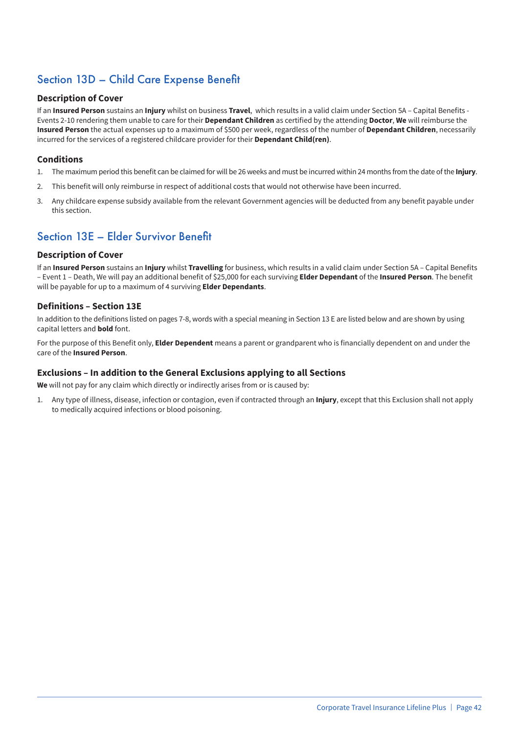## Section 13D – Child Care Expense Benefit

### Description of Cover

If an **Insured Person** sustains an **Injury** whilst on business **Travel**, which results in a valid claim under Section 5A – Capital Benefits - Events 2-10 rendering them unable to care for their **Dependant Children** as certified by the attending **Doctor**, **We** will reimburse the **Insured Person** the actual expenses up to a maximum of $500 per week, regardless of the number of **Dependant Children**, necessarily incurred for the services of a registered childcare provider for their **Dependant Child(ren)**.

### Conditions

1. The maximum period this benefit can be claimed for will be 26 weeks and must be incurred within 24 months from the date of the **Injury**.
2. This benefit will only reimburse in respect of additional costs that would not otherwise have been incurred.
3. Any childcare expense subsidy available from the relevant Government agencies will be deducted from any benefit payable under this section.

## Section 13E – Elder Survivor Benefit

### Description of Cover

If an **Insured Person** sustains an **Injury** whilst **Travelling** for business, which results in a valid claim under Section 5A – Capital Benefits – Event 1 – Death, We will pay an additional benefit of $25,000 for each surviving **Elder Dependant** of the **Insured Person**. The benefit will be payable for up to a maximum of 4 surviving **Elder Dependants**.

### Definitions – Section 13E

In addition to the definitions listed on pages 7-8, words with a special meaning in Section 13 E are listed below and are shown by using capital letters and **bold** font.

For the purpose of this Benefit only, **Elder Dependent** means a parent or grandparent who is financially dependent on and under the care of the **Insured Person**.

### Exclusions – In addition to the General Exclusions applying to all Sections

**We** will not pay for any claim which directly or indirectly arises from or is caused by:

1. Any type of illness, disease, infection or contagion, even if contracted through an **Injury**, except that this Exclusion shall not apply to medically acquired infections or blood poisoning.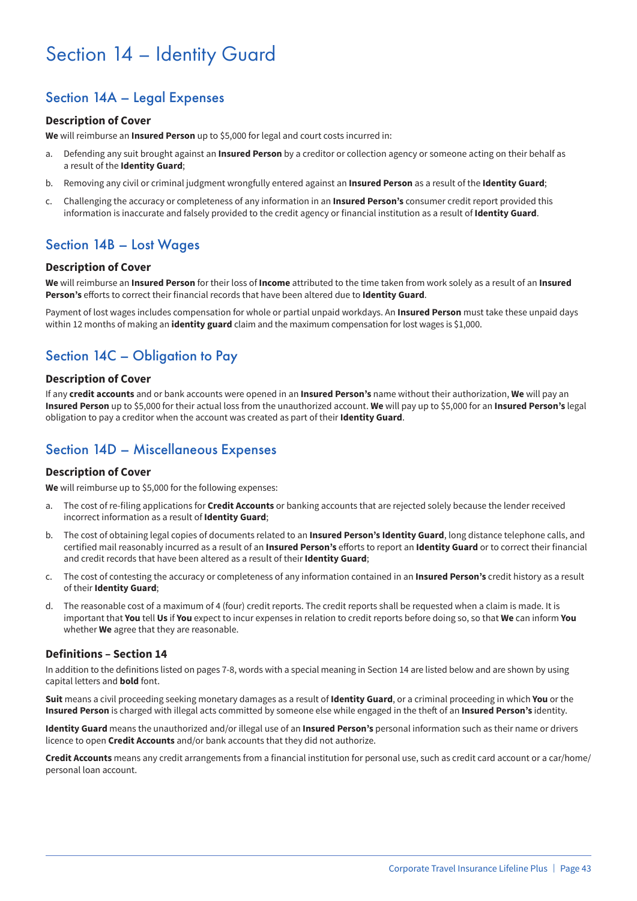# Section 14 – Identity Guard

## Section 14A – Legal Expenses

### Description of Cover

**We** will reimburse an **Insured Person** up to $5,000 for legal and court costs incurred in:

a. Defending any suit brought against an **Insured Person** by a creditor or collection agency or someone acting on their behalf as a result of the **Identity Guard**;

b. Removing any civil or criminal judgment wrongfully entered against an **Insured Person** as a result of the **Identity Guard**;

c. Challenging the accuracy or completeness of any information in an **Insured Person's** consumer credit report provided this information is inaccurate and falsely provided to the credit agency or financial institution as a result of **Identity Guard**.

## Section 14B – Lost Wages

### Description of Cover

**We** will reimburse an **Insured Person** for their loss of **Income** attributed to the time taken from work solely as a result of an **Insured Person's** efforts to correct their financial records that have been altered due to **Identity Guard**.

Payment of lost wages includes compensation for whole or partial unpaid workdays. An **Insured Person** must take these unpaid days within 12 months of making an **identity guard** claim and the maximum compensation for lost wages is $1,000.

## Section 14C – Obligation to Pay

### Description of Cover

If any **credit accounts** and or bank accounts were opened in an **Insured Person's** name without their authorization, **We** will pay an **Insured Person** up to $5,000 for their actual loss from the unauthorized account. **We** will pay up to $5,000 for an **Insured Person's** legal obligation to pay a creditor when the account was created as part of their **Identity Guard**.

## Section 14D – Miscellaneous Expenses

### Description of Cover

**We** will reimburse up to $5,000 for the following expenses:

a. The cost of re-filing applications for **Credit Accounts** or banking accounts that are rejected solely because the lender received incorrect information as a result of **Identity Guard**;

b. The cost of obtaining legal copies of documents related to an **Insured Person's Identity Guard**, long distance telephone calls, and certified mail reasonably incurred as a result of an **Insured Person's** efforts to report an **Identity Guard** or to correct their financial and credit records that have been altered as a result of their **Identity Guard**;

c. The cost of contesting the accuracy or completeness of any information contained in an **Insured Person's** credit history as a result of their **Identity Guard**;

d. The reasonable cost of a maximum of 4 (four) credit reports. The credit reports shall be requested when a claim is made. It is important that **You** tell **Us** if **You** expect to incur expenses in relation to credit reports before doing so, so that **We** can inform **You** whether **We** agree that they are reasonable.

### Definitions – Section 14

In addition to the definitions listed on pages 7-8, words with a special meaning in Section 14 are listed below and are shown by using capital letters and **bold** font.

**Suit** means a civil proceeding seeking monetary damages as a result of **Identity Guard**, or a criminal proceeding in which **You** or the **Insured Person** is charged with illegal acts committed by someone else while engaged in the theft of an **Insured Person's** identity.

**Identity Guard** means the unauthorized and/or illegal use of an **Insured Person's** personal information such as their name or drivers licence to open **Credit Accounts** and/or bank accounts that they did not authorize.

**Credit Accounts** means any credit arrangements from a financial institution for personal use, such as credit card account or a car/home/personal loan account.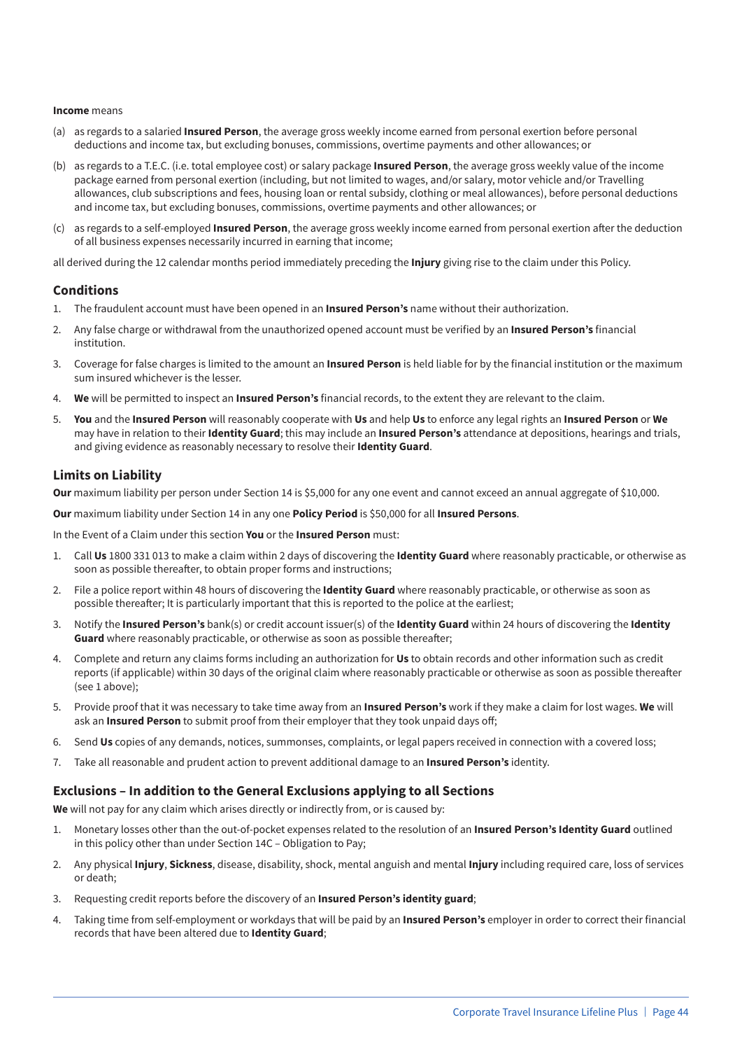**Income** means

(a) as regards to a salaried **Insured Person**, the average gross weekly income earned from personal exertion before personal deductions and income tax, but excluding bonuses, commissions, overtime payments and other allowances; or

(b) as regards to a T.E.C. (i.e. total employee cost) or salary package **Insured Person**, the average gross weekly value of the income package earned from personal exertion (including, but not limited to wages, and/or salary, motor vehicle and/or Travelling allowances, club subscriptions and fees, housing loan or rental subsidy, clothing or meal allowances), before personal deductions and income tax, but excluding bonuses, commissions, overtime payments and other allowances; or

(c) as regards to a self-employed **Insured Person**, the average gross weekly income earned from personal exertion after the deduction of all business expenses necessarily incurred in earning that income;

all derived during the 12 calendar months period immediately preceding the **Injury** giving rise to the claim under this Policy.

### Conditions

1. The fraudulent account must have been opened in an **Insured Person's** name without their authorization.
2. Any false charge or withdrawal from the unauthorized opened account must be verified by an **Insured Person's** financial institution.
3. Coverage for false charges is limited to the amount an **Insured Person** is held liable for by the financial institution or the maximum sum insured whichever is the lesser.
4. **We** will be permitted to inspect an **Insured Person's** financial records, to the extent they are relevant to the claim.
5. **You** and the **Insured Person** will reasonably cooperate with **Us** and help **Us** to enforce any legal rights an **Insured Person** or **We** may have in relation to their **Identity Guard**; this may include an **Insured Person's** attendance at depositions, hearings and trials, and giving evidence as reasonably necessary to resolve their **Identity Guard**.

### Limits on Liability

**Our** maximum liability per person under Section 14 is $5,000 for any one event and cannot exceed an annual aggregate of $10,000.

**Our** maximum liability under Section 14 in any one **Policy Period** is $50,000 for all **Insured Persons**.

In the Event of a Claim under this section **You** or the **Insured Person** must:

1. Call **Us** 1800 331 013 to make a claim within 2 days of discovering the **Identity Guard** where reasonably practicable, or otherwise as soon as possible thereafter, to obtain proper forms and instructions;
2. File a police report within 48 hours of discovering the **Identity Guard** where reasonably practicable, or otherwise as soon as possible thereafter; It is particularly important that this is reported to the police at the earliest;
3. Notify the **Insured Person's** bank(s) or credit account issuer(s) of the **Identity Guard** within 24 hours of discovering the **Identity Guard** where reasonably practicable, or otherwise as soon as possible thereafter;
4. Complete and return any claims forms including an authorization for **Us** to obtain records and other information such as credit reports (if applicable) within 30 days of the original claim where reasonably practicable or otherwise as soon as possible thereafter (see 1 above);
5. Provide proof that it was necessary to take time away from an **Insured Person's** work if they make a claim for lost wages. **We** will ask an **Insured Person** to submit proof from their employer that they took unpaid days off;
6. Send **Us** copies of any demands, notices, summonses, complaints, or legal papers received in connection with a covered loss;
7. Take all reasonable and prudent action to prevent additional damage to an **Insured Person's** identity.

### Exclusions – In addition to the General Exclusions applying to all Sections

**We** will not pay for any claim which arises directly or indirectly from, or is caused by:

1. Monetary losses other than the out-of-pocket expenses related to the resolution of an **Insured Person's Identity Guard** outlined in this policy other than under Section 14C – Obligation to Pay;
2. Any physical **Injury**, **Sickness**, disease, disability, shock, mental anguish and mental **Injury** including required care, loss of services or death;
3. Requesting credit reports before the discovery of an **Insured Person's identity guard**;
4. Taking time from self-employment or workdays that will be paid by an **Insured Person's** employer in order to correct their financial records that have been altered due to **Identity Guard**;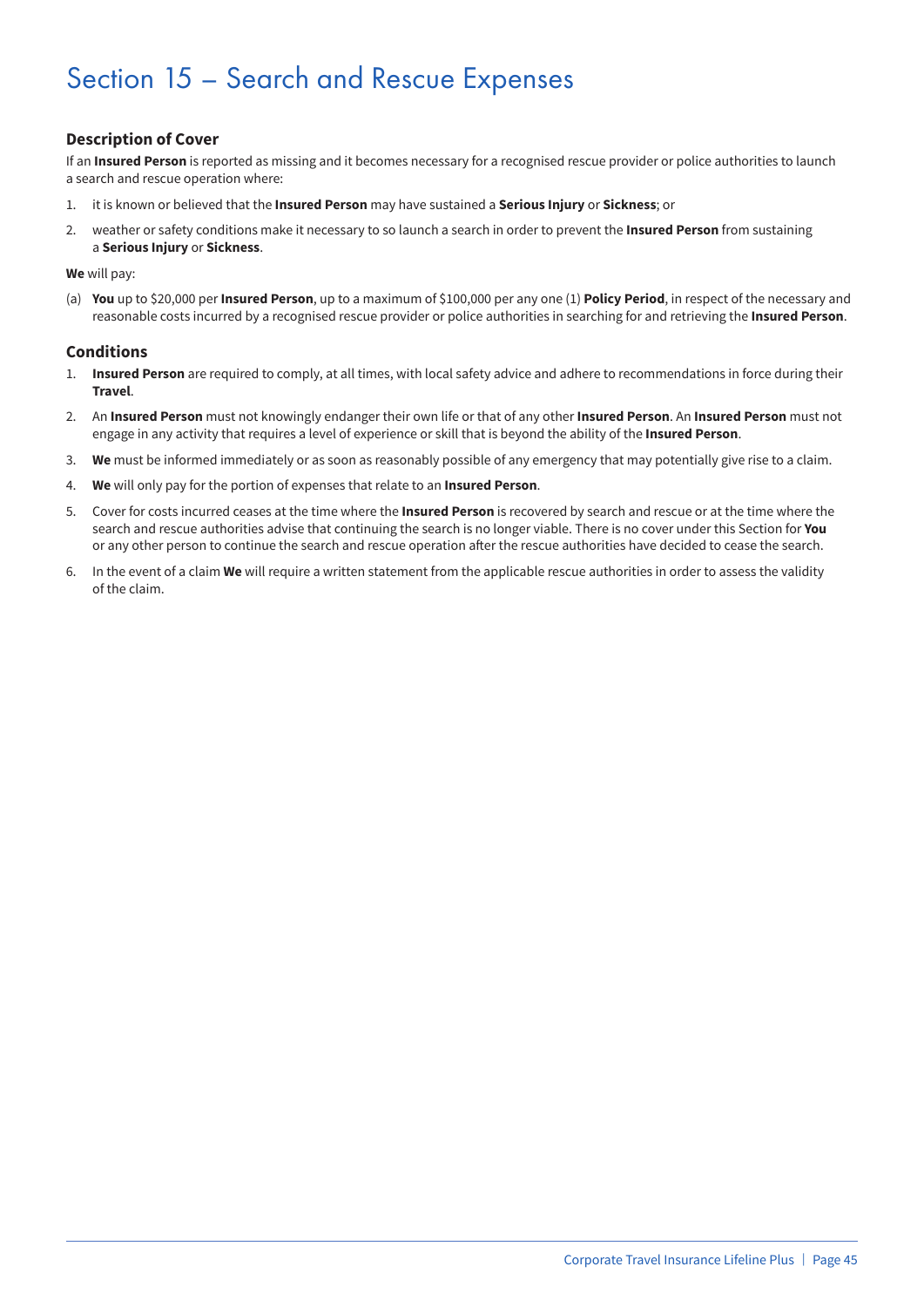# Section 15 – Search and Rescue Expenses

### Description of Cover

If an **Insured Person** is reported as missing and it becomes necessary for a recognised rescue provider or police authorities to launch a search and rescue operation where:

1. it is known or believed that the **Insured Person** may have sustained a **Serious Injury** or **Sickness**; or
2. weather or safety conditions make it necessary to so launch a search in order to prevent the **Insured Person** from sustaining a **Serious Injury** or **Sickness**.

**We** will pay:

(a) **You** up to $20,000 per **Insured Person**, up to a maximum of $100,000 per any one (1) **Policy Period**, in respect of the necessary and reasonable costs incurred by a recognised rescue provider or police authorities in searching for and retrieving the **Insured Person**.

### Conditions

1. **Insured Person** are required to comply, at all times, with local safety advice and adhere to recommendations in force during their **Travel**.
2. An **Insured Person** must not knowingly endanger their own life or that of any other **Insured Person**. An **Insured Person** must not engage in any activity that requires a level of experience or skill that is beyond the ability of the **Insured Person**.
3. **We** must be informed immediately or as soon as reasonably possible of any emergency that may potentially give rise to a claim.
4. **We** will only pay for the portion of expenses that relate to an **Insured Person**.
5. Cover for costs incurred ceases at the time where the **Insured Person** is recovered by search and rescue or at the time where the search and rescue authorities advise that continuing the search is no longer viable. There is no cover under this Section for **You** or any other person to continue the search and rescue operation after the rescue authorities have decided to cease the search.
6. In the event of a claim **We** will require a written statement from the applicable rescue authorities in order to assess the validity of the claim.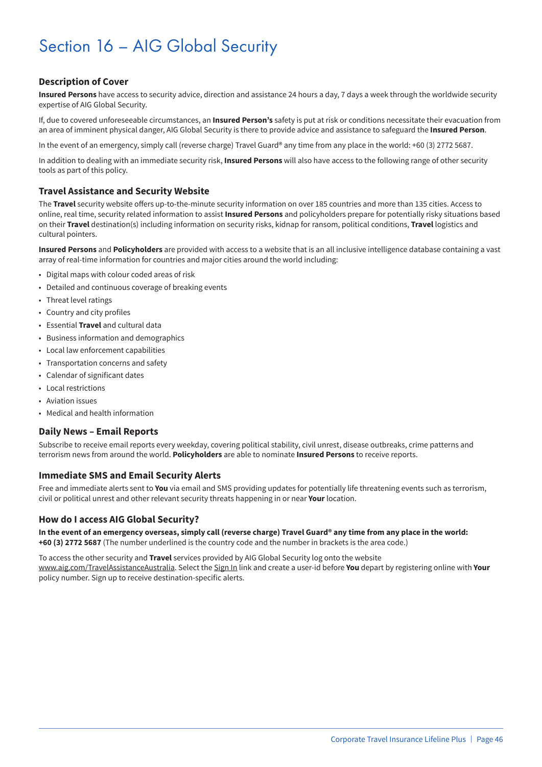# Section 16 – AIG Global Security

### Description of Cover

**Insured Persons** have access to security advice, direction and assistance 24 hours a day, 7 days a week through the worldwide security expertise of AIG Global Security.

If, due to covered unforeseeable circumstances, an **Insured Person's** safety is put at risk or conditions necessitate their evacuation from an area of imminent physical danger, AIG Global Security is there to provide advice and assistance to safeguard the **Insured Person**.

In the event of an emergency, simply call (reverse charge) Travel Guard® any time from any place in the world: +60 (3) 2772 5687.

In addition to dealing with an immediate security risk, **Insured Persons** will also have access to the following range of other security tools as part of this policy.

### Travel Assistance and Security Website

The **Travel** security website offers up-to-the-minute security information on over 185 countries and more than 135 cities. Access to online, real time, security related information to assist **Insured Persons** and policyholders prepare for potentially risky situations based on their **Travel** destination(s) including information on security risks, kidnap for ransom, political conditions, **Travel** logistics and cultural pointers.

**Insured Persons** and **Policyholders** are provided with access to a website that is an all inclusive intelligence database containing a vast array of real-time information for countries and major cities around the world including:

- Digital maps with colour coded areas of risk
- Detailed and continuous coverage of breaking events
- Threat level ratings
- Country and city profiles
- Essential **Travel** and cultural data
- Business information and demographics
- Local law enforcement capabilities
- Transportation concerns and safety
- Calendar of significant dates
- Local restrictions
- Aviation issues
- Medical and health information

### Daily News – Email Reports

Subscribe to receive email reports every weekday, covering political stability, civil unrest, disease outbreaks, crime patterns and terrorism news from around the world. **Policyholders** are able to nominate **Insured Persons** to receive reports.

### Immediate SMS and Email Security Alerts

Free and immediate alerts sent to **You** via email and SMS providing updates for potentially life threatening events such as terrorism, civil or political unrest and other relevant security threats happening in or near **Your** location.

### How do I access AIG Global Security?

**In the event of an emergency overseas, simply call (reverse charge) Travel Guard® any time from any place in the world: +60 (3) 2772 5687** (The number underlined is the country code and the number in brackets is the area code.)

To access the other security and **Travel** services provided by AIG Global Security log onto the website www.aig.com/TravelAssistanceAustralia. Select the Sign In link and create a user-id before **You** depart by registering online with **Your** policy number. Sign up to receive destination-specific alerts.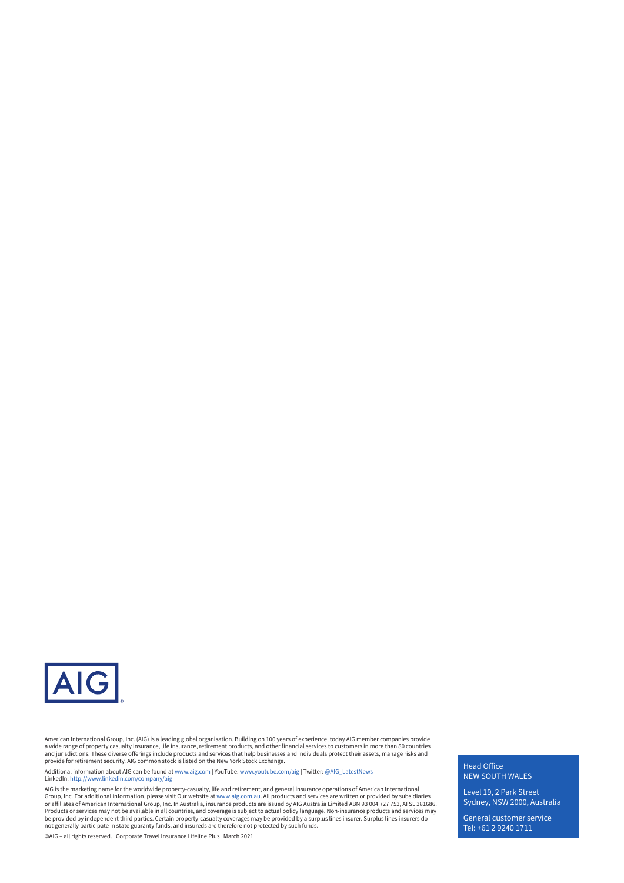AIG

American International Group, Inc. (AIG) is a leading global organisation. Building on 100 years of experience, today AIG member companies provide a wide range of property casualty insurance, life insurance, retirement products, and other financial services to customers in more than 80 countries and jurisdictions. These diverse offerings include products and services that help businesses and individuals protect their assets, manage risks and provide for retirement security. AIG common stock is listed on the New York Stock Exchange.

Additional information about AIG can be found at www.aig.com | YouTube: www.youtube.com/aig | Twitter: @AIG_LatestNews | LinkedIn: http://www.linkedin.com/company/aig

AIG is the marketing name for the worldwide property-casualty, life and retirement, and general insurance operations of American International Group, Inc. For additional information, please visit Our website at www.aig.com.au. All products and services are written or provided by subsidiaries or affiliates of American International Group, Inc. In Australia, insurance products are issued by AIG Australia Limited ABN 93 004 727 753, AFSL 381686. Products or services may not be available in all countries, and coverage is subject to actual policy language. Non-insurance products and services may be provided by independent third parties. Certain property-casualty coverages may be provided by a surplus lines insurer. Surplus lines insurers do not generally participate in state guaranty funds, and insureds are therefore not protected by such funds.

©AIG – all rights reserved. Corporate Travel Insurance Lifeline Plus March 2021

Head Office
NEW SOUTH WALES

Level 19, 2 Park Street
Sydney, NSW 2000, Australia

General customer service
Tel: +61 2 9240 1711